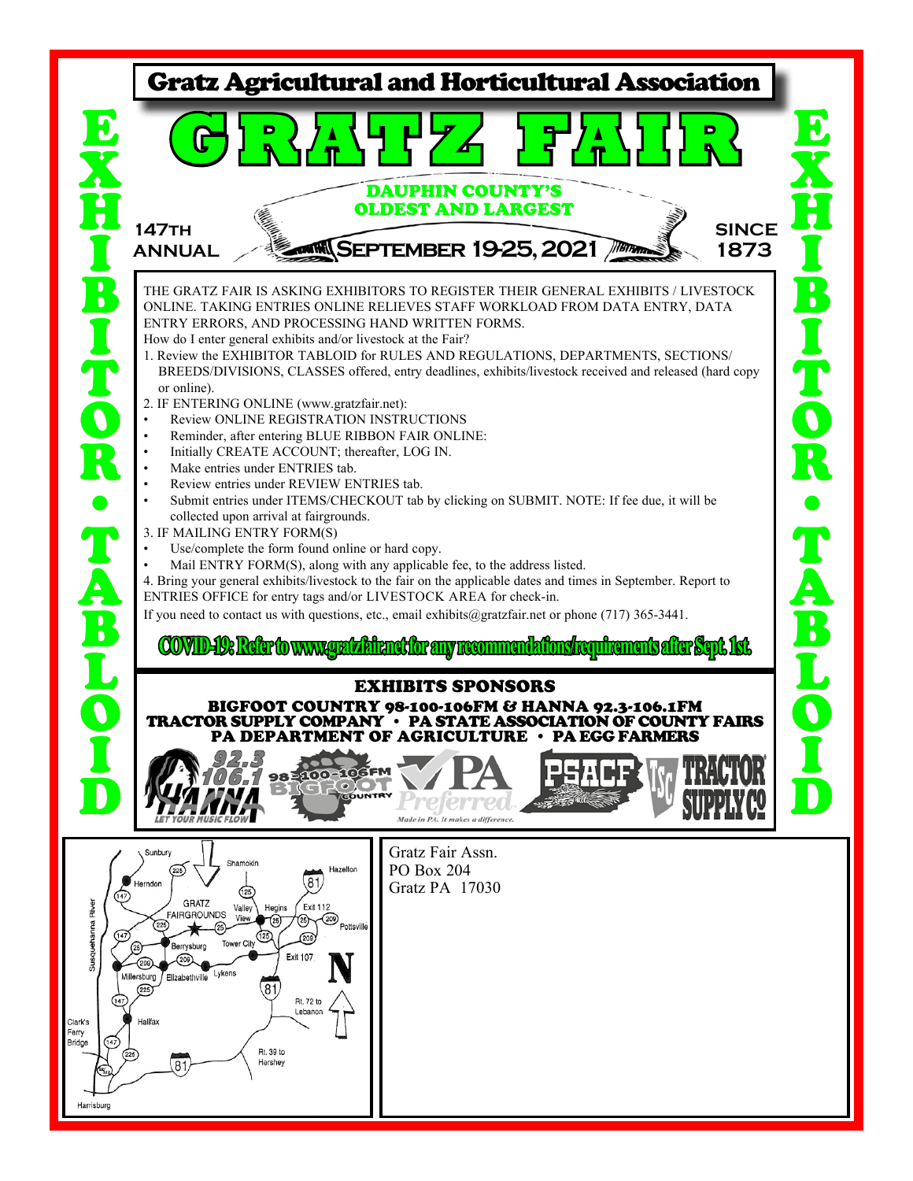# Gratz Agricultural and Horticultural Association

# GRATZ FAIR

**DAUPHIN COUNTY'S OLDEST AND LARGEST**

147TH ANNUAL

**SEPTEMBER 19-25, 2021**

SINCE 1873

EXHIBITOR • TABLOID

THE GRATZ FAIR IS ASKING EXHIBITORS TO REGISTER THEIR GENERAL EXHIBITS / LIVESTOCK ONLINE. TAKING ENTRIES ONLINE RELIEVES STAFF WORKLOAD FROM DATA ENTRY, DATA ENTRY ERRORS, AND PROCESSING HAND WRITTEN FORMS.

How do I enter general exhibits and/or livestock at the Fair?

1. Review the EXHIBITOR TABLOID for RULES AND REGULATIONS, DEPARTMENTS, SECTIONS/ BREEDS/DIVISIONS, CLASSES offered, entry deadlines, exhibits/livestock received and released (hard copy or online).
2. IF ENTERING ONLINE (www.gratzfair.net):
   - Review ONLINE REGISTRATION INSTRUCTIONS
   - Reminder, after entering BLUE RIBBON FAIR ONLINE:
   - Initially CREATE ACCOUNT; thereafter, LOG IN.
   - Make entries under ENTRIES tab.
   - Review entries under REVIEW ENTRIES tab.
   - Submit entries under ITEMS/CHECKOUT tab by clicking on SUBMIT. NOTE: If fee due, it will be collected upon arrival at fairgrounds.
3. IF MAILING ENTRY FORM(S)
   - Use/complete the form found online or hard copy.
   - Mail ENTRY FORM(S), along with any applicable fee, to the address listed.
4. Bring your general exhibits/livestock to the fair on the applicable dates and times in September. Report to ENTRIES OFFICE for entry tags and/or LIVESTOCK AREA for check-in.

If you need to contact us with questions, etc., email exhibits@gratzfair.net or phone (717) 365-3441.

**COVID-19: Refer to www.gratzfair.net for any recommendations/requirements after Sept. 1st.**

## EXHIBITS SPONSORS

**BIGFOOT COUNTRY 98-100-106FM & HANNA 92.3-106.1FM**
**TRACTOR SUPPLY COMPANY • PA STATE ASSOCIATION OF COUNTY FAIRS**
**PA DEPARTMENT OF AGRICULTURE • PA EGG FARMERS**

Gratz Fair Assn.
PO Box 204
Gratz PA 17030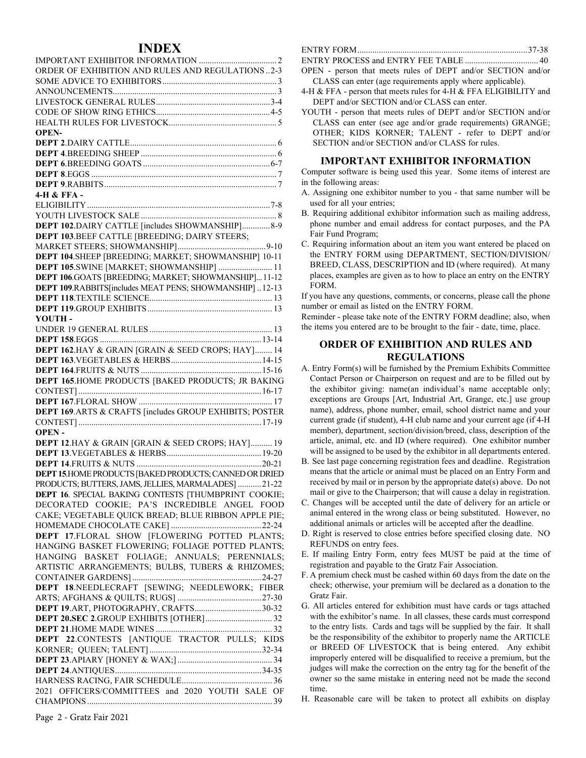# INDEX

IMPORTANT EXHIBITOR INFORMATION .................................... 2
ORDER OF EXHIBITION AND RULES AND REGULATIONS .. 2-3
SOME ADVICE TO EXHIBITORS .................................... 3
ANNOUNCEMENTS .................................... 3
LIVESTOCK GENERAL RULES .................................... 3-4
CODE OF SHOW RING ETHICS .................................... 4-5
HEALTH RULES FOR LIVESTOCK .................................... 5

**OPEN-**

**DEPT 2**.DAIRY CATTLE .................................... 6
**DEPT 4**.BREEDING SHEEP .................................... 6
**DEPT 6**.BREEDING GOATS .................................... 6-7
**DEPT 8**.EGGS .................................... 7
**DEPT 9**.RABBITS .................................... 7

**4-H & FFA -**

ELIGIBILITY .................................... 7-8
YOUTH LIVESTOCK SALE .................................... 8
**DEPT 102**.DAIRY CATTLE [includes SHOWMANSHIP] .......... 8-9
**DEPT 103**.BEEF CATTLE [BREEDING; DAIRY STEERS; MARKET STEERS; SHOWMANSHIP] .......... 9-10
**DEPT 104**.SHEEP [BREEDING; MARKET; SHOWMANSHIP] 10-11
**DEPT 105**.SWINE [MARKET; SHOWMANSHIP] .......... 11
**DEPT 106**.GOATS [BREEDING; MARKET; SHOWMANSHIP] ... 11-12
**DEPT 109**.RABBITS[includes MEAT PENS; SHOWMANSHIP] .. 12-13
**DEPT 118**.TEXTILE SCIENCE .................................... 13
**DEPT 119**.GROUP EXHIBITS .................................... 13

**YOUTH -**

UNDER 19 GENERAL RULES .................................... 13
**DEPT 158**.EGGS .................................... 13-14
**DEPT 162**.HAY & GRAIN [GRAIN & SEED CROPS; HAY] ........ 14
**DEPT 163**.VEGETABLES & HERBS .................................... 14-15
**DEPT 164**.FRUITS & NUTS .................................... 15-16
**DEPT 165**.HOME PRODUCTS [BAKED PRODUCTS; JR BAKING CONTEST] .................................... 16-17
**DEPT 167**.FLORAL SHOW .................................... 17
**DEPT 169**.ARTS & CRAFTS [includes GROUP EXHIBITS; POSTER CONTEST] .................................... 17-19

**OPEN -**

**DEPT 12**.HAY & GRAIN [GRAIN & SEED CROPS; HAY] .......... 19
**DEPT 13**.VEGETABLES & HERBS .................................... 19-20
**DEPT 14**.FRUITS & NUTS .................................... 20-21
**DEPT 15**.HOME PRODUCTS [BAKED PRODUCTS; CANNED OR DRIED PRODUCTS; BUTTERS, JAMS, JELLIES, MARMALADES] .......... 21-22
**DEPT 16**. SPECIAL BAKING CONTESTS [THUMBPRINT COOKIE; DECORATED COOKIE; PA'S INCREDIBLE ANGEL FOOD CAKE; VEGETABLE QUICK BREAD; BLUE RIBBON APPLE PIE; HOMEMADE CHOCOLATE CAKE] .................................... 22-24
**DEPT 17**.FLORAL SHOW [FLOWERING POTTED PLANTS; HANGING BASKET FLOWERING; FOLIAGE POTTED PLANTS; HANGING BASKET FOLIAGE; ANNUALS; PERENNIALS; ARTISTIC ARRANGEMENTS; BULBS, TUBERS & RHIZOMES; CONTAINER GARDENS] .................................... 24-27
**DEPT 18**.NEEDLECRAFT [SEWING; NEEDLEWORK; FIBER ARTS; AFGHANS & QUILTS; RUGS] .................................... 27-30
**DEPT 19**.ART, PHOTOGRAPHY, CRAFTS .................................... 30-32
**DEPT 20.SEC 2**.GROUP EXHIBITS [OTHER] .................................... 32
**DEPT 21**.HOME MADE WINES .................................... 32
**DEPT 22**.CONTESTS [ANTIQUE TRACTOR PULLS; KIDS KORNER; QUEEN; TALENT] .................................... 32-34
**DEPT 23**.APIARY [HONEY & WAX;] .................................... 34
**DEPT 24**.ANTIQUES .................................... 34-35
HARNESS RACING, FAIR SCHEDULE .................................... 36
2021 OFFICERS/COMMITTEES and 2020 YOUTH SALE OF CHAMPIONS .................................... 39
ENTRY FORM .................................... 37-38
ENTRY PROCESS and ENTRY FEE TABLE .................................... 40

OPEN - person that meets rules of DEPT and/or SECTION and/or CLASS can enter (age requirements apply where applicable).

4-H & FFA - person that meets rules for 4-H & FFA ELIGIBILITY and DEPT and/or SECTION and/or CLASS can enter.

YOUTH - person that meets rules of DEPT and/or SECTION and/or CLASS can enter (see age and/or grade requirements) GRANGE; OTHER; KIDS KORNER; TALENT - refer to DEPT and/or SECTION and/or SECTION and/or CLASS for rules.

## IMPORTANT EXHIBITOR INFORMATION

Computer software is being used this year. Some items of interest are in the following areas:

A. Assigning one exhibitor number to you - that same number will be used for all your entries;
B. Requiring additional exhibitor information such as mailing address, phone number and email address for contact purposes, and the PA Fair Fund Program;
C. Requiring information about an item you want entered be placed on the ENTRY FORM using DEPARTMENT, SECTION/DIVISION/ BREED, CLASS, DESCRIPTION and ID (where required). At many places, examples are given as to how to place an entry on the ENTRY FORM.

If you have any questions, comments, or concerns, please call the phone number or email as listed on the ENTRY FORM.

Reminder - please take note of the ENTRY FORM deadline; also, when the items you entered are to be brought to the fair - date, time, place.

## ORDER OF EXHIBITION AND RULES AND REGULATIONS

A. Entry Form(s) will be furnished by the Premium Exhibits Committee Contact Person or Chairperson on request and are to be filled out by the exhibitor giving: name(an individual's name acceptable only; exceptions are Groups [Art, Industrial Art, Grange, etc.] use group name), address, phone number, email, school district name and your current grade (if student), 4-H club name and your current age (if 4-H member), department, section/division/breed, class, description of the article, animal, etc. and ID (where required). One exhibitor number will be assigned to be used by the exhibitor in all departments entered.
B. See last page concerning registration fees and deadline. Registration means that the article or animal must be placed on an Entry Form and received by mail or in person by the appropriate date(s) above. Do not mail or give to the Chairperson; that will cause a delay in registration.
C. Changes will be accepted until the date of delivery for an article or animal entered in the wrong class or being substituted. However, no additional animals or articles will be accepted after the deadline.
D. Right is reserved to close entries before specified closing date. NO REFUNDS on entry fees.
E. If mailing Entry Form, entry fees MUST be paid at the time of registration and payable to the Gratz Fair Association.
F. A premium check must be cashed within 60 days from the date on the check; otherwise, your premium will be declared as a donation to the Gratz Fair.
G. All articles entered for exhibition must have cards or tags attached with the exhibitor's name. In all classes, these cards must correspond to the entry lists. Cards and tags will be supplied by the fair. It shall be the responsibility of the exhibitor to properly name the ARTICLE or BREED OF LIVESTOCK that is being entered. Any exhibit improperly entered will be disqualified to receive a premium, but the judges will make the correction on the entry tag for the benefit of the owner so the same mistake in entering need not be made the second time.
H. Reasonable care will be taken to protect all exhibits on display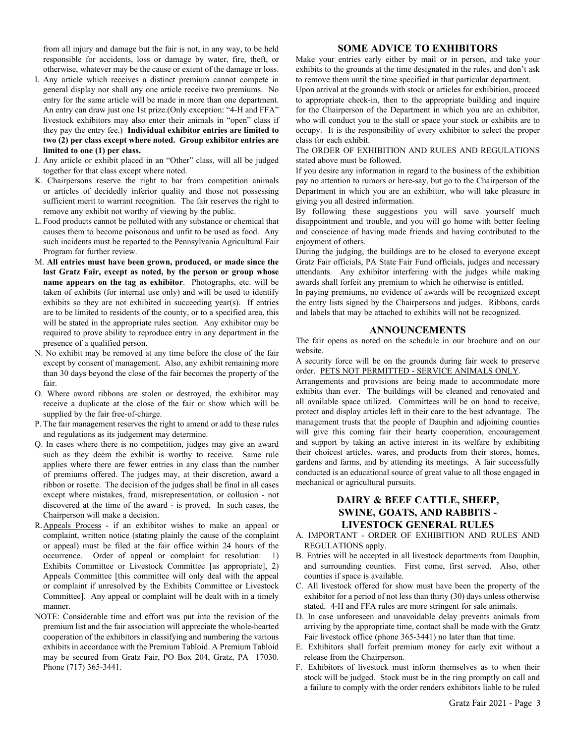from all injury and damage but the fair is not, in any way, to be held responsible for accidents, loss or damage by water, fire, theft, or otherwise, whatever may be the cause or extent of the damage or loss.

I. Any article which receives a distinct premium cannot compete in general display nor shall any one article receive two premiums. No entry for the same article will be made in more than one department. An entry can draw just one 1st prize.(Only exception: "4-H and FFA" livestock exhibitors may also enter their animals in "open" class if they pay the entry fee.) **Individual exhibitor entries are limited to two (2) per class except where noted. Group exhibitor entries are limited to one (1) per class.**

J. Any article or exhibit placed in an "Other" class, will all be judged together for that class except where noted.

K. Chairpersons reserve the right to bar from competition animals or articles of decidedly inferior quality and those not possessing sufficient merit to warrant recognition. The fair reserves the right to remove any exhibit not worthy of viewing by the public.

L. Food products cannot be polluted with any substance or chemical that causes them to become poisonous and unfit to be used as food. Any such incidents must be reported to the Pennsylvania Agricultural Fair Program for further review.

M. **All entries must have been grown, produced, or made since the last Gratz Fair, except as noted, by the person or group whose name appears on the tag as exhibitor**. Photographs, etc. will be taken of exhibits (for internal use only) and will be used to identify exhibits so they are not exhibited in succeeding year(s). If entries are to be limited to residents of the county, or to a specified area, this will be stated in the appropriate rules section. Any exhibitor may be required to prove ability to reproduce entry in any department in the presence of a qualified person.

N. No exhibit may be removed at any time before the close of the fair except by consent of management. Also, any exhibit remaining more than 30 days beyond the close of the fair becomes the property of the fair.

O. Where award ribbons are stolen or destroyed, the exhibitor may receive a duplicate at the close of the fair or show which will be supplied by the fair free-of-charge.

P. The fair management reserves the right to amend or add to these rules and regulations as its judgement may determine.

Q. In cases where there is no competition, judges may give an award such as they deem the exhibit is worthy to receive. Same rule applies where there are fewer entries in any class than the number of premiums offered. The judges may, at their discretion, award a ribbon or rosette. The decision of the judges shall be final in all cases except where mistakes, fraud, misrepresentation, or collusion - not discovered at the time of the award - is proved. In such cases, the Chairperson will make a decision.

R. Appeals Process - if an exhibitor wishes to make an appeal or complaint, written notice (stating plainly the cause of the complaint or appeal) must be filed at the fair office within 24 hours of the occurrence. Order of appeal or complaint for resolution: 1) Exhibits Committee or Livestock Committee [as appropriate], 2) Appeals Committee [this committee will only deal with the appeal or complaint if unresolved by the Exhibits Committee or Livestock Committee]. Any appeal or complaint will be dealt with in a timely manner.

NOTE: Considerable time and effort was put into the revision of the premium list and the fair association will appreciate the whole-hearted cooperation of the exhibitors in classifying and numbering the various exhibits in accordance with the Premium Tabloid. A Premium Tabloid may be secured from Gratz Fair, PO Box 204, Gratz, PA 17030. Phone (717) 365-3441.

## SOME ADVICE TO EXHIBITORS

Make your entries early either by mail or in person, and take your exhibits to the grounds at the time designated in the rules, and don't ask to remove them until the time specified in that particular department.

Upon arrival at the grounds with stock or articles for exhibition, proceed to appropriate check-in, then to the appropriate building and inquire for the Chairperson of the Department in which you are an exhibitor, who will conduct you to the stall or space your stock or exhibits are to occupy. It is the responsibility of every exhibitor to select the proper class for each exhibit.

The ORDER OF EXHIBITION AND RULES AND REGULATIONS stated above must be followed.

If you desire any information in regard to the business of the exhibition pay no attention to rumors or here-say, but go to the Chairperson of the Department in which you are an exhibitor, who will take pleasure in giving you all desired information.

By following these suggestions you will save yourself much disappointment and trouble, and you will go home with better feeling and conscience of having made friends and having contributed to the enjoyment of others.

During the judging, the buildings are to be closed to everyone except Gratz Fair officials, PA State Fair Fund officials, judges and necessary attendants. Any exhibitor interfering with the judges while making awards shall forfeit any premium to which he otherwise is entitled.

In paying premiums, no evidence of awards will be recognized except the entry lists signed by the Chairpersons and judges. Ribbons, cards and labels that may be attached to exhibits will not be recognized.

## ANNOUNCEMENTS

The fair opens as noted on the schedule in our brochure and on our website.

A security force will be on the grounds during fair week to preserve order. PETS NOT PERMITTED - SERVICE ANIMALS ONLY.

Arrangements and provisions are being made to accommodate more exhibits than ever. The buildings will be cleaned and renovated and all available space utilized. Committees will be on hand to receive, protect and display articles left in their care to the best advantage. The management trusts that the people of Dauphin and adjoining counties will give this coming fair their hearty cooperation, encouragement and support by taking an active interest in its welfare by exhibiting their choicest articles, wares, and products from their stores, homes, gardens and farms, and by attending its meetings. A fair successfully conducted is an educational source of great value to all those engaged in mechanical or agricultural pursuits.

## DAIRY & BEEF CATTLE, SHEEP, SWINE, GOATS, AND RABBITS - LIVESTOCK GENERAL RULES

A. IMPORTANT - ORDER OF EXHIBITION AND RULES AND REGULATIONS apply.

B. Entries will be accepted in all livestock departments from Dauphin, and surrounding counties. First come, first served. Also, other counties if space is available.

C. All livestock offered for show must have been the property of the exhibitor for a period of not less than thirty (30) days unless otherwise stated. 4-H and FFA rules are more stringent for sale animals.

D. In case unforeseen and unavoidable delay prevents animals from arriving by the appropriate time, contact shall be made with the Gratz Fair livestock office (phone 365-3441) no later than that time.

E. Exhibitors shall forfeit premium money for early exit without a release from the Chairperson.

F. Exhibitors of livestock must inform themselves as to when their stock will be judged. Stock must be in the ring promptly on call and a failure to comply with the order renders exhibitors liable to be ruled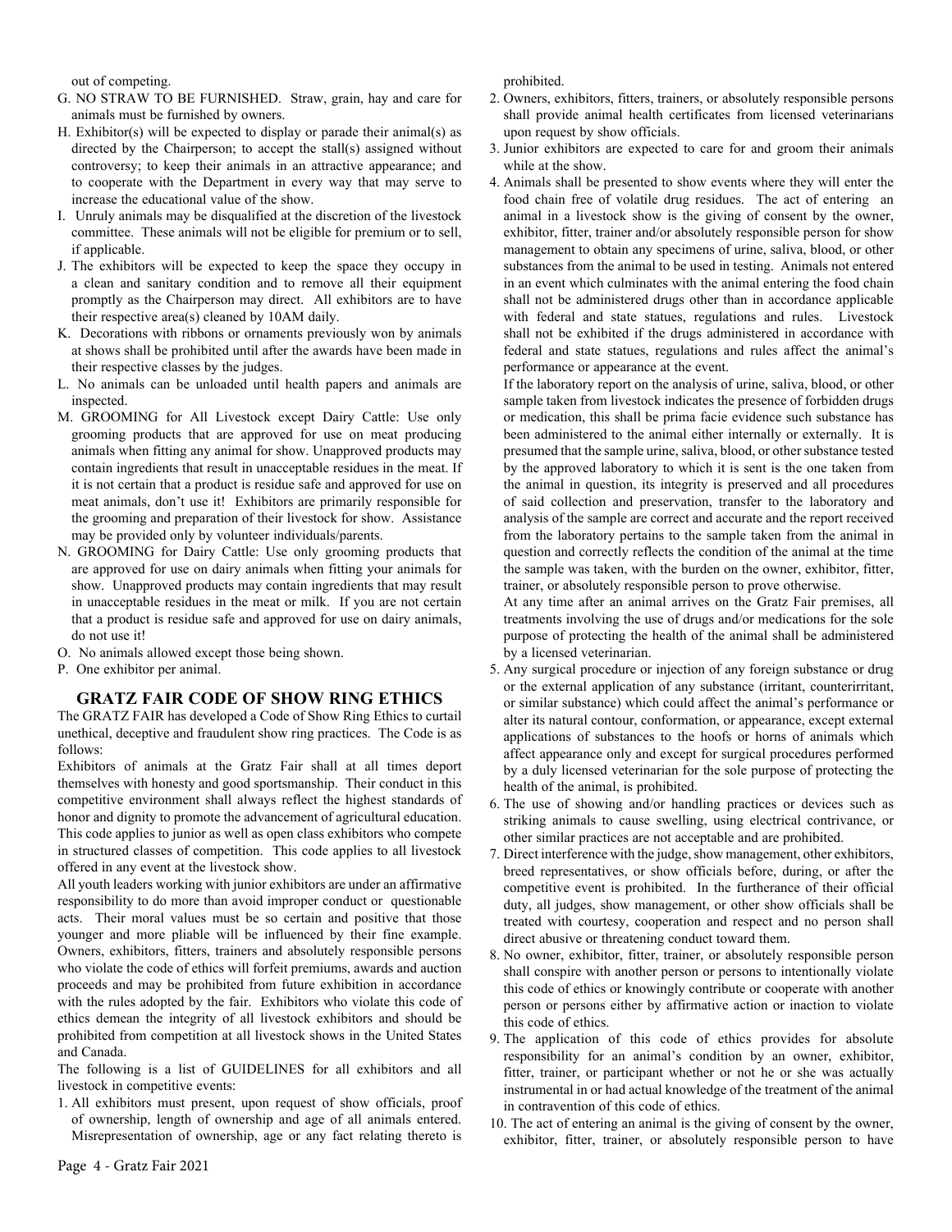out of competing.

G. NO STRAW TO BE FURNISHED. Straw, grain, hay and care for animals must be furnished by owners.

H. Exhibitor(s) will be expected to display or parade their animal(s) as directed by the Chairperson; to accept the stall(s) assigned without controversy; to keep their animals in an attractive appearance; and to cooperate with the Department in every way that may serve to increase the educational value of the show.

I. Unruly animals may be disqualified at the discretion of the livestock committee. These animals will not be eligible for premium or to sell, if applicable.

J. The exhibitors will be expected to keep the space they occupy in a clean and sanitary condition and to remove all their equipment promptly as the Chairperson may direct. All exhibitors are to have their respective area(s) cleaned by 10AM daily.

K. Decorations with ribbons or ornaments previously won by animals at shows shall be prohibited until after the awards have been made in their respective classes by the judges.

L. No animals can be unloaded until health papers and animals are inspected.

M. GROOMING for All Livestock except Dairy Cattle: Use only grooming products that are approved for use on meat producing animals when fitting any animal for show. Unapproved products may contain ingredients that result in unacceptable residues in the meat. If it is not certain that a product is residue safe and approved for use on meat animals, don't use it! Exhibitors are primarily responsible for the grooming and preparation of their livestock for show. Assistance may be provided only by volunteer individuals/parents.

N. GROOMING for Dairy Cattle: Use only grooming products that are approved for use on dairy animals when fitting your animals for show. Unapproved products may contain ingredients that may result in unacceptable residues in the meat or milk. If you are not certain that a product is residue safe and approved for use on dairy animals, do not use it!

O. No animals allowed except those being shown.

P. One exhibitor per animal.

## GRATZ FAIR CODE OF SHOW RING ETHICS

The GRATZ FAIR has developed a Code of Show Ring Ethics to curtail unethical, deceptive and fraudulent show ring practices. The Code is as follows:

Exhibitors of animals at the Gratz Fair shall at all times deport themselves with honesty and good sportsmanship. Their conduct in this competitive environment shall always reflect the highest standards of honor and dignity to promote the advancement of agricultural education. This code applies to junior as well as open class exhibitors who compete in structured classes of competition. This code applies to all livestock offered in any event at the livestock show.

All youth leaders working with junior exhibitors are under an affirmative responsibility to do more than avoid improper conduct or questionable acts. Their moral values must be so certain and positive that those younger and more pliable will be influenced by their fine example. Owners, exhibitors, fitters, trainers and absolutely responsible persons who violate the code of ethics will forfeit premiums, awards and auction proceeds and may be prohibited from future exhibition in accordance with the rules adopted by the fair. Exhibitors who violate this code of ethics demean the integrity of all livestock exhibitors and should be prohibited from competition at all livestock shows in the United States and Canada.

The following is a list of GUIDELINES for all exhibitors and all livestock in competitive events:

1. All exhibitors must present, upon request of show officials, proof of ownership, length of ownership and age of all animals entered. Misrepresentation of ownership, age or any fact relating thereto is prohibited.
2. Owners, exhibitors, fitters, trainers, or absolutely responsible persons shall provide animal health certificates from licensed veterinarians upon request by show officials.
3. Junior exhibitors are expected to care for and groom their animals while at the show.
4. Animals shall be presented to show events where they will enter the food chain free of volatile drug residues. The act of entering an animal in a livestock show is the giving of consent by the owner, exhibitor, fitter, trainer and/or absolutely responsible person for show management to obtain any specimens of urine, saliva, blood, or other substances from the animal to be used in testing. Animals not entered in an event which culminates with the animal entering the food chain shall not be administered drugs other than in accordance applicable with federal and state statues, regulations and rules. Livestock shall not be exhibited if the drugs administered in accordance with federal and state statues, regulations and rules affect the animal's performance or appearance at the event.

   If the laboratory report on the analysis of urine, saliva, blood, or other sample taken from livestock indicates the presence of forbidden drugs or medication, this shall be prima facie evidence such substance has been administered to the animal either internally or externally. It is presumed that the sample urine, saliva, blood, or other substance tested by the approved laboratory to which it is sent is the one taken from the animal in question, its integrity is preserved and all procedures of said collection and preservation, transfer to the laboratory and analysis of the sample are correct and accurate and the report received from the laboratory pertains to the sample taken from the animal in question and correctly reflects the condition of the animal at the time the sample was taken, with the burden on the owner, exhibitor, fitter, trainer, or absolutely responsible person to prove otherwise.

   At any time after an animal arrives on the Gratz Fair premises, all treatments involving the use of drugs and/or medications for the sole purpose of protecting the health of the animal shall be administered by a licensed veterinarian.
5. Any surgical procedure or injection of any foreign substance or drug or the external application of any substance (irritant, counterirritant, or similar substance) which could affect the animal's performance or alter its natural contour, conformation, or appearance, except external applications of substances to the hoofs or horns of animals which affect appearance only and except for surgical procedures performed by a duly licensed veterinarian for the sole purpose of protecting the health of the animal, is prohibited.
6. The use of showing and/or handling practices or devices such as striking animals to cause swelling, using electrical contrivance, or other similar practices are not acceptable and are prohibited.
7. Direct interference with the judge, show management, other exhibitors, breed representatives, or show officials before, during, or after the competitive event is prohibited. In the furtherance of their official duty, all judges, show management, or other show officials shall be treated with courtesy, cooperation and respect and no person shall direct abusive or threatening conduct toward them.
8. No owner, exhibitor, fitter, trainer, or absolutely responsible person shall conspire with another person or persons to intentionally violate this code of ethics or knowingly contribute or cooperate with another person or persons either by affirmative action or inaction to violate this code of ethics.
9. The application of this code of ethics provides for absolute responsibility for an animal's condition by an owner, exhibitor, fitter, trainer, or participant whether or not he or she was actually instrumental in or had actual knowledge of the treatment of the animal in contravention of this code of ethics.
10. The act of entering an animal is the giving of consent by the owner, exhibitor, fitter, trainer, or absolutely responsible person to have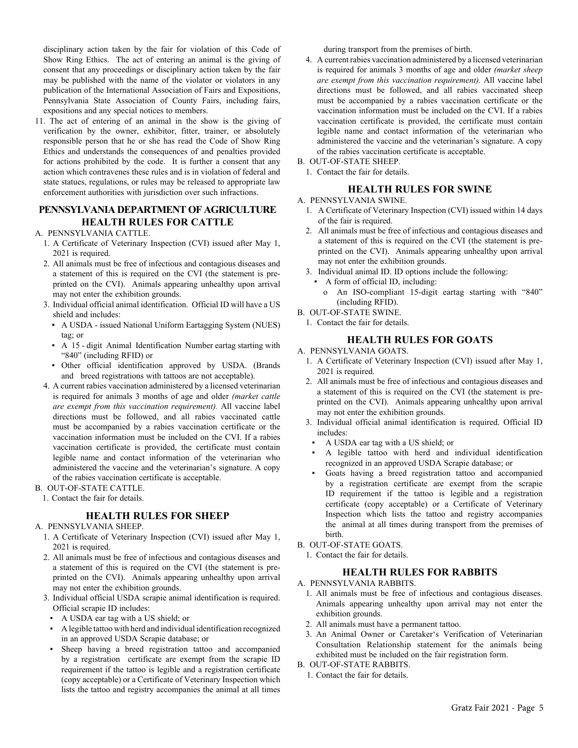disciplinary action taken by the fair for violation of this Code of Show Ring Ethics. The act of entering an animal is the giving of consent that any proceedings or disciplinary action taken by the fair may be published with the name of the violator or violators in any publication of the International Association of Fairs and Expositions, Pennsylvania State Association of County Fairs, including fairs, expositions and any special notices to members.

11. The act of entering of an animal in the show is the giving of verification by the owner, exhibitor, fitter, trainer, or absolutely responsible person that he or she has read the Code of Show Ring Ethics and understands the consequences of and penalties provided for actions prohibited by the code. It is further a consent that any action which contravenes these rules and is in violation of federal and state statues, regulations, or rules may be released to appropriate law enforcement authorities with jurisdiction over such infractions.

## PENNSYLVANIA DEPARTMENT OF AGRICULTURE HEALTH RULES FOR CATTLE

A. PENNSYLVANIA CATTLE.

1. A Certificate of Veterinary Inspection (CVI) issued after May 1, 2021 is required.
2. All animals must be free of infectious and contagious diseases and a statement of this is required on the CVI (the statement is pre-printed on the CVI). Animals appearing unhealthy upon arrival may not enter the exhibition grounds.
3. Individual official animal identification. Official ID will have a US shield and includes:
   - A USDA - issued National Uniform Eartagging System (NUES) tag; or
   - A 15 - digit Animal Identification Number eartag starting with "840" (including RFID) or
   - Other official identification approved by USDA. (Brands and breed registrations with tattoos are not acceptable).
4. A current rabies vaccination administered by a licensed veterinarian is required for animals 3 months of age and older *(market cattle are exempt from this vaccination requirement).* All vaccine label directions must be followed, and all rabies vaccinated cattle must be accompanied by a rabies vaccination certificate or the vaccination information must be included on the CVI. If a rabies vaccination certificate is provided, the certificate must contain legible name and contact information of the veterinarian who administered the vaccine and the veterinarian's signature. A copy of the rabies vaccination certificate is acceptable.

B. OUT-OF-STATE CATTLE.

1. Contact the fair for details.

## HEALTH RULES FOR SHEEP

A. PENNSYLVANIA SHEEP.

1. A Certificate of Veterinary Inspection (CVI) issued after May 1, 2021 is required.
2. All animals must be free of infectious and contagious diseases and a statement of this is required on the CVI (the statement is pre-printed on the CVI). Animals appearing unhealthy upon arrival may not enter the exhibition grounds.
3. Individual official USDA scrapie animal identification is required. Official scrapie ID includes:
   - A USDA ear tag with a US shield; or
   - A legible tattoo with herd and individual identification recognized in an approved USDA Scrapie database; or
   - Sheep having a breed registration tattoo and accompanied by a registration certificate are exempt from the scrapie ID requirement if the tattoo is legible and a registration certificate (copy acceptable) or a Certificate of Veterinary Inspection which lists the tattoo and registry accompanies the animal at all times during transport from the premises of birth.
4. A current rabies vaccination administered by a licensed veterinarian is required for animals 3 months of age and older *(market sheep are exempt from this vaccination requirement).* All vaccine label directions must be followed, and all rabies vaccinated sheep must be accompanied by a rabies vaccination certificate or the vaccination information must be included on the CVI. If a rabies vaccination certificate is provided, the certificate must contain legible name and contact information of the veterinarian who administered the vaccine and the veterinarian's signature. A copy of the rabies vaccination certificate is acceptable.

B. OUT-OF-STATE SHEEP.

1. Contact the fair for details.

## HEALTH RULES FOR SWINE

A. PENNSYLVANIA SWINE.

1. A Certificate of Veterinary Inspection (CVI) issued within 14 days of the fair is required.
2. All animals must be free of infectious and contagious diseases and a statement of this is required on the CVI (the statement is pre-printed on the CVI). Animals appearing unhealthy upon arrival may not enter the exhibition grounds.
3. Individual animal ID. ID options include the following:
   - A form of official ID, including:
     - o An ISO-compliant 15-digit eartag starting with "840" (including RFID).

B. OUT-OF-STATE SWINE.

1. Contact the fair for details.

## HEALTH RULES FOR GOATS

A. PENNSYLVANIA GOATS.

1. A Certificate of Veterinary Inspection (CVI) issued after May 1, 2021 is required.
2. All animals must be free of infectious and contagious diseases and a statement of this is required on the CVI (the statement is pre-printed on the CVI). Animals appearing unhealthy upon arrival may not enter the exhibition grounds.
3. Individual official animal identification is required. Official ID includes:
   - A USDA ear tag with a US shield; or
   - A legible tattoo with herd and individual identification recognized in an approved USDA Scrapie database; or
   - Goats having a breed registration tattoo and accompanied by a registration certificate are exempt from the scrapie ID requirement if the tattoo is legible and a registration certificate (copy acceptable) or a Certificate of Veterinary Inspection which lists the tattoo and registry accompanies the animal at all times during transport from the premises of birth.

B. OUT-OF-STATE GOATS.

1. Contact the fair for details.

## HEALTH RULES FOR RABBITS

A. PENNSYLVANIA RABBITS.

1. All animals must be free of infectious and contagious diseases. Animals appearing unhealthy upon arrival may not enter the exhibition grounds.
2. All animals must have a permanent tattoo.
3. An Animal Owner or Caretaker's Verification of Veterinarian Consultation Relationship statement for the animals being exhibited must be included on the fair registration form.

B. OUT-OF-STATE RABBITS.

1. Contact the fair for details.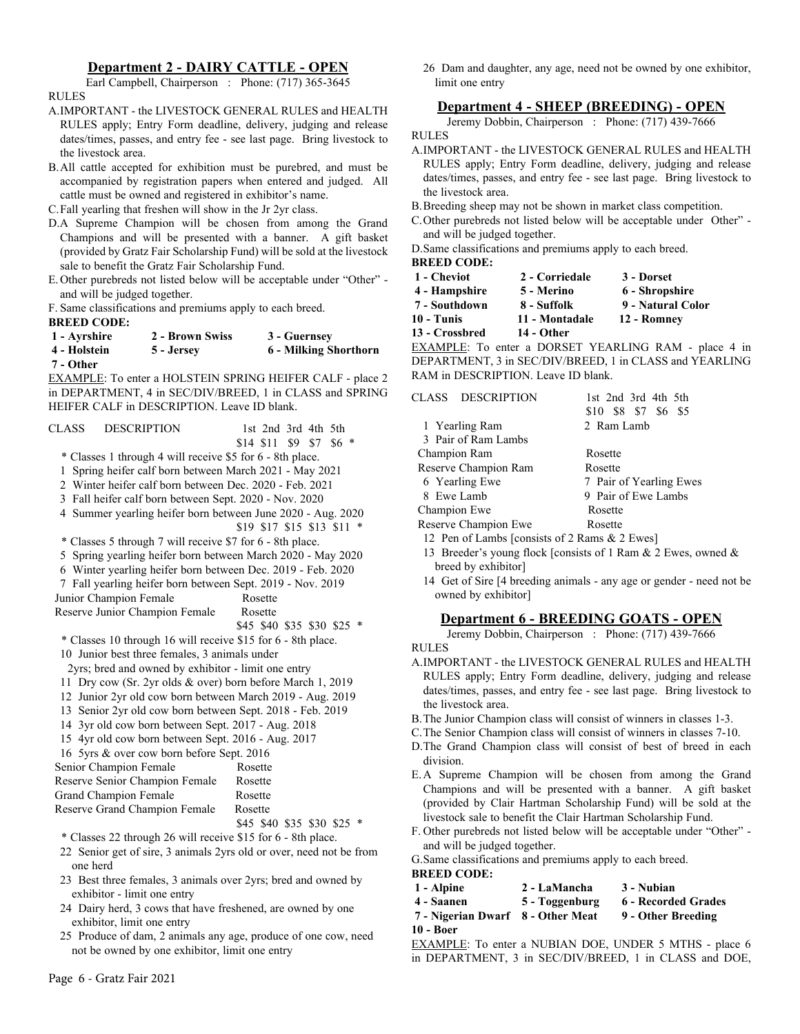## Department 2 - DAIRY CATTLE - OPEN

Earl Campbell, Chairperson : Phone: (717) 365-3645

RULES

A. IMPORTANT - the LIVESTOCK GENERAL RULES and HEALTH RULES apply; Entry Form deadline, delivery, judging and release dates/times, passes, and entry fee - see last page. Bring livestock to the livestock area.

B. All cattle accepted for exhibition must be purebred, and must be accompanied by registration papers when entered and judged. All cattle must be owned and registered in exhibitor's name.

C. Fall yearling that freshen will show in the Jr 2yr class.

D. A Supreme Champion will be chosen from among the Grand Champions and will be presented with a banner. A gift basket (provided by Gratz Fair Scholarship Fund) will be sold at the livestock sale to benefit the Gratz Fair Scholarship Fund.

E. Other purebreds not listed below will be acceptable under "Other" - and will be judged together.

F. Same classifications and premiums apply to each breed.

**BREED CODE:**

| | | |
|---|---|---|
| **1 - Ayrshire** | **2 - Brown Swiss** | **3 - Guernsey** |
| **4 - Holstein** | **5 - Jersey** | **6 - Milking Shorthorn** |
| **7 - Other** | | |

EXAMPLE: To enter a HOLSTEIN SPRING HEIFER CALF - place 2 in DEPARTMENT, 4 in SEC/DIV/BREED, 1 in CLASS and SPRING HEIFER CALF in DESCRIPTION. Leave ID blank.

CLASS DESCRIPTION — 1st 2nd 3rd 4th 5th: $14 $11 $9 $7 $6 *

\* Classes 1 through 4 will receive $5 for 6 - 8th place.

1 Spring heifer calf born between March 2021 - May 2021
2 Winter heifer calf born between Dec. 2020 - Feb. 2021
3 Fall heifer calf born between Sept. 2020 - Nov. 2020
4 Summer yearling heifer born between June 2020 - Aug. 2020

$19 $17 $15 $13 $11 *

\* Classes 5 through 7 will receive $7 for 6 - 8th place.

5 Spring yearling heifer born between March 2020 - May 2020
6 Winter yearling heifer born between Dec. 2019 - Feb. 2020
7 Fall yearling heifer born between Sept. 2019 - Nov. 2019

Junior Champion Female — Rosette
Reserve Junior Champion Female — Rosette

$45 $40 $35 $30 $25 *

\* Classes 10 through 16 will receive $15 for 6 - 8th place.

10 Junior best three females, 3 animals under 2yrs; bred and owned by exhibitor - limit one entry
11 Dry cow (Sr. 2yr olds & over) born before March 1, 2019
12 Junior 2yr old cow born between March 2019 - Aug. 2019
13 Senior 2yr old cow born between Sept. 2018 - Feb. 2019
14 3yr old cow born between Sept. 2017 - Aug. 2018
15 4yr old cow born between Sept. 2016 - Aug. 2017
16 5yrs & over cow born before Sept. 2016

Senior Champion Female — Rosette
Reserve Senior Champion Female — Rosette
Grand Champion Female — Rosette
Reserve Grand Champion Female — Rosette

$45 $40 $35 $30 $25 *

\* Classes 22 through 26 will receive $15 for 6 - 8th place.

22 Senior get of sire, 3 animals 2yrs old or over, need not be from one herd
23 Best three females, 3 animals over 2yrs; bred and owned by exhibitor - limit one entry
24 Dairy herd, 3 cows that have freshened, are owned by one exhibitor, limit one entry
25 Produce of dam, 2 animals any age, produce of one cow, need not be owned by one exhibitor, limit one entry
26 Dam and daughter, any age, need not be owned by one exhibitor, limit one entry

## Department 4 - SHEEP (BREEDING) - OPEN

Jeremy Dobbin, Chairperson : Phone: (717) 439-7666

RULES

A. IMPORTANT - the LIVESTOCK GENERAL RULES and HEALTH RULES apply; Entry Form deadline, delivery, judging and release dates/times, passes, and entry fee - see last page. Bring livestock to the livestock area.

B. Breeding sheep may not be shown in market class competition.

C. Other purebreds not listed below will be acceptable under Other" - and will be judged together.

D. Same classifications and premiums apply to each breed.

**BREED CODE:**

| | | |
|---|---|---|
| **1 - Cheviot** | **2 - Corriedale** | **3 - Dorset** |
| **4 - Hampshire** | **5 - Merino** | **6 - Shropshire** |
| **7 - Southdown** | **8 - Suffolk** | **9 - Natural Color** |
| **10 - Tunis** | **11 - Montadale** | **12 - Romney** |
| **13 - Crossbred** | **14 - Other** | |

EXAMPLE: To enter a DORSET YEARLING RAM - place 4 in DEPARTMENT, 3 in SEC/DIV/BREED, 1 in CLASS and YEARLING RAM in DESCRIPTION. Leave ID blank.

CLASS DESCRIPTION — 1st 2nd 3rd 4th 5th: $10 $8 $7 $6 $5

1 Yearling Ram
2 Ram Lamb
3 Pair of Ram Lambs

Champion Ram — Rosette
Reserve Champion Ram — Rosette

6 Yearling Ewe
7 Pair of Yearling Ewes
8 Ewe Lamb
9 Pair of Ewe Lambs

Champion Ewe — Rosette
Reserve Champion Ewe — Rosette

12 Pen of Lambs [consists of 2 Rams & 2 Ewes]
13 Breeder's young flock [consists of 1 Ram & 2 Ewes, owned & breed by exhibitor]
14 Get of Sire [4 breeding animals - any age or gender - need not be owned by exhibitor]

## Department 6 - BREEDING GOATS - OPEN

Jeremy Dobbin, Chairperson : Phone: (717) 439-7666

RULES

A. IMPORTANT - the LIVESTOCK GENERAL RULES and HEALTH RULES apply; Entry Form deadline, delivery, judging and release dates/times, passes, and entry fee - see last page. Bring livestock to the livestock area.

B. The Junior Champion class will consist of winners in classes 1-3.

C. The Senior Champion class will consist of winners in classes 7-10.

D. The Grand Champion class will consist of best of breed in each division.

E. A Supreme Champion will be chosen from among the Grand Champions and will be presented with a banner. A gift basket (provided by Clair Hartman Scholarship Fund) will be sold at the livestock sale to benefit the Clair Hartman Scholarship Fund.

F. Other purebreds not listed below will be acceptable under "Other" - and will be judged together.

G. Same classifications and premiums apply to each breed.

**BREED CODE:**

| | | |
|---|---|---|
| **1 - Alpine** | **2 - LaMancha** | **3 - Nubian** |
| **4 - Saanen** | **5 - Toggenburg** | **6 - Recorded Grades** |
| **7 - Nigerian Dwarf** | **8 - Other Meat** | **9 - Other Breeding** |
| **10 - Boer** | | |

EXAMPLE: To enter a NUBIAN DOE, UNDER 5 MTHS - place 6 in DEPARTMENT, 3 in SEC/DIV/BREED, 1 in CLASS and DOE,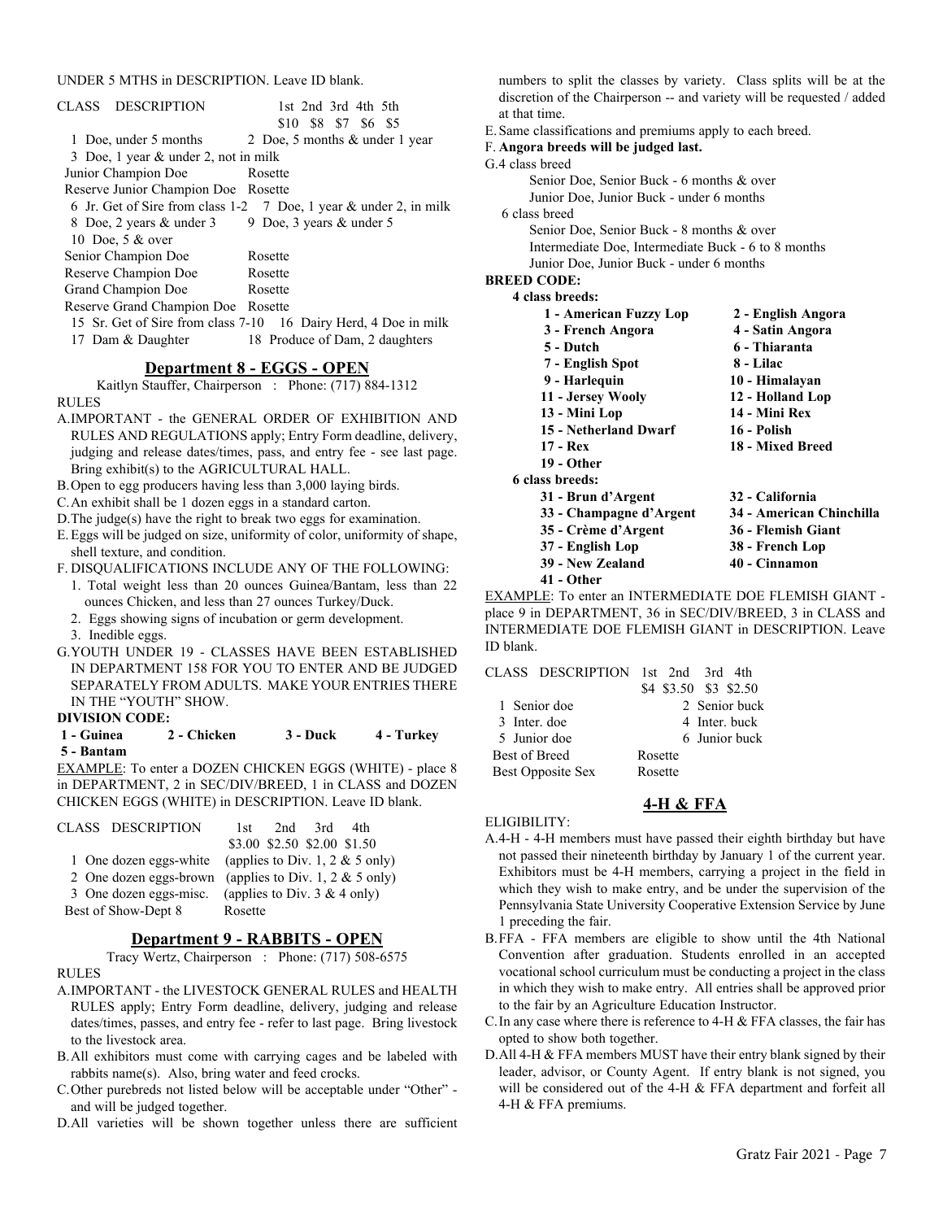UNDER 5 MTHS in DESCRIPTION. Leave ID blank.

| CLASS | DESCRIPTION | 1st | 2nd | 3rd | 4th | 5th |
|---|---|---|---|---|---|---|
| | | $10 | $8 | $7 | $6 | $5 |

1 Doe, under 5 months
2 Doe, 5 months & under 1 year
3 Doe, 1 year & under 2, not in milk
Junior Champion Doe — Rosette
Reserve Junior Champion Doe — Rosette
6 Jr. Get of Sire from class 1-2
7 Doe, 1 year & under 2, in milk
8 Doe, 2 years & under 3
9 Doe, 3 years & under 5
10 Doe, 5 & over
Senior Champion Doe — Rosette
Reserve Champion Doe — Rosette
Grand Champion Doe — Rosette
Reserve Grand Champion Doe — Rosette
15 Sr. Get of Sire from class 7-10
16 Dairy Herd, 4 Doe in milk
17 Dam & Daughter
18 Produce of Dam, 2 daughters

## Department 8 - EGGS - OPEN

Kaitlyn Stauffer, Chairperson : Phone: (717) 884-1312

RULES

A. IMPORTANT - the GENERAL ORDER OF EXHIBITION AND RULES AND REGULATIONS apply; Entry Form deadline, delivery, judging and release dates/times, pass, and entry fee - see last page. Bring exhibit(s) to the AGRICULTURAL HALL.
B. Open to egg producers having less than 3,000 laying birds.
C. An exhibit shall be 1 dozen eggs in a standard carton.
D. The judge(s) have the right to break two eggs for examination.
E. Eggs will be judged on size, uniformity of color, uniformity of shape, shell texture, and condition.
F. DISQUALIFICATIONS INCLUDE ANY OF THE FOLLOWING:
   1. Total weight less than 20 ounces Guinea/Bantam, less than 22 ounces Chicken, and less than 27 ounces Turkey/Duck.
   2. Eggs showing signs of incubation or germ development.
   3. Inedible eggs.
G. YOUTH UNDER 19 - CLASSES HAVE BEEN ESTABLISHED IN DEPARTMENT 158 FOR YOU TO ENTER AND BE JUDGED SEPARATELY FROM ADULTS. MAKE YOUR ENTRIES THERE IN THE "YOUTH" SHOW.

**DIVISION CODE:**

**1 - Guinea** **2 - Chicken** **3 - Duck** **4 - Turkey** **5 - Bantam**

EXAMPLE: To enter a DOZEN CHICKEN EGGS (WHITE) - place 8 in DEPARTMENT, 2 in SEC/DIV/BREED, 1 in CLASS and DOZEN CHICKEN EGGS (WHITE) in DESCRIPTION. Leave ID blank.

| CLASS | DESCRIPTION | 1st | 2nd | 3rd | 4th |
|---|---|---|---|---|---|
| | | $3.00 | $2.50 | $2.00 | $1.50 |

1 One dozen eggs-white (applies to Div. 1, 2 & 5 only)
2 One dozen eggs-brown (applies to Div. 1, 2 & 5 only)
3 One dozen eggs-misc. (applies to Div. 3 & 4 only)
Best of Show-Dept 8 — Rosette

## Department 9 - RABBITS - OPEN

Tracy Wertz, Chairperson : Phone: (717) 508-6575

RULES

A. IMPORTANT - the LIVESTOCK GENERAL RULES and HEALTH RULES apply; Entry Form deadline, delivery, judging and release dates/times, passes, and entry fee - refer to last page. Bring livestock to the livestock area.
B. All exhibitors must come with carrying cages and be labeled with rabbits name(s). Also, bring water and feed crocks.
C. Other purebreds not listed below will be acceptable under "Other" - and will be judged together.
D. All varieties will be shown together unless there are sufficient numbers to split the classes by variety. Class splits will be at the discretion of the Chairperson -- and variety will be requested / added at that time.
E. Same classifications and premiums apply to each breed.
F. **Angora breeds will be judged last.**
G. 4 class breed
   Senior Doe, Senior Buck - 6 months & over
   Junior Doe, Junior Buck - under 6 months

   6 class breed
   Senior Doe, Senior Buck - 8 months & over
   Intermediate Doe, Intermediate Buck - 6 to 8 months
   Junior Doe, Junior Buck - under 6 months

**BREED CODE:**

**4 class breeds:**

**1 - American Fuzzy Lop** **2 - English Angora**
**3 - French Angora** **4 - Satin Angora**
**5 - Dutch** **6 - Thiaranta**
**7 - English Spot** **8 - Lilac**
**9 - Harlequin** **10 - Himalayan**
**11 - Jersey Wooly** **12 - Holland Lop**
**13 - Mini Lop** **14 - Mini Rex**
**15 - Netherland Dwarf** **16 - Polish**
**17 - Rex** **18 - Mixed Breed**
**19 - Other**

**6 class breeds:**

**31 - Brun d'Argent** **32 - California**
**33 - Champagne d'Argent** **34 - American Chinchilla**
**35 - Crème d'Argent** **36 - Flemish Giant**
**37 - English Lop** **38 - French Lop**
**39 - New Zealand** **40 - Cinnamon**
**41 - Other**

EXAMPLE: To enter an INTERMEDIATE DOE FLEMISH GIANT - place 9 in DEPARTMENT, 36 in SEC/DIV/BREED, 3 in CLASS and INTERMEDIATE DOE FLEMISH GIANT in DESCRIPTION. Leave ID blank.

| CLASS | DESCRIPTION | 1st | 2nd | 3rd | 4th |
|---|---|---|---|---|---|
| | | $4 | $3.50 | $3 | $2.50 |

1 Senior doe
2 Senior buck
3 Inter. doe
4 Inter. buck
5 Junior doe
6 Junior buck
Best of Breed — Rosette
Best Opposite Sex — Rosette

## 4-H & FFA

ELIGIBILITY:

A. 4-H - 4-H members must have passed their eighth birthday but have not passed their nineteenth birthday by January 1 of the current year. Exhibitors must be 4-H members, carrying a project in the field in which they wish to make entry, and be under the supervision of the Pennsylvania State University Cooperative Extension Service by June 1 preceding the fair.
B. FFA - FFA members are eligible to show until the 4th National Convention after graduation. Students enrolled in an accepted vocational school curriculum must be conducting a project in the class in which they wish to make entry. All entries shall be approved prior to the fair by an Agriculture Education Instructor.
C. In any case where there is reference to 4-H & FFA classes, the fair has opted to show both together.
D. All 4-H & FFA members MUST have their entry blank signed by their leader, advisor, or County Agent. If entry blank is not signed, you will be considered out of the 4-H & FFA department and forfeit all 4-H & FFA premiums.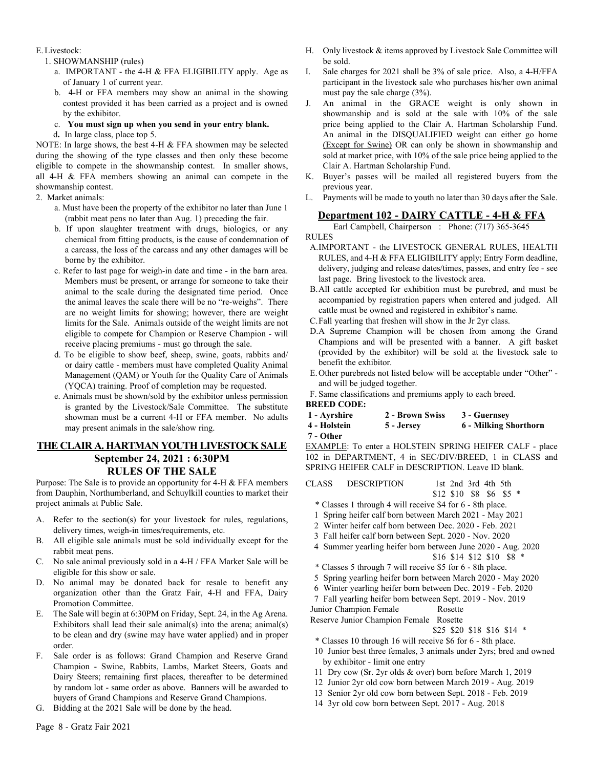E. Livestock:

1. SHOWMANSHIP (rules)
   a. IMPORTANT - the 4-H & FFA ELIGIBILITY apply. Age as of January 1 of current year.
   b. 4-H or FFA members may show an animal in the showing contest provided it has been carried as a project and is owned by the exhibitor.
   c. **You must sign up when you send in your entry blank.**
   d. In large class, place top 5.

NOTE: In large shows, the best 4-H & FFA showmen may be selected during the showing of the type classes and then only these become eligible to compete in the showmanship contest. In smaller shows, all 4-H & FFA members showing an animal can compete in the showmanship contest.

2. Market animals:
   a. Must have been the property of the exhibitor no later than June 1 (rabbit meat pens no later than Aug. 1) preceding the fair.
   b. If upon slaughter treatment with drugs, biologics, or any chemical from fitting products, is the cause of condemnation of a carcass, the loss of the carcass and any other damages will be borne by the exhibitor.
   c. Refer to last page for weigh-in date and time - in the barn area. Members must be present, or arrange for someone to take their animal to the scale during the designated time period. Once the animal leaves the scale there will be no "re-weighs". There are no weight limits for showing; however, there are weight limits for the Sale. Animals outside of the weight limits are not eligible to compete for Champion or Reserve Champion - will receive placing premiums - must go through the sale.
   d. To be eligible to show beef, sheep, swine, goats, rabbits and/ or dairy cattle - members must have completed Quality Animal Management (QAM) or Youth for the Quality Care of Animals (YQCA) training. Proof of completion may be requested.
   e. Animals must be shown/sold by the exhibitor unless permission is granted by the Livestock/Sale Committee. The substitute showman must be a current 4-H or FFA member. No adults may present animals in the sale/show ring.

## THE CLAIR A. HARTMAN YOUTH LIVESTOCK SALE
### September 24, 2021 : 6:30PM
### RULES OF THE SALE

Purpose: The Sale is to provide an opportunity for 4-H & FFA members from Dauphin, Northumberland, and Schuylkill counties to market their project animals at Public Sale.

A. Refer to the section(s) for your livestock for rules, regulations, delivery times, weigh-in times/requirements, etc.
B. All eligible sale animals must be sold individually except for the rabbit meat pens.
C. No sale animal previously sold in a 4-H / FFA Market Sale will be eligible for this show or sale.
D. No animal may be donated back for resale to benefit any organization other than the Gratz Fair, 4-H and FFA, Dairy Promotion Committee.
E. The Sale will begin at 6:30PM on Friday, Sept. 24, in the Ag Arena. Exhibitors shall lead their sale animal(s) into the arena; animal(s) to be clean and dry (swine may have water applied) and in proper order.
F. Sale order is as follows: Grand Champion and Reserve Grand Champion - Swine, Rabbits, Lambs, Market Steers, Goats and Dairy Steers; remaining first places, thereafter to be determined by random lot - same order as above. Banners will be awarded to buyers of Grand Champions and Reserve Grand Champions.
G. Bidding at the 2021 Sale will be done by the head.
H. Only livestock & items approved by Livestock Sale Committee will be sold.
I. Sale charges for 2021 shall be 3% of sale price. Also, a 4-H/FFA participant in the livestock sale who purchases his/her own animal must pay the sale charge (3%).
J. An animal in the GRACE weight is only shown in showmanship and is sold at the sale with 10% of the sale price being applied to the Clair A. Hartman Scholarship Fund. An animal in the DISQUALIFIED weight can either go home (Except for Swine) OR can only be shown in showmanship and sold at market price, with 10% of the sale price being applied to the Clair A. Hartman Scholarship Fund.
K. Buyer's passes will be mailed all registered buyers from the previous year.
L. Payments will be made to youth no later than 30 days after the Sale.

## Department 102 - DAIRY CATTLE - 4-H & FFA

Earl Campbell, Chairperson : Phone: (717) 365-3645

RULES

A. IMPORTANT - the LIVESTOCK GENERAL RULES, HEALTH RULES, and 4-H & FFA ELIGIBILITY apply; Entry Form deadline, delivery, judging and release dates/times, passes, and entry fee - see last page. Bring livestock to the livestock area.
B. All cattle accepted for exhibition must be purebred, and must be accompanied by registration papers when entered and judged. All cattle must be owned and registered in exhibitor's name.
C. Fall yearling that freshen will show in the Jr 2yr class.
D. A Supreme Champion will be chosen from among the Grand Champions and will be presented with a banner. A gift basket (provided by the exhibitor) will be sold at the livestock sale to benefit the exhibitor.
E. Other purebreds not listed below will be acceptable under "Other" - and will be judged together.
F. Same classifications and premiums apply to each breed.

**BREED CODE:**

| | | |
|---|---|---|
| **1 - Ayrshire** | **2 - Brown Swiss** | **3 - Guernsey** |
| **4 - Holstein** | **5 - Jersey** | **6 - Milking Shorthorn** |
| **7 - Other** | | |

EXAMPLE: To enter a HOLSTEIN SPRING HEIFER CALF - place 102 in DEPARTMENT, 4 in SEC/DIV/BREED, 1 in CLASS and SPRING HEIFER CALF in DESCRIPTION. Leave ID blank.

CLASS DESCRIPTION — 1st 2nd 3rd 4th 5th

$12 $10 $8 $6 $5 *

\* Classes 1 through 4 will receive $4 for 6 - 8th place.

1 Spring heifer calf born between March 2021 - May 2021
2 Winter heifer calf born between Dec. 2020 - Feb. 2021
3 Fall heifer calf born between Sept. 2020 - Nov. 2020
4 Summer yearling heifer born between June 2020 - Aug. 2020

$16 $14 $12 $10 $8 *

\* Classes 5 through 7 will receive $5 for 6 - 8th place.

5 Spring yearling heifer born between March 2020 - May 2020
6 Winter yearling heifer born between Dec. 2019 - Feb. 2020
7 Fall yearling heifer born between Sept. 2019 - Nov. 2019

Junior Champion Female — Rosette
Reserve Junior Champion Female — Rosette

$25 $20 $18 $16 $14 *

\* Classes 10 through 16 will receive $6 for 6 - 8th place.

10 Junior best three females, 3 animals under 2yrs; bred and owned by exhibitor - limit one entry
11 Dry cow (Sr. 2yr olds & over) born before March 1, 2019
12 Junior 2yr old cow born between March 2019 - Aug. 2019
13 Senior 2yr old cow born between Sept. 2018 - Feb. 2019
14 3yr old cow born between Sept. 2017 - Aug. 2018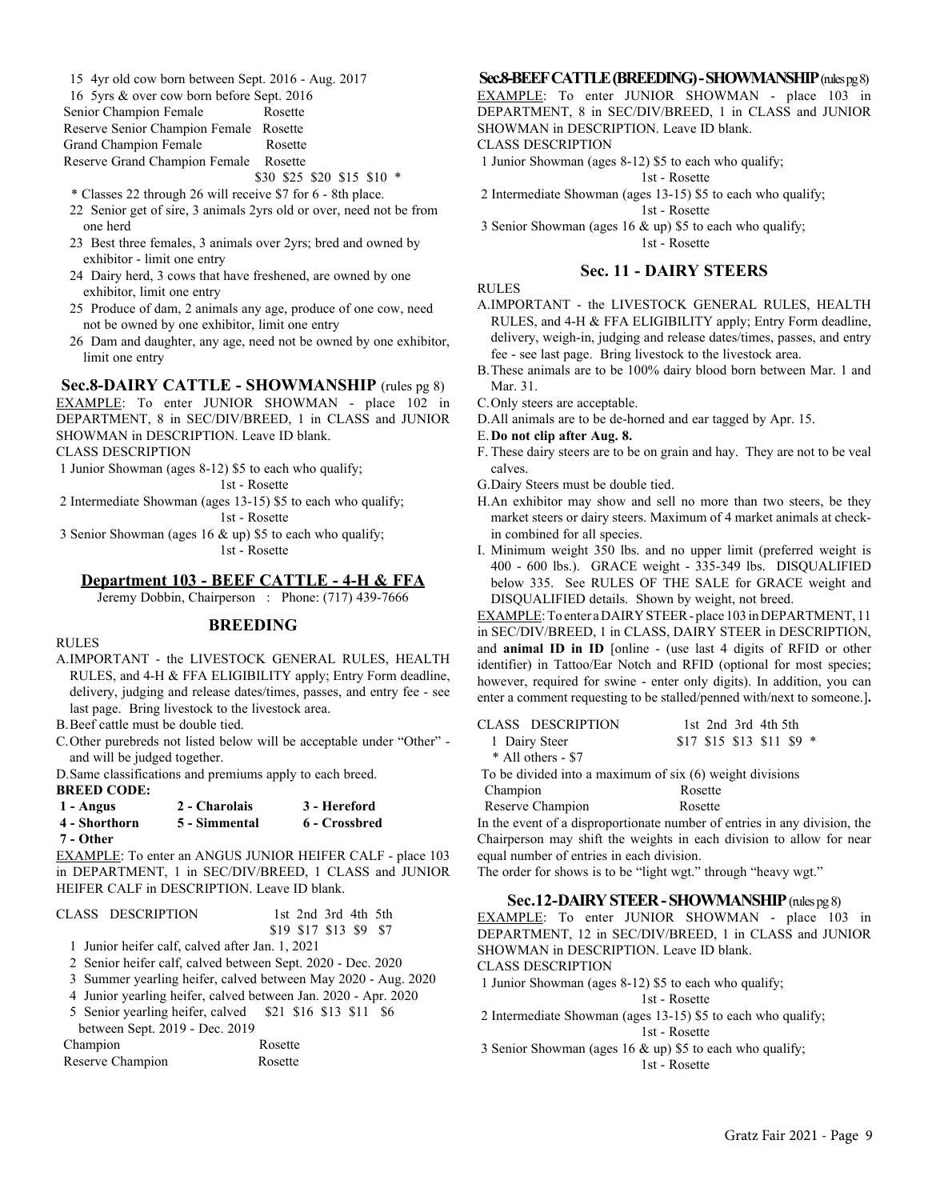15 4yr old cow born between Sept. 2016 - Aug. 2017

16 5yrs & over cow born before Sept. 2016

| | |
|---|---|
| Senior Champion Female | Rosette |
| Reserve Senior Champion Female | Rosette |
| Grand Champion Female | Rosette |
| Reserve Grand Champion Female | Rosette |

$30 $25 $20 $15 $10 *

* Classes 22 through 26 will receive $7 for 6 - 8th place.

22 Senior get of sire, 3 animals 2yrs old or over, need not be from one herd

23 Best three females, 3 animals over 2yrs; bred and owned by exhibitor - limit one entry

24 Dairy herd, 3 cows that have freshened, are owned by one exhibitor, limit one entry

25 Produce of dam, 2 animals any age, produce of one cow, need not be owned by one exhibitor, limit one entry

26 Dam and daughter, any age, need not be owned by one exhibitor, limit one entry

### Sec.8-DAIRY CATTLE - SHOWMANSHIP (rules pg 8)

EXAMPLE: To enter JUNIOR SHOWMAN - place 102 in DEPARTMENT, 8 in SEC/DIV/BREED, 1 in CLASS and JUNIOR SHOWMAN in DESCRIPTION. Leave ID blank.

CLASS DESCRIPTION

1 Junior Showman (ages 8-12) $5 to each who qualify;
1st - Rosette

2 Intermediate Showman (ages 13-15) $5 to each who qualify;
1st - Rosette

3 Senior Showman (ages 16 & up) $5 to each who qualify;
1st - Rosette

## Department 103 - BEEF CATTLE - 4-H & FFA

Jeremy Dobbin, Chairperson : Phone: (717) 439-7666

### BREEDING

RULES

A. IMPORTANT - the LIVESTOCK GENERAL RULES, HEALTH RULES, and 4-H & FFA ELIGIBILITY apply; Entry Form deadline, delivery, weigh-in, judging and release dates/times, passes, and entry fee - see last page. Bring livestock to the livestock area.

B. Beef cattle must be double tied.

C. Other purebreds not listed below will be acceptable under "Other" - and will be judged together.

D. Same classifications and premiums apply to each breed.

**BREED CODE:**

| | | |
|---|---|---|
| **1 - Angus** | **2 - Charolais** | **3 - Hereford** |
| **4 - Shorthorn** | **5 - Simmental** | **6 - Crossbred** |
| **7 - Other** | | |

EXAMPLE: To enter an ANGUS JUNIOR HEIFER CALF - place 103 in DEPARTMENT, 1 in SEC/DIV/BREED, 1 CLASS and JUNIOR HEIFER CALF in DESCRIPTION. Leave ID blank.

| CLASS | DESCRIPTION | 1st | 2nd | 3rd | 4th | 5th |
|---|---|---|---|---|---|---|
| | | $19 | $17 | $13 | $9 | $7 |
| 1 | Junior heifer calf, calved after Jan. 1, 2021 | | | | | |
| 2 | Senior heifer calf, calved between Sept. 2020 - Dec. 2020 | | | | | |
| 3 | Summer yearling heifer, calved between May 2020 - Aug. 2020 | | | | | |
| 4 | Junior yearling heifer, calved between Jan. 2020 - Apr. 2020 | | | | | |
| 5 | Senior yearling heifer, calved between Sept. 2019 - Dec. 2019 | $21 | $16 | $13 | $11 | $6 |

| | |
|---|---|
| Champion | Rosette |
| Reserve Champion | Rosette |

### Sec.8-BEEF CATTLE (BREEDING) - SHOWMANSHIP (rules pg 8)

EXAMPLE: To enter JUNIOR SHOWMAN - place 103 in DEPARTMENT, 8 in SEC/DIV/BREED, 1 in CLASS and JUNIOR SHOWMAN in DESCRIPTION. Leave ID blank.

CLASS DESCRIPTION

1 Junior Showman (ages 8-12) $5 to each who qualify;
1st - Rosette

2 Intermediate Showman (ages 13-15) $5 to each who qualify;
1st - Rosette

3 Senior Showman (ages 16 & up) $5 to each who qualify;
1st - Rosette

### Sec. 11 - DAIRY STEERS

RULES

A. IMPORTANT - the LIVESTOCK GENERAL RULES, HEALTH RULES, and 4-H & FFA ELIGIBILITY apply; Entry Form deadline, delivery, weigh-in, judging and release dates/times, passes, and entry fee - see last page. Bring livestock to the livestock area.

B. These animals are to be 100% dairy blood born between Mar. 1 and Mar. 31.

C. Only steers are acceptable.

D. All animals are to be de-horned and ear tagged by Apr. 15.

E. **Do not clip after Aug. 8.**

F. These dairy steers are to be on grain and hay. They are not to be veal calves.

G. Dairy Steers must be double tied.

H. An exhibitor may show and sell no more than two steers, be they market steers or dairy steers. Maximum of 4 market animals at check-in combined for all species.

I. Minimum weight 350 lbs. and no upper limit (preferred weight is 400 - 600 lbs.). GRACE weight - 335-349 lbs. DISQUALIFIED below 335. See RULES OF THE SALE for GRACE weight and DISQUALIFIED details. Shown by weight, not breed.

EXAMPLE: To enter a DAIRY STEER - place 103 in DEPARTMENT, 11 in SEC/DIV/BREED, 1 in CLASS, DAIRY STEER in DESCRIPTION, and **animal ID in ID** [online - (use last 4 digits of RFID or other identifier) in Tattoo/Ear Notch and RFID (optional for most species; however, required for swine - enter only digits). In addition, you can enter a comment requesting to be stalled/penned with/next to someone.]**.**

| CLASS | DESCRIPTION | 1st | 2nd | 3rd | 4th | 5th |
|---|---|---|---|---|---|---|
| 1 | Dairy Steer | $17 | $15 | $13 | $11 | $9 * |

* All others - $7

To be divided into a maximum of six (6) weight divisions

| | |
|---|---|
| Champion | Rosette |
| Reserve Champion | Rosette |

In the event of a disproportionate number of entries in any division, the Chairperson may shift the weights in each division to allow for near equal number of entries in each division.

The order for shows is to be "light wgt." through "heavy wgt."

### Sec.12-DAIRY STEER - SHOWMANSHIP (rules pg 8)

EXAMPLE: To enter JUNIOR SHOWMAN - place 103 in DEPARTMENT, 12 in SEC/DIV/BREED, 1 in CLASS and JUNIOR SHOWMAN in DESCRIPTION. Leave ID blank.

CLASS DESCRIPTION

1 Junior Showman (ages 8-12) $5 to each who qualify;
1st - Rosette

2 Intermediate Showman (ages 13-15) $5 to each who qualify;
1st - Rosette

3 Senior Showman (ages 16 & up) $5 to each who qualify;
1st - Rosette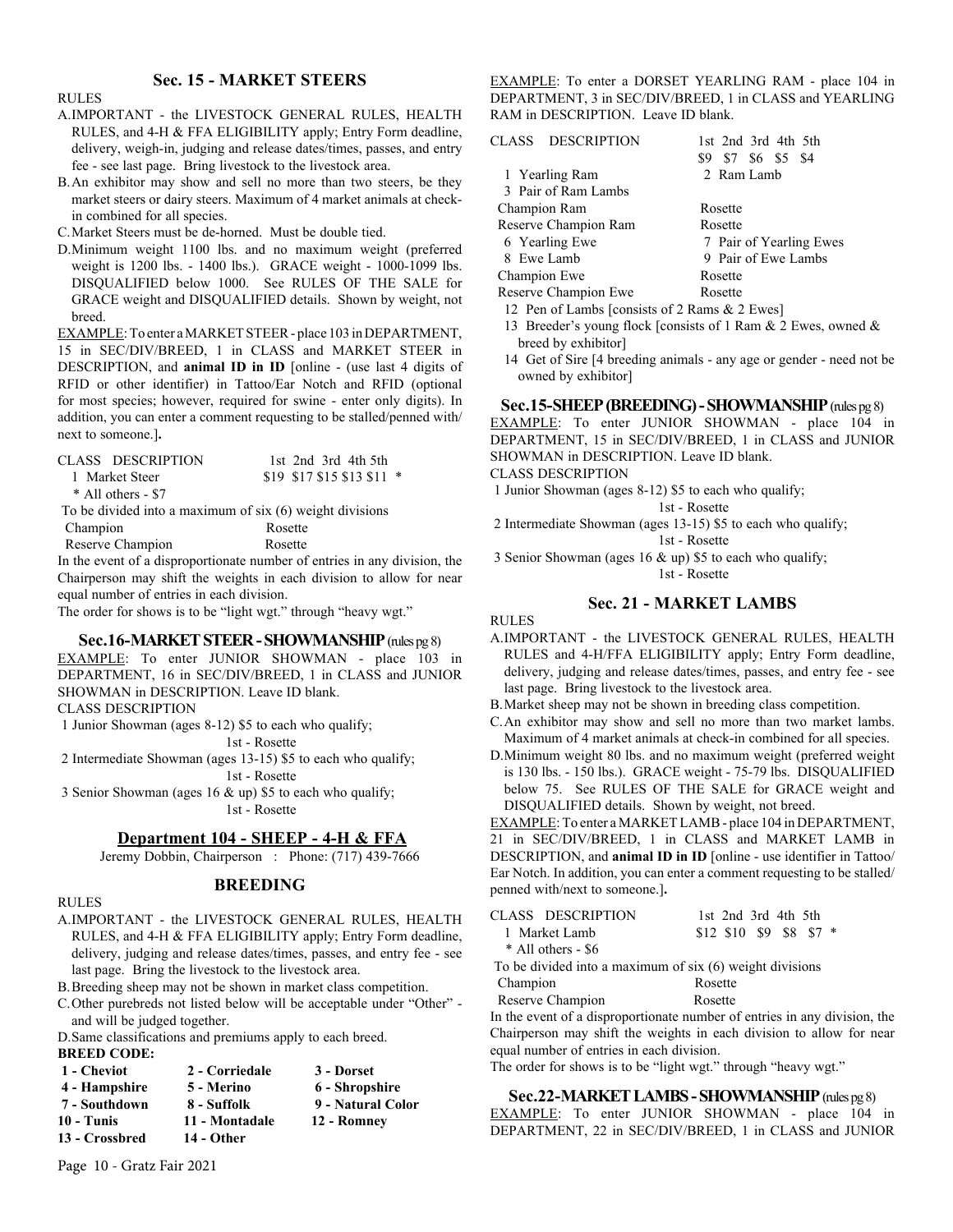## Sec. 15 - MARKET STEERS

RULES

A. IMPORTANT - the LIVESTOCK GENERAL RULES, HEALTH RULES, and 4-H & FFA ELIGIBILITY apply; Entry Form deadline, delivery, weigh-in, judging and release dates/times, passes, and entry fee - see last page. Bring livestock to the livestock area.

B. An exhibitor may show and sell no more than two steers, be they market steers or dairy steers. Maximum of 4 market animals at check-in combined for all species.

C. Market Steers must be de-horned. Must be double tied.

D. Minimum weight 1100 lbs. and no maximum weight (preferred weight is 1200 lbs. - 1400 lbs.). GRACE weight - 1000-1099 lbs. DISQUALIFIED below 1000. See RULES OF THE SALE for GRACE weight and DISQUALIFIED details. Shown by weight, not breed.

EXAMPLE: To enter a MARKET STEER - place 103 in DEPARTMENT, 15 in SEC/DIV/BREED, 1 in CLASS and MARKET STEER in DESCRIPTION, and **animal ID in ID** [online - (use last 4 digits of RFID or other identifier) in Tattoo/Ear Notch and RFID (optional for most species; however, required for swine - enter only digits). In addition, you can enter a comment requesting to be stalled/penned with/next to someone.]**.**

| CLASS DESCRIPTION | 1st 2nd 3rd 4th 5th |
|---|---|
| 1 Market Steer | $19 $17 $15 $13 $11 * |
| * All others - $7 | |

To be divided into a maximum of six (6) weight divisions

| | |
|---|---|
| Champion | Rosette |
| Reserve Champion | Rosette |

In the event of a disproportionate number of entries in any division, the Chairperson may shift the weights in each division to allow for near equal number of entries in each division.

The order for shows is to be "light wgt." through "heavy wgt."

### Sec.16-MARKET STEER - SHOWMANSHIP (rules pg 8)

EXAMPLE: To enter JUNIOR SHOWMAN - place 103 in DEPARTMENT, 16 in SEC/DIV/BREED, 1 in CLASS and JUNIOR SHOWMAN in DESCRIPTION. Leave ID blank.

CLASS DESCRIPTION

1 Junior Showman (ages 8-12) $5 to each who qualify;
1st - Rosette

2 Intermediate Showman (ages 13-15) $5 to each who qualify;
1st - Rosette

3 Senior Showman (ages 16 & up) $5 to each who qualify;
1st - Rosette

## Department 104 - SHEEP - 4-H & FFA

Jeremy Dobbin, Chairperson : Phone: (717) 439-7666

### BREEDING

RULES

A. IMPORTANT - the LIVESTOCK GENERAL RULES, HEALTH RULES, and 4-H & FFA ELIGIBILITY apply; Entry Form deadline, delivery, judging and release dates/times, passes, and entry fee - see last page. Bring the livestock to the livestock area.

B. Breeding sheep may not be shown in market class competition.

C. Other purebreds not listed below will be acceptable under "Other" - and will be judged together.

D. Same classifications and premiums apply to each breed.

**BREED CODE:**

| | | |
|---|---|---|
| **1 - Cheviot** | **2 - Corriedale** | **3 - Dorset** |
| **4 - Hampshire** | **5 - Merino** | **6 - Shropshire** |
| **7 - Southdown** | **8 - Suffolk** | **9 - Natural Color** |
| **10 - Tunis** | **11 - Montadale** | **12 - Romney** |
| **13 - Crossbred** | **14 - Other** | |

EXAMPLE: To enter a DORSET YEARLING RAM - place 104 in DEPARTMENT, 3 in SEC/DIV/BREED, 1 in CLASS and YEARLING RAM in DESCRIPTION. Leave ID blank.

| CLASS DESCRIPTION | 1st 2nd 3rd 4th 5th |
|---|---|
| | $9 $7 $6 $5 $4 |
| 1 Yearling Ram | 2 Ram Lamb |
| 3 Pair of Ram Lambs | |
| Champion Ram | Rosette |
| Reserve Champion Ram | Rosette |
| 6 Yearling Ewe | 7 Pair of Yearling Ewes |
| 8 Ewe Lamb | 9 Pair of Ewe Lambs |
| Champion Ewe | Rosette |
| Reserve Champion Ewe | Rosette |

12 Pen of Lambs [consists of 2 Rams & 2 Ewes]

13 Breeder's young flock [consists of 1 Ram & 2 Ewes, owned & breed by exhibitor]

14 Get of Sire [4 breeding animals - any age or gender - need not be owned by exhibitor]

### Sec.15-SHEEP (BREEDING) - SHOWMANSHIP (rules pg 8)

EXAMPLE: To enter JUNIOR SHOWMAN - place 104 in DEPARTMENT, 15 in SEC/DIV/BREED, 1 in CLASS and JUNIOR SHOWMAN in DESCRIPTION. Leave ID blank.

CLASS DESCRIPTION

1 Junior Showman (ages 8-12) $5 to each who qualify;
1st - Rosette

2 Intermediate Showman (ages 13-15) $5 to each who qualify;
1st - Rosette

3 Senior Showman (ages 16 & up) $5 to each who qualify;
1st - Rosette

## Sec. 21 - MARKET LAMBS

RULES

A. IMPORTANT - the LIVESTOCK GENERAL RULES, HEALTH RULES and 4-H/FFA ELIGIBILITY apply; Entry Form deadline, delivery, judging and release dates/times, passes, and entry fee - see last page. Bring livestock to the livestock area.

B. Market sheep may not be shown in breeding class competition.

C. An exhibitor may show and sell no more than two market lambs. Maximum of 4 market animals at check-in combined for all species.

D. Minimum weight 80 lbs. and no maximum weight (preferred weight is 130 lbs. - 150 lbs.). GRACE weight - 75-79 lbs. DISQUALIFIED below 75. See RULES OF THE SALE for GRACE weight and DISQUALIFIED details. Shown by weight, not breed.

EXAMPLE: To enter a MARKET LAMB - place 104 in DEPARTMENT, 21 in SEC/DIV/BREED, 1 in CLASS and MARKET LAMB in DESCRIPTION, and **animal ID in ID** [online - use identifier in Tattoo/Ear Notch. In addition, you can enter a comment requesting to be stalled/penned with/next to someone.]**.**

| CLASS DESCRIPTION | 1st 2nd 3rd 4th 5th |
|---|---|
| 1 Market Lamb | $12 $10 $9 $8 $7 * |
| * All others - $6 | |

To be divided into a maximum of six (6) weight divisions

| | |
|---|---|
| Champion | Rosette |
| Reserve Champion | Rosette |

In the event of a disproportionate number of entries in any division, the Chairperson may shift the weights in each division to allow for near equal number of entries in each division.

The order for shows is to be "light wgt." through "heavy wgt."

### Sec.22-MARKET LAMBS - SHOWMANSHIP (rules pg 8)

EXAMPLE: To enter JUNIOR SHOWMAN - place 104 in DEPARTMENT, 22 in SEC/DIV/BREED, 1 in CLASS and JUNIOR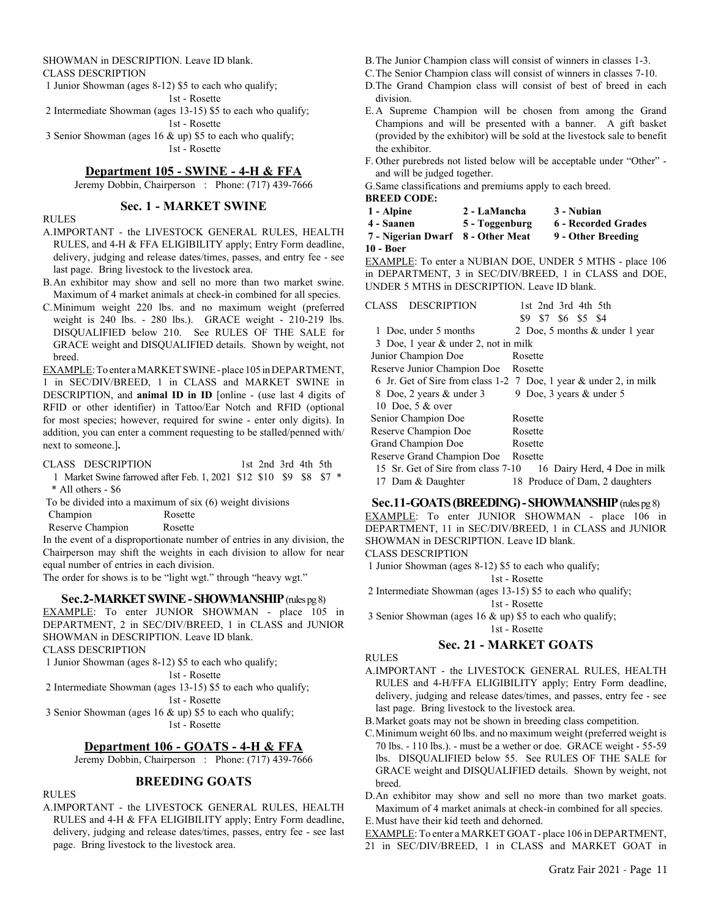SHOWMAN in DESCRIPTION. Leave ID blank.

CLASS DESCRIPTION

1 Junior Showman (ages 8-12) $5 to each who qualify;
1st - Rosette

2 Intermediate Showman (ages 13-15) $5 to each who qualify;
1st - Rosette

3 Senior Showman (ages 16 & up) $5 to each who qualify;
1st - Rosette

## Department 105 - SWINE - 4-H & FFA

Jeremy Dobbin, Chairperson : Phone: (717) 439-7666

### Sec. 1 - MARKET SWINE

RULES

A. IMPORTANT - the LIVESTOCK GENERAL RULES, HEALTH RULES, and 4-H & FFA ELIGIBILITY apply; Entry Form deadline, delivery, judging and release dates/times, passes, and entry fee - see last page. Bring livestock to the livestock area.

B. An exhibitor may show and sell no more than two market swine. Maximum of 4 market animals at check-in combined for all species.

C. Minimum weight 220 lbs. and no maximum weight (preferred weight is 240 lbs. - 280 lbs.). GRACE weight - 210-219 lbs. DISQUALIFIED below 210. See RULES OF THE SALE for GRACE weight and DISQUALIFIED details. Shown by weight, not breed.

EXAMPLE: To enter a MARKET SWINE - place 105 in DEPARTMENT, 1 in SEC/DIV/BREED, 1 in CLASS and MARKET SWINE in DESCRIPTION, and **animal ID in ID** [online - (use last 4 digits of RFID or other identifier) in Tattoo/Ear Notch and RFID (optional for most species; however, required for swine - enter only digits). In addition, you can enter a comment requesting to be stalled/penned with/next to someone.]**.**

| CLASS | DESCRIPTION | 1st | 2nd | 3rd | 4th | 5th |
|---|---|---|---|---|---|---|
| 1 | Market Swine farrowed after Feb. 1, 2021 | $12 | $10 | $9 | $8 | $7 * |

\* All others - $6

To be divided into a maximum of six (6) weight divisions

Champion Rosette

Reserve Champion Rosette

In the event of a disproportionate number of entries in any division, the Chairperson may shift the weights in each division to allow for near equal number of entries in each division.

The order for shows is to be "light wgt." through "heavy wgt."

### Sec.2-MARKET SWINE - SHOWMANSHIP (rules pg 8)

EXAMPLE: To enter JUNIOR SHOWMAN - place 105 in DEPARTMENT, 2 in SEC/DIV/BREED, 1 in CLASS and JUNIOR SHOWMAN in DESCRIPTION. Leave ID blank.

CLASS DESCRIPTION

1 Junior Showman (ages 8-12) $5 to each who qualify;
1st - Rosette

2 Intermediate Showman (ages 13-15) $5 to each who qualify;
1st - Rosette

3 Senior Showman (ages 16 & up) $5 to each who qualify;
1st - Rosette

## Department 106 - GOATS - 4-H & FFA

Jeremy Dobbin, Chairperson : Phone: (717) 439-7666

### BREEDING GOATS

RULES

A. IMPORTANT - the LIVESTOCK GENERAL RULES, HEALTH RULES and 4-H & FFA ELIGIBILITY apply; Entry Form deadline, delivery, judging and release dates/times, passes, entry fee - see last page. Bring livestock to the livestock area.

B. The Junior Champion class will consist of winners in classes 1-3.

C. The Senior Champion class will consist of winners in classes 7-10.

D. The Grand Champion class will consist of best of breed in each division.

E. A Supreme Champion will be chosen from among the Grand Champions and will be presented with a banner. A gift basket (provided by the exhibitor) will be sold at the livestock sale to benefit the exhibitor.

F. Other purebreds not listed below will be acceptable under "Other" - and will be judged together.

G. Same classifications and premiums apply to each breed.

**BREED CODE:**

| | | |
|---|---|---|
| **1 - Alpine** | **2 - LaMancha** | **3 - Nubian** |
| **4 - Saanen** | **5 - Toggenburg** | **6 - Recorded Grades** |
| **7 - Nigerian Dwarf** | **8 - Other Meat** | **9 - Other Breeding** |
| **10 - Boer** | | |

EXAMPLE: To enter a NUBIAN DOE, UNDER 5 MTHS - place 106 in DEPARTMENT, 3 in SEC/DIV/BREED, 1 in CLASS and DOE, UNDER 5 MTHS in DESCRIPTION. Leave ID blank.

CLASS DESCRIPTION — 1st $9, 2nd $7, 3rd $6, 4th $5, 5th $4

1 Doe, under 5 months
2 Doe, 5 months & under 1 year
3 Doe, 1 year & under 2, not in milk
Junior Champion Doe — Rosette
Reserve Junior Champion Doe — Rosette
6 Jr. Get of Sire from class 1-2
7 Doe, 1 year & under 2, in milk
8 Doe, 2 years & under 3
9 Doe, 3 years & under 5
10 Doe, 5 & over
Senior Champion Doe — Rosette
Reserve Champion Doe — Rosette
Grand Champion Doe — Rosette
Reserve Grand Champion Doe — Rosette
15 Sr. Get of Sire from class 7-10
16 Dairy Herd, 4 Doe in milk
17 Dam & Daughter
18 Produce of Dam, 2 daughters

### Sec.11-GOATS (BREEDING) - SHOWMANSHIP (rules pg 8)

EXAMPLE: To enter JUNIOR SHOWMAN - place 106 in DEPARTMENT, 11 in SEC/DIV/BREED, 1 in CLASS and JUNIOR SHOWMAN in DESCRIPTION. Leave ID blank.

CLASS DESCRIPTION

1 Junior Showman (ages 8-12) $5 to each who qualify;
1st - Rosette

2 Intermediate Showman (ages 13-15) $5 to each who qualify;
1st - Rosette

3 Senior Showman (ages 16 & up) $5 to each who qualify;
1st - Rosette

### Sec. 21 - MARKET GOATS

RULES

A. IMPORTANT - the LIVESTOCK GENERAL RULES, HEALTH RULES and 4-H/FFA ELIGIBILITY apply; Entry Form deadline, delivery, judging and release dates/times, and passes, entry fee - see last page. Bring livestock to the livestock area.

B. Market goats may not be shown in breeding class competition.

C. Minimum weight 60 lbs. and no maximum weight (preferred weight is 70 lbs. - 110 lbs.). - must be a wether or doe. GRACE weight - 55-59 lbs. DISQUALIFIED below 55. See RULES OF THE SALE for GRACE weight and DISQUALIFIED details. Shown by weight, not breed.

D. An exhibitor may show and sell no more than two market goats. Maximum of 4 market animals at check-in combined for all species.

E. Must have their kid teeth and dehorned.

EXAMPLE: To enter a MARKET GOAT - place 106 in DEPARTMENT, 21 in SEC/DIV/BREED, 1 in CLASS and MARKET GOAT in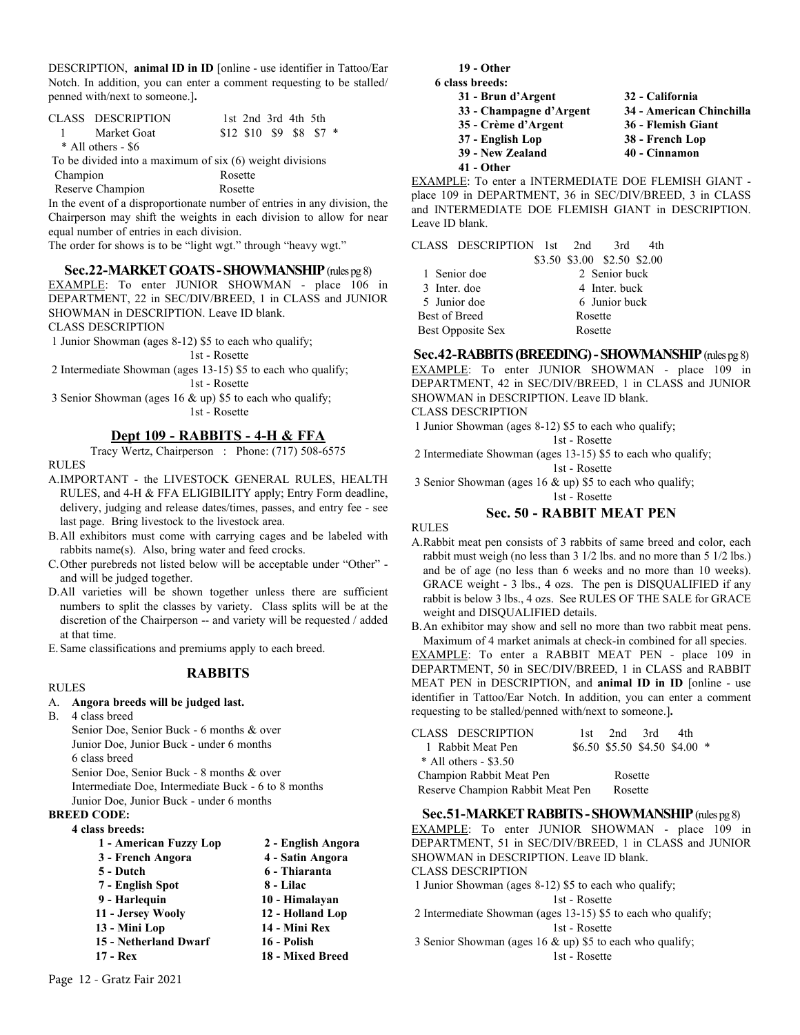DESCRIPTION, **animal ID in ID** [online - use identifier in Tattoo/Ear Notch. In addition, you can enter a comment requesting to be stalled/penned with/next to someone.]**.**

| CLASS | DESCRIPTION | 1st | 2nd | 3rd | 4th | 5th |
|---|---|---|---|---|---|---|
| 1 | Market Goat | $12 | $10 | $9 | $8 | $7 * |

\* All others - $6

To be divided into a maximum of six (6) weight divisions

Champion — Rosette
Reserve Champion — Rosette

In the event of a disproportionate number of entries in any division, the Chairperson may shift the weights in each division to allow for near equal number of entries in each division.

The order for shows is to be "light wgt." through "heavy wgt."

### Sec.22-MARKET GOATS - SHOWMANSHIP (rules pg 8)

EXAMPLE: To enter JUNIOR SHOWMAN - place 106 in DEPARTMENT, 22 in SEC/DIV/BREED, 1 in CLASS and JUNIOR SHOWMAN in DESCRIPTION. Leave ID blank.

CLASS DESCRIPTION

1 Junior Showman (ages 8-12) $5 to each who qualify; 1st - Rosette

2 Intermediate Showman (ages 13-15) $5 to each who qualify; 1st - Rosette

3 Senior Showman (ages 16 & up) $5 to each who qualify; 1st - Rosette

## Dept 109 - RABBITS - 4-H & FFA

Tracy Wertz, Chairperson : Phone: (717) 508-6575

RULES

A. IMPORTANT - the LIVESTOCK GENERAL RULES, HEALTH RULES, and 4-H & FFA ELIGIBILITY apply; Entry Form deadline, delivery, judging and release dates/times, passes, and entry fee - see last page. Bring livestock to the livestock area.

B. All exhibitors must come with carrying cages and be labeled with rabbits name(s). Also, bring water and feed crocks.

C. Other purebreds not listed below will be acceptable under "Other" - and will be judged together.

D. All varieties will be shown together unless there are sufficient numbers to split the classes by variety. Class splits will be at the discretion of the Chairperson -- and variety will be requested / added at that time.

E. Same classifications and premiums apply to each breed.

### RABBITS

RULES

A. **Angora breeds will be judged last.**

B. 4 class breed
Senior Doe, Senior Buck - 6 months & over
Junior Doe, Junior Buck - under 6 months
6 class breed
Senior Doe, Senior Buck - 8 months & over
Intermediate Doe, Intermediate Buck - 6 to 8 months
Junior Doe, Junior Buck - under 6 months

**BREED CODE:**

**4 class breeds:**

| | |
|---|---|
| **1 - American Fuzzy Lop** | **2 - English Angora** |
| **3 - French Angora** | **4 - Satin Angora** |
| **5 - Dutch** | **6 - Thiaranta** |
| **7 - English Spot** | **8 - Lilac** |
| **9 - Harlequin** | **10 - Himalayan** |
| **11 - Jersey Wooly** | **12 - Holland Lop** |
| **13 - Mini Lop** | **14 - Mini Rex** |
| **15 - Netherland Dwarf** | **16 - Polish** |
| **17 - Rex** | **18 - Mixed Breed** |
| **19 - Other** | |

**6 class breeds:**

| | |
|---|---|
| **31 - Brun d'Argent** | **32 - California** |
| **33 - Champagne d'Argent** | **34 - American Chinchilla** |
| **35 - Crème d'Argent** | **36 - Flemish Giant** |
| **37 - English Lop** | **38 - French Lop** |
| **39 - New Zealand** | **40 - Cinnamon** |
| **41 - Other** | |

EXAMPLE: To enter a INTERMEDIATE DOE FLEMISH GIANT - place 109 in DEPARTMENT, 36 in SEC/DIV/BREED, 3 in CLASS and INTERMEDIATE DOE FLEMISH GIANT in DESCRIPTION. Leave ID blank.

CLASS DESCRIPTION 1st $3.50, 2nd $3.00, 3rd $2.50, 4th $2.00

| | |
|---|---|
| 1 Senior doe | 2 Senior buck |
| 3 Inter. doe | 4 Inter. buck |
| 5 Junior doe | 6 Junior buck |
| Best of Breed | Rosette |
| Best Opposite Sex | Rosette |

### Sec.42-RABBITS (BREEDING) - SHOWMANSHIP (rules pg 8)

EXAMPLE: To enter JUNIOR SHOWMAN - place 109 in DEPARTMENT, 42 in SEC/DIV/BREED, 1 in CLASS and JUNIOR SHOWMAN in DESCRIPTION. Leave ID blank.

CLASS DESCRIPTION

1 Junior Showman (ages 8-12) $5 to each who qualify; 1st - Rosette

2 Intermediate Showman (ages 13-15) $5 to each who qualify; 1st - Rosette

3 Senior Showman (ages 16 & up) $5 to each who qualify; 1st - Rosette

### Sec. 50 - RABBIT MEAT PEN

RULES

A. Rabbit meat pen consists of 3 rabbits of same breed and color, each rabbit must weigh (no less than 3 1/2 lbs. and no more than 5 1/2 lbs.) and be of age (no less than 6 weeks and no more than 10 weeks). GRACE weight - 3 lbs., 4 ozs. The pen is DISQUALIFIED if any rabbit is below 3 lbs., 4 ozs. See RULES OF THE SALE for GRACE weight and DISQUALIFIED details.

B. An exhibitor may show and sell no more than two rabbit meat pens. Maximum of 4 market animals at check-in combined for all species.

EXAMPLE: To enter a RABBIT MEAT PEN - place 109 in DEPARTMENT, 50 in SEC/DIV/BREED, 1 in CLASS and RABBIT MEAT PEN in DESCRIPTION, and **animal ID in ID** [online - use identifier in Tattoo/Ear Notch. In addition, you can enter a comment requesting to be stalled/penned with/next to someone.]**.**

| CLASS | DESCRIPTION | 1st | 2nd | 3rd | 4th |
|---|---|---|---|---|---|
| 1 | Rabbit Meat Pen | $6.50 | $5.50 | $4.50 | $4.00 * |

\* All others - $3.50

Champion Rabbit Meat Pen — Rosette
Reserve Champion Rabbit Meat Pen — Rosette

### Sec.51-MARKET RABBITS - SHOWMANSHIP (rules pg 8)

EXAMPLE: To enter JUNIOR SHOWMAN - place 109 in DEPARTMENT, 51 in SEC/DIV/BREED, 1 in CLASS and JUNIOR SHOWMAN in DESCRIPTION. Leave ID blank.

CLASS DESCRIPTION

1 Junior Showman (ages 8-12) $5 to each who qualify; 1st - Rosette

2 Intermediate Showman (ages 13-15) $5 to each who qualify; 1st - Rosette

3 Senior Showman (ages 16 & up) $5 to each who qualify; 1st - Rosette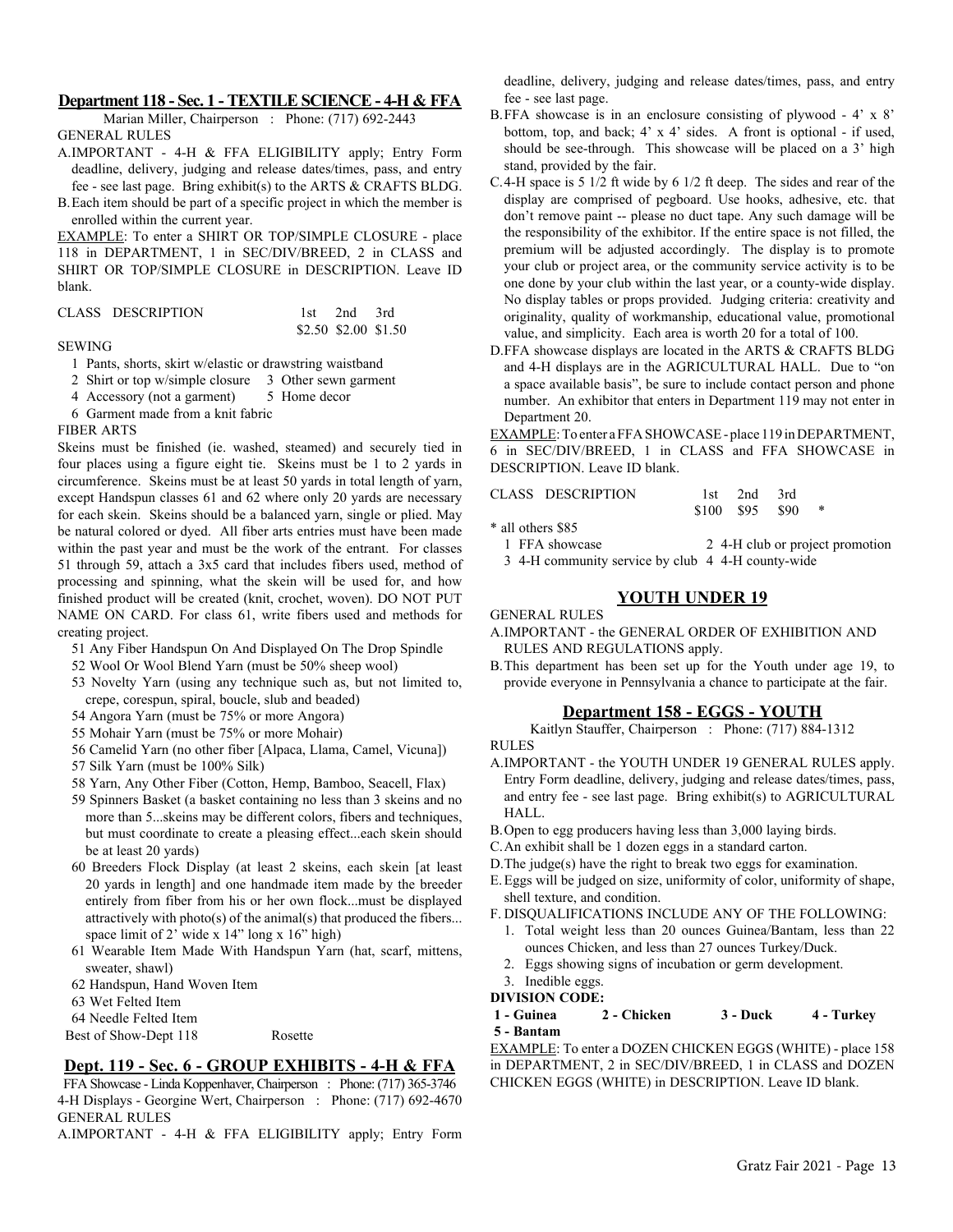## Department 118 - Sec. 1 - TEXTILE SCIENCE - 4-H & FFA

Marian Miller, Chairperson : Phone: (717) 692-2443

GENERAL RULES

A. IMPORTANT - 4-H & FFA ELIGIBILITY apply; Entry Form deadline, delivery, judging and release dates/times, pass, and entry fee - see last page. Bring exhibit(s) to the ARTS & CRAFTS BLDG.

B. Each item should be part of a specific project in which the member is enrolled within the current year.

EXAMPLE: To enter a SHIRT OR TOP/SIMPLE CLOSURE - place 118 in DEPARTMENT, 1 in SEC/DIV/BREED, 2 in CLASS and SHIRT OR TOP/SIMPLE CLOSURE in DESCRIPTION. Leave ID blank.

| CLASS | DESCRIPTION | 1st | 2nd | 3rd |
|---|---|---|---|---|
| | | $2.50 | $2.00 | $1.50 |

SEWING

1 Pants, shorts, skirt w/elastic or drawstring waistband
2 Shirt or top w/simple closure
3 Other sewn garment
4 Accessory (not a garment)
5 Home decor
6 Garment made from a knit fabric

FIBER ARTS

Skeins must be finished (ie. washed, steamed) and securely tied in four places using a figure eight tie. Skeins must be 1 to 2 yards in circumference. Skeins must be at least 50 yards in total length of yarn, except Handspun classes 61 and 62 where only 20 yards are necessary for each skein. Skeins should be a balanced yarn, single or plied. May be natural colored or dyed. All fiber arts entries must have been made within the past year and must be the work of the entrant. For classes 51 through 59, attach a 3x5 card that includes fibers used, method of processing and spinning, what the skein will be used for, and how finished product will be created (knit, crochet, woven). DO NOT PUT NAME ON CARD. For class 61, write fibers used and methods for creating project.

51 Any Fiber Handspun On And Displayed On The Drop Spindle
52 Wool Or Wool Blend Yarn (must be 50% sheep wool)
53 Novelty Yarn (using any technique such as, but not limited to, crepe, corespun, spiral, boucle, slub and beaded)
54 Angora Yarn (must be 75% or more Angora)
55 Mohair Yarn (must be 75% or more Mohair)
56 Camelid Yarn (no other fiber [Alpaca, Llama, Camel, Vicuna])
57 Silk Yarn (must be 100% Silk)
58 Yarn, Any Other Fiber (Cotton, Hemp, Bamboo, Seacell, Flax)
59 Spinners Basket (a basket containing no less than 3 skeins and no more than 5...skeins may be different colors, fibers and techniques, but must coordinate to create a pleasing effect...each skein should be at least 20 yards)
60 Breeders Flock Display (at least 2 skeins, each skein [at least 20 yards in length] and one handmade item made by the breeder entirely from fiber from his or her own flock...must be displayed attractively with photo(s) of the animal(s) that produced the fibers... space limit of 2' wide x 14" long x 16" high)
61 Wearable Item Made With Handspun Yarn (hat, scarf, mittens, sweater, shawl)
62 Handspun, Hand Woven Item
63 Wet Felted Item
64 Needle Felted Item

Best of Show-Dept 118 Rosette

## Dept. 119 - Sec. 6 - GROUP EXHIBITS - 4-H & FFA

FFA Showcase - Linda Koppenhaver, Chairperson : Phone: (717) 365-3746
4-H Displays - Georgine Wert, Chairperson : Phone: (717) 692-4670

GENERAL RULES

A. IMPORTANT - 4-H & FFA ELIGIBILITY apply; Entry Form deadline, delivery, judging and release dates/times, pass, and entry fee - see last page.

B. FFA showcase is in an enclosure consisting of plywood - 4' x 8' bottom, top, and back; 4' x 4' sides. A front is optional - if used, should be see-through. This showcase will be placed on a 3' high stand, provided by the fair.

C. 4-H space is 5 1/2 ft wide by 6 1/2 ft deep. The sides and rear of the display are comprised of pegboard. Use hooks, adhesive, etc. that don't remove paint -- please no duct tape. Any such damage will be the responsibility of the exhibitor. If the entire space is not filled, the premium will be adjusted accordingly. The display is to promote your club or project area, or the community service activity is to be one done by your club within the last year, or a county-wide display. No display tables or props provided. Judging criteria: creativity and originality, quality of workmanship, educational value, promotional value, and simplicity. Each area is worth 20 for a total of 100.

D. FFA showcase displays are located in the ARTS & CRAFTS BLDG and 4-H displays are in the AGRICULTURAL HALL. Due to "on a space available basis", be sure to include contact person and phone number. An exhibitor that enters in Department 119 may not enter in Department 20.

EXAMPLE: To enter a FFA SHOWCASE - place 119 in DEPARTMENT, 6 in SEC/DIV/BREED, 1 in CLASS and FFA SHOWCASE in DESCRIPTION. Leave ID blank.

| CLASS | DESCRIPTION | 1st | 2nd | 3rd | |
|---|---|---|---|---|---|
| | | $100 | $95 | $90 | * |

\* all others $85

1 FFA showcase
2 4-H club or project promotion
3 4-H community service by club
4 4-H county-wide

## YOUTH UNDER 19

GENERAL RULES

A. IMPORTANT - the GENERAL ORDER OF EXHIBITION AND RULES AND REGULATIONS apply.

B. This department has been set up for the Youth under age 19, to provide everyone in Pennsylvania a chance to participate at the fair.

## Department 158 - EGGS - YOUTH

Kaitlyn Stauffer, Chairperson : Phone: (717) 884-1312

RULES

A. IMPORTANT - the YOUTH UNDER 19 GENERAL RULES apply. Entry Form deadline, delivery, judging and release dates/times, pass, and entry fee - see last page. Bring exhibit(s) to AGRICULTURAL HALL.

B. Open to egg producers having less than 3,000 laying birds.

C. An exhibit shall be 1 dozen eggs in a standard carton.

D. The judge(s) have the right to break two eggs for examination.

E. Eggs will be judged on size, uniformity of color, uniformity of shape, shell texture, and condition.

F. DISQUALIFICATIONS INCLUDE ANY OF THE FOLLOWING:

1. Total weight less than 20 ounces Guinea/Bantam, less than 22 ounces Chicken, and less than 27 ounces Turkey/Duck.
2. Eggs showing signs of incubation or germ development.
3. Inedible eggs.

**DIVISION CODE:**

**1 - Guinea** **2 - Chicken** **3 - Duck** **4 - Turkey**
**5 - Bantam**

EXAMPLE: To enter a DOZEN CHICKEN EGGS (WHITE) - place 158 in DEPARTMENT, 2 in SEC/DIV/BREED, 1 in CLASS and DOZEN CHICKEN EGGS (WHITE) in DESCRIPTION. Leave ID blank.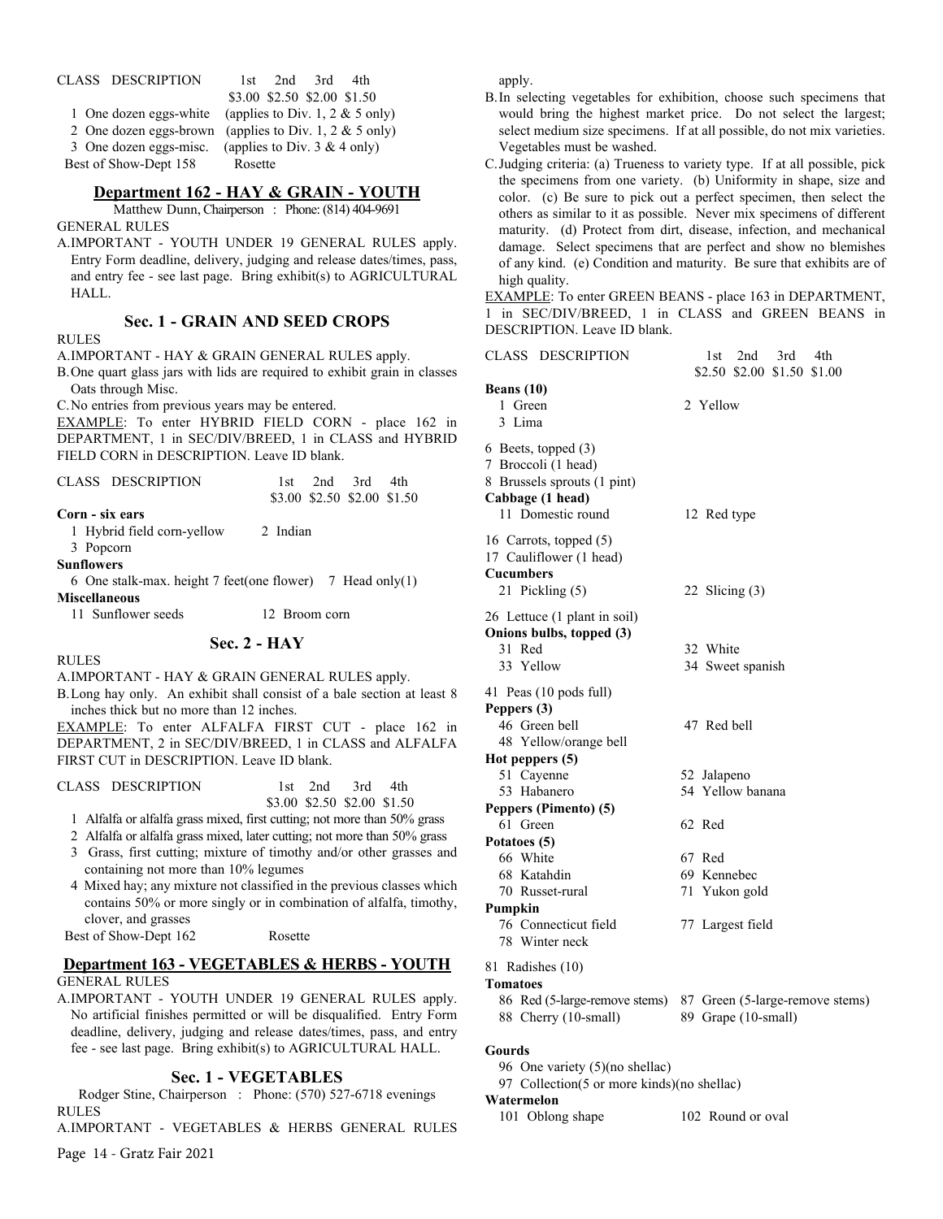| CLASS | DESCRIPTION | 1st | 2nd | 3rd | 4th |
|---|---|---|---|---|---|
| | | $3.00 | $2.50 | $2.00 | $1.50 |

1 One dozen eggs-white (applies to Div. 1, 2 & 5 only)
2 One dozen eggs-brown (applies to Div. 1, 2 & 5 only)
3 One dozen eggs-misc. (applies to Div. 3 & 4 only)
Best of Show-Dept 158 Rosette

## Department 162 - HAY & GRAIN - YOUTH

Matthew Dunn, Chairperson : Phone: (814) 404-9691

GENERAL RULES

A. IMPORTANT - YOUTH UNDER 19 GENERAL RULES apply. Entry Form deadline, delivery, judging and release dates/times, pass, and entry fee - see last page. Bring exhibit(s) to AGRICULTURAL HALL.

### Sec. 1 - GRAIN AND SEED CROPS

RULES

A. IMPORTANT - HAY & GRAIN GENERAL RULES apply.
B. One quart glass jars with lids are required to exhibit grain in classes Oats through Misc.
C. No entries from previous years may be entered.

EXAMPLE: To enter HYBRID FIELD CORN - place 162 in DEPARTMENT, 1 in SEC/DIV/BREED, 1 in CLASS and HYBRID FIELD CORN in DESCRIPTION. Leave ID blank.

| CLASS | DESCRIPTION | 1st | 2nd | 3rd | 4th |
|---|---|---|---|---|---|
| | | $3.00 | $2.50 | $2.00 | $1.50 |

**Corn - six ears**
1 Hybrid field corn-yellow
2 Indian
3 Popcorn

**Sunflowers**
6 One stalk-max. height 7 feet(one flower)
7 Head only(1)

**Miscellaneous**
11 Sunflower seeds
12 Broom corn

### Sec. 2 - HAY

RULES

A. IMPORTANT - HAY & GRAIN GENERAL RULES apply.
B. Long hay only. An exhibit shall consist of a bale section at least 8 inches thick but no more than 12 inches.

EXAMPLE: To enter ALFALFA FIRST CUT - place 162 in DEPARTMENT, 2 in SEC/DIV/BREED, 1 in CLASS and ALFALFA FIRST CUT in DESCRIPTION. Leave ID blank.

| CLASS | DESCRIPTION | 1st | 2nd | 3rd | 4th |
|---|---|---|---|---|---|
| | | $3.00 | $2.50 | $2.00 | $1.50 |

1 Alfalfa or alfalfa grass mixed, first cutting; not more than 50% grass
2 Alfalfa or alfalfa grass mixed, later cutting; not more than 50% grass
3 Grass, first cutting; mixture of timothy and/or other grasses and containing not more than 10% legumes
4 Mixed hay; any mixture not classified in the previous classes which contains 50% or more singly or in combination of alfalfa, timothy, clover, and grasses

Best of Show-Dept 162 Rosette

## Department 163 - VEGETABLES & HERBS - YOUTH

GENERAL RULES

A. IMPORTANT - YOUTH UNDER 19 GENERAL RULES apply. No artificial finishes permitted or will be disqualified. Entry Form deadline, delivery, judging and release dates/times, pass, and entry fee - see last page. Bring exhibit(s) to AGRICULTURAL HALL.

### Sec. 1 - VEGETABLES

Rodger Stine, Chairperson : Phone: (570) 527-6718 evenings

RULES

A. IMPORTANT - VEGETABLES & HERBS GENERAL RULES apply.
B. In selecting vegetables for exhibition, choose such specimens that would bring the highest market price. Do not select the largest; select medium size specimens. If at all possible, do not mix varieties. Vegetables must be washed.
C. Judging criteria: (a) Trueness to variety type. If at all possible, pick the specimens from one variety. (b) Uniformity in shape, size and color. (c) Be sure to pick out a perfect specimen, then select the others as similar to it as possible. Never mix specimens of different maturity. (d) Protect from dirt, disease, infection, and mechanical damage. Select specimens that are perfect and show no blemishes of any kind. (e) Condition and maturity. Be sure that exhibits are of high quality.

EXAMPLE: To enter GREEN BEANS - place 163 in DEPARTMENT, 1 in SEC/DIV/BREED, 1 in CLASS and GREEN BEANS in DESCRIPTION. Leave ID blank.

| CLASS | DESCRIPTION | 1st | 2nd | 3rd | 4th |
|---|---|---|---|---|---|
| | | $2.50 | $2.00 | $1.50 | $1.00 |

**Beans (10)**
1 Green
2 Yellow
3 Lima

6 Beets, topped (3)
7 Broccoli (1 head)
8 Brussels sprouts (1 pint)

**Cabbage (1 head)**
11 Domestic round
12 Red type

16 Carrots, topped (5)
17 Cauliflower (1 head)

**Cucumbers**
21 Pickling (5)
22 Slicing (3)

26 Lettuce (1 plant in soil)

**Onions bulbs, topped (3)**
31 Red
32 White
33 Yellow
34 Sweet spanish

41 Peas (10 pods full)

**Peppers (3)**
46 Green bell
47 Red bell
48 Yellow/orange bell

**Hot peppers (5)**
51 Cayenne
52 Jalapeno
53 Habanero
54 Yellow banana

**Peppers (Pimento) (5)**
61 Green
62 Red

**Potatoes (5)**
66 White
67 Red
68 Katahdin
69 Kennebec
70 Russet-rural
71 Yukon gold

**Pumpkin**
76 Connecticut field
77 Largest field
78 Winter neck

81 Radishes (10)

**Tomatoes**
86 Red (5-large-remove stems)
87 Green (5-large-remove stems)
88 Cherry (10-small)
89 Grape (10-small)

**Gourds**
96 One variety (5)(no shellac)
97 Collection(5 or more kinds)(no shellac)

**Watermelon**
101 Oblong shape
102 Round or oval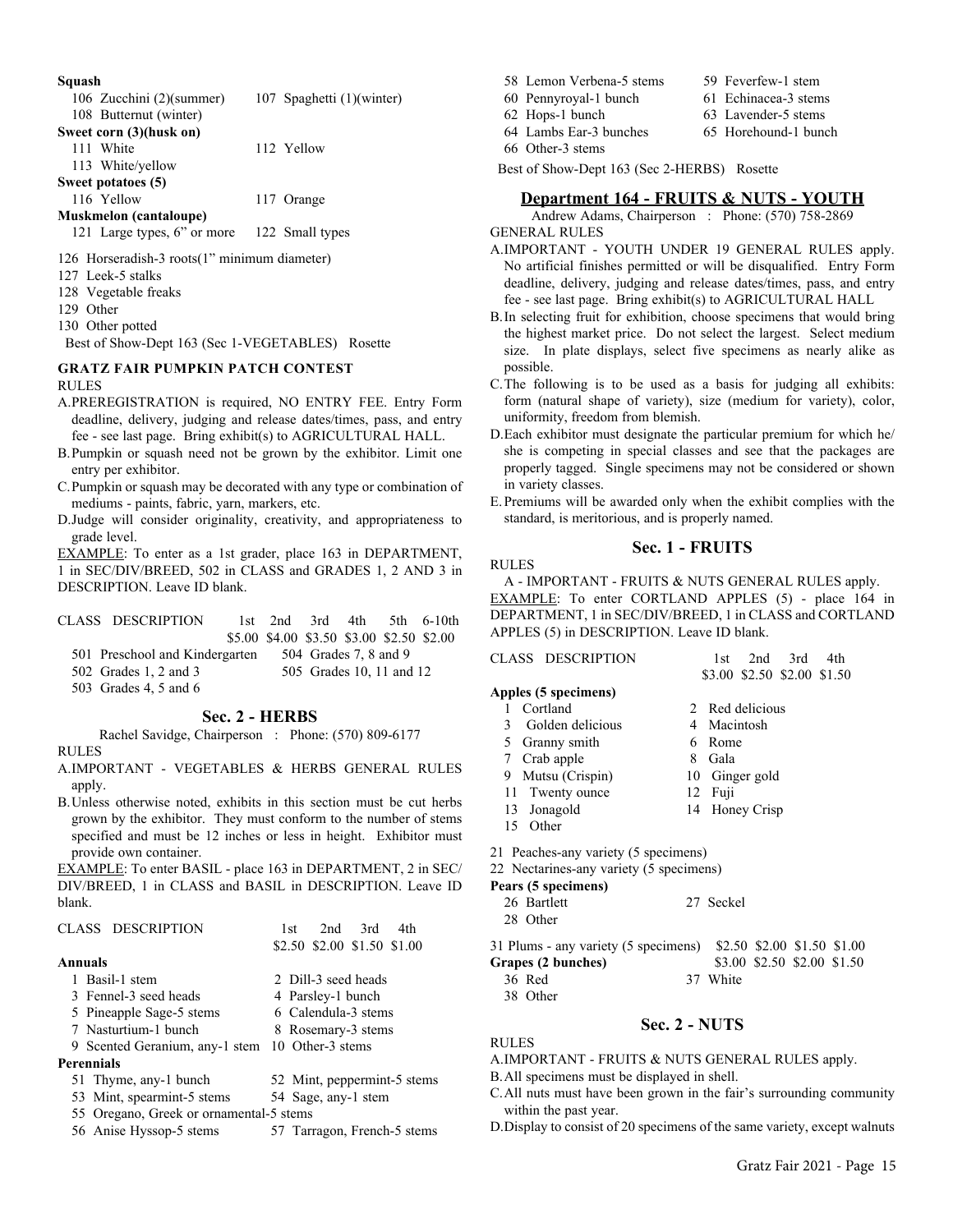**Squash**

106 Zucchini (2)(summer) — 107 Spaghetti (1)(winter)
108 Butternut (winter)

**Sweet corn (3)(husk on)**

111 White — 112 Yellow
113 White/yellow

**Sweet potatoes (5)**

116 Yellow — 117 Orange

**Muskmelon (cantaloupe)**

121 Large types, 6" or more — 122 Small types

126 Horseradish-3 roots(1" minimum diameter)
127 Leek-5 stalks
128 Vegetable freaks
129 Other
130 Other potted

Best of Show-Dept 163 (Sec 1-VEGETABLES) Rosette

### GRATZ FAIR PUMPKIN PATCH CONTEST

RULES

A. PREREGISTRATION is required, NO ENTRY FEE. Entry Form deadline, delivery, judging and release dates/times, pass, and entry fee - see last page. Bring exhibit(s) to AGRICULTURAL HALL.
B. Pumpkin or squash need not be grown by the exhibitor. Limit one entry per exhibitor.
C. Pumpkin or squash may be decorated with any type or combination of mediums - paints, fabric, yarn, markers, etc.
D. Judge will consider originality, creativity, and appropriateness to grade level.

EXAMPLE: To enter as a 1st grader, place 163 in DEPARTMENT, 1 in SEC/DIV/BREED, 502 in CLASS and GRADES 1, 2 AND 3 in DESCRIPTION. Leave ID blank.

| CLASS DESCRIPTION | 1st | 2nd | 3rd | 4th | 5th | 6-10th |
|---|---|---|---|---|---|---|
| | $5.00 | $4.00 | $3.50 | $3.00 | $2.50 | $2.00 |

501 Preschool and Kindergarten — 504 Grades 7, 8 and 9
502 Grades 1, 2 and 3 — 505 Grades 10, 11 and 12
503 Grades 4, 5 and 6

## Sec. 2 - HERBS

Rachel Savidge, Chairperson : Phone: (570) 809-6177

RULES

A. IMPORTANT - VEGETABLES & HERBS GENERAL RULES apply.
B. Unless otherwise noted, exhibits in this section must be cut herbs grown by the exhibitor. They must conform to the number of stems specified and must be 12 inches or less in height. Exhibitor must provide own container.

EXAMPLE: To enter BASIL - place 163 in DEPARTMENT, 2 in SEC/DIV/BREED, 1 in CLASS and BASIL in DESCRIPTION. Leave ID blank.

| CLASS DESCRIPTION | 1st | 2nd | 3rd | 4th |
|---|---|---|---|---|
| | $2.50 | $2.00 | $1.50 | $1.00 |

**Annuals**

1 Basil-1 stem — 2 Dill-3 seed heads
3 Fennel-3 seed heads — 4 Parsley-1 bunch
5 Pineapple Sage-5 stems — 6 Calendula-3 stems
7 Nasturtium-1 bunch — 8 Rosemary-3 stems
9 Scented Geranium, any-1 stem — 10 Other-3 stems

**Perennials**

51 Thyme, any-1 bunch — 52 Mint, peppermint-5 stems
53 Mint, spearmint-5 stems — 54 Sage, any-1 stem
55 Oregano, Greek or ornamental-5 stems
56 Anise Hyssop-5 stems — 57 Tarragon, French-5 stems
58 Lemon Verbena-5 stems — 59 Feverfew-1 stem
60 Pennyroyal-1 bunch — 61 Echinacea-3 stems
62 Hops-1 bunch — 63 Lavender-5 stems
64 Lambs Ear-3 bunches — 65 Horehound-1 bunch
66 Other-3 stems

Best of Show-Dept 163 (Sec 2-HERBS) Rosette

## Department 164 - FRUITS & NUTS - YOUTH

Andrew Adams, Chairperson : Phone: (570) 758-2869

GENERAL RULES

A. IMPORTANT - YOUTH UNDER 19 GENERAL RULES apply. No artificial finishes permitted or will be disqualified. Entry Form deadline, delivery, judging and release dates/times, pass, and entry fee - see last page. Bring exhibit(s) to AGRICULTURAL HALL
B. In selecting fruit for exhibition, choose specimens that would bring the highest market price. Do not select the largest. Select medium size. In plate displays, select five specimens as nearly alike as possible.
C. The following is to be used as a basis for judging all exhibits: form (natural shape of variety), size (medium for variety), color, uniformity, freedom from blemish.
D. Each exhibitor must designate the particular premium for which he/she is competing in special classes and see that the packages are properly tagged. Single specimens may not be considered or shown in variety classes.
E. Premiums will be awarded only when the exhibit complies with the standard, is meritorious, and is properly named.

## Sec. 1 - FRUITS

RULES

A - IMPORTANT - FRUITS & NUTS GENERAL RULES apply.

EXAMPLE: To enter CORTLAND APPLES (5) - place 164 in DEPARTMENT, 1 in SEC/DIV/BREED, 1 in CLASS and CORTLAND APPLES (5) in DESCRIPTION. Leave ID blank.

| CLASS DESCRIPTION | 1st | 2nd | 3rd | 4th |
|---|---|---|---|---|
| | $3.00 | $2.50 | $2.00 | $1.50 |

**Apples (5 specimens)**

1 Cortland — 2 Red delicious
3 Golden delicious — 4 Macintosh
5 Granny smith — 6 Rome
7 Crab apple — 8 Gala
9 Mutsu (Crispin) — 10 Ginger gold
11 Twenty ounce — 12 Fuji
13 Jonagold — 14 Honey Crisp
15 Other

21 Peaches-any variety (5 specimens)
22 Nectarines-any variety (5 specimens)

**Pears (5 specimens)**

26 Bartlett — 27 Seckel
28 Other

| | 1st | 2nd | 3rd | 4th |
|---|---|---|---|---|
| 31 Plums - any variety (5 specimens) | $2.50 | $2.00 | $1.50 | $1.00 |
| **Grapes (2 bunches)** | $3.00 | $2.50 | $2.00 | $1.50 |

36 Red — 37 White
38 Other

## Sec. 2 - NUTS

RULES

A. IMPORTANT - FRUITS & NUTS GENERAL RULES apply.
B. All specimens must be displayed in shell.
C. All nuts must have been grown in the fair's surrounding community within the past year.
D. Display to consist of 20 specimens of the same variety, except walnuts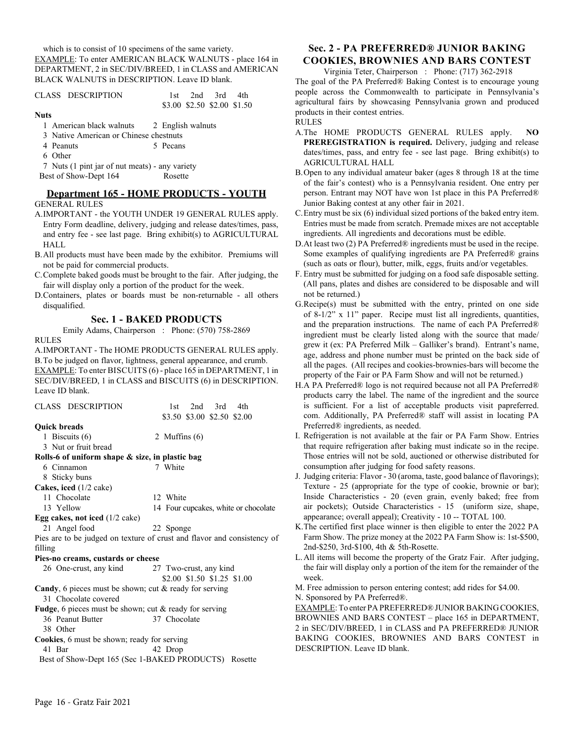which is to consist of 10 specimens of the same variety.

EXAMPLE: To enter AMERICAN BLACK WALNUTS - place 164 in DEPARTMENT, 2 in SEC/DIV/BREED, 1 in CLASS and AMERICAN BLACK WALNUTS in DESCRIPTION. Leave ID blank.

| CLASS | DESCRIPTION | 1st | 2nd | 3rd | 4th |
|---|---|---|---|---|---|
| | | $3.00 | $2.50 | $2.00 | $1.50 |

**Nuts**

1 American black walnuts
2 English walnuts
3 Native American or Chinese chestnuts
4 Peanuts
5 Pecans
6 Other
7 Nuts (1 pint jar of nut meats) - any variety

Best of Show-Dept 164 Rosette

## Department 165 - HOME PRODUCTS - YOUTH

GENERAL RULES

A. IMPORTANT - the YOUTH UNDER 19 GENERAL RULES apply. Entry Form deadline, delivery, judging and release dates/times, pass, and entry fee - see last page. Bring exhibit(s) to AGRICULTURAL HALL

B. All products must have been made by the exhibitor. Premiums will not be paid for commercial products.

C. Complete baked goods must be brought to the fair. After judging, the fair will display only a portion of the product for the week.

D. Containers, plates or boards must be non-returnable - all others disqualified.

### Sec. 1 - BAKED PRODUCTS

Emily Adams, Chairperson : Phone: (570) 758-2869

RULES

A. IMPORTANT - The HOME PRODUCTS GENERAL RULES apply.

B. To be judged on flavor, lightness, general appearance, and crumb.

EXAMPLE: To enter BISCUITS (6) - place 165 in DEPARTMENT, 1 in SEC/DIV/BREED, 1 in CLASS and BISCUITS (6) in DESCRIPTION. Leave ID blank.

| CLASS | DESCRIPTION | 1st | 2nd | 3rd | 4th |
|---|---|---|---|---|---|
| | | $3.50 | $3.00 | $2.50 | $2.00 |

**Quick breads**

1 Biscuits (6)
2 Muffins (6)
3 Nut or fruit bread

**Rolls-6 of uniform shape & size, in plastic bag**

6 Cinnamon
7 White
8 Sticky buns

**Cakes, iced** (1/2 cake)

11 Chocolate
12 White
13 Yellow
14 Four cupcakes, white or chocolate

**Egg cakes, not iced** (1/2 cake)

21 Angel food
22 Sponge

Pies are to be judged on texture of crust and flavor and consistency of filling

**Pies-no creams, custards or cheese**

26 One-crust, any kind
27 Two-crust, any kind

$2.00 $1.50 $1.25 $1.00

**Candy**, 6 pieces must be shown; cut & ready for serving

31 Chocolate covered

**Fudge**, 6 pieces must be shown; cut & ready for serving

36 Peanut Butter
37 Chocolate
38 Other

**Cookies**, 6 must be shown; ready for serving

41 Bar
42 Drop

Best of Show-Dept 165 (Sec 1-BAKED PRODUCTS) Rosette

### Sec. 2 - PA PREFERRED® JUNIOR BAKING COOKIES, BROWNIES AND BARS CONTEST

Virginia Teter, Chairperson : Phone: (717) 362-2918

The goal of the PA Preferred® Baking Contest is to encourage young people across the Commonwealth to participate in Pennsylvania's agricultural fairs by showcasing Pennsylvania grown and produced products in their contest entries.

RULES

A. The HOME PRODUCTS GENERAL RULES apply. **NO PREREGISTRATION is required.** Delivery, judging and release dates/times, pass, and entry fee - see last page. Bring exhibit(s) to AGRICULTURAL HALL

B. Open to any individual amateur baker (ages 8 through 18 at the time of the fair's contest) who is a Pennsylvania resident. One entry per person. Entrant may NOT have won 1st place in this PA Preferred® Junior Baking contest at any other fair in 2021.

C. Entry must be six (6) individual sized portions of the baked entry item. Entries must be made from scratch. Premade mixes are not acceptable ingredients. All ingredients and decorations must be edible.

D. At least two (2) PA Preferred® ingredients must be used in the recipe. Some examples of qualifying ingredients are PA Preferred® grains (such as oats or flour), butter, milk, eggs, fruits and/or vegetables.

F. Entry must be submitted for judging on a food safe disposable setting. (All pans, plates and dishes are considered to be disposable and will not be returned.)

G. Recipe(s) must be submitted with the entry, printed on one side of 8-1/2" x 11" paper. Recipe must list all ingredients, quantities, and the preparation instructions. The name of each PA Preferred® ingredient must be clearly listed along with the source that made/grew it (ex: PA Preferred Milk – Galliker's brand). Entrant's name, age, address and phone number must be printed on the back side of all the pages. (All recipes and cookies-brownies-bars will become the property of the Fair or PA Farm Show and will not be returned.)

H. A PA Preferred® logo is not required because not all PA Preferred® products carry the label. The name of the ingredient and the source is sufficient. For a list of acceptable products visit papreferred.com. Additionally, PA Preferred® staff will assist in locating PA Preferred® ingredients, as needed.

I. Refrigeration is not available at the fair or PA Farm Show. Entries that require refrigeration after baking must indicate so in the recipe. Those entries will not be sold, auctioned or otherwise distributed for consumption after judging for food safety reasons.

J. Judging criteria: Flavor - 30 (aroma, taste, good balance of flavorings); Texture - 25 (appropriate for the type of cookie, brownie or bar); Inside Characteristics - 20 (even grain, evenly baked; free from air pockets); Outside Characteristics - 15 (uniform size, shape, appearance; overall appeal); Creativity - 10 -- TOTAL 100.

K. The certified first place winner is then eligible to enter the 2022 PA Farm Show. The prize money at the 2022 PA Farm Show is: 1st-$500, 2nd-$250, 3rd-$100, 4th & 5th-Rosette.

L. All items will become the property of the Gratz Fair. After judging, the fair will display only a portion of the item for the remainder of the week.

M. Free admission to person entering contest; add rides for $4.00.

N. Sponsored by PA Preferred®.

EXAMPLE: To enter PA PREFERRED® JUNIOR BAKING COOKIES, BROWNIES AND BARS CONTEST – place 165 in DEPARTMENT, 2 in SEC/DIV/BREED, 1 in CLASS and PA PREFERRED® JUNIOR BAKING COOKIES, BROWNIES AND BARS CONTEST in DESCRIPTION. Leave ID blank.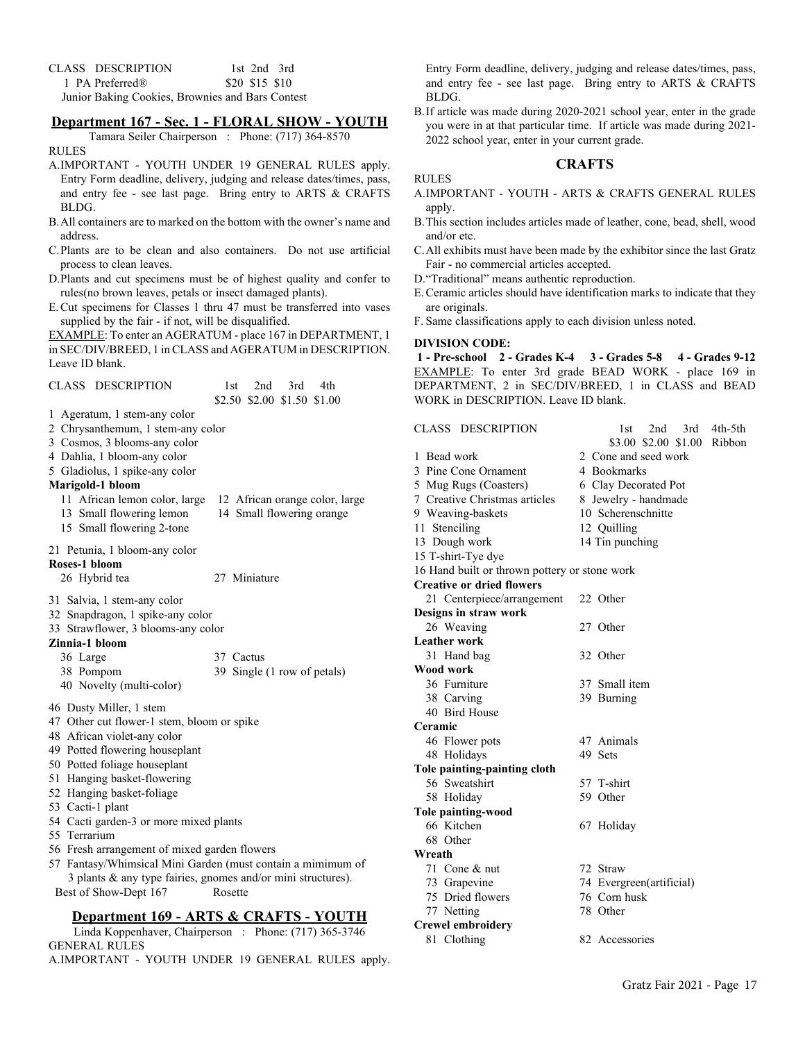| CLASS | DESCRIPTION | 1st | 2nd | 3rd |
|---|---|---|---|---|
| 1 | PA Preferred® | $20 | $15 | $10 |

Junior Baking Cookies, Brownies and Bars Contest

## Department 167 - Sec. 1 - FLORAL SHOW - YOUTH

Tamara Seiler Chairperson : Phone: (717) 364-8570

RULES

A. IMPORTANT - YOUTH UNDER 19 GENERAL RULES apply. Entry Form deadline, delivery, judging and release dates/times, pass, and entry fee - see last page. Bring entry to ARTS & CRAFTS BLDG.

B. All containers are to marked on the bottom with the owner's name and address.

C. Plants are to be clean and also containers. Do not use artificial process to clean leaves.

D. Plants and cut specimens must be of highest quality and confer to rules(no brown leaves, petals or insect damaged plants).

E. Cut specimens for Classes 1 thru 47 must be transferred into vases supplied by the fair - if not, will be disqualified.

EXAMPLE: To enter an AGERATUM - place 167 in DEPARTMENT, 1 in SEC/DIV/BREED, 1 in CLASS and AGERATUM in DESCRIPTION. Leave ID blank.

| CLASS DESCRIPTION | 1st | 2nd | 3rd | 4th |
|---|---|---|---|---|
| | $2.50 | $2.00 | $1.50 | $1.00 |

1 Ageratum, 1 stem-any color
2 Chrysanthemum, 1 stem-any color
3 Cosmos, 3 blooms-any color
4 Dahlia, 1 bloom-any color
5 Gladiolus, 1 spike-any color

**Marigold-1 bloom**
11 African lemon color, large
12 African orange color, large
13 Small flowering lemon
14 Small flowering orange
15 Small flowering 2-tone

21 Petunia, 1 bloom-any color

**Roses-1 bloom**
26 Hybrid tea
27 Miniature

31 Salvia, 1 stem-any color
32 Snapdragon, 1 spike-any color
33 Strawflower, 3 blooms-any color

**Zinnia-1 bloom**
36 Large
37 Cactus
38 Pompom
39 Single (1 row of petals)
40 Novelty (multi-color)

46 Dusty Miller, 1 stem
47 Other cut flower-1 stem, bloom or spike
48 African violet-any color
49 Potted flowering houseplant
50 Potted foliage houseplant
51 Hanging basket-flowering
52 Hanging basket-foliage
53 Cacti-1 plant
54 Cacti garden-3 or more mixed plants
55 Terrarium
56 Fresh arrangement of mixed garden flowers
57 Fantasy/Whimsical Mini Garden (must contain a mimimum of 3 plants & any type fairies, gnomes and/or mini structures).

Best of Show-Dept 167 Rosette

## Department 169 - ARTS & CRAFTS - YOUTH

Linda Koppenhaver, Chairperson : Phone: (717) 365-3746

GENERAL RULES

A. IMPORTANT - YOUTH UNDER 19 GENERAL RULES apply. Entry Form deadline, delivery, judging and release dates/times, pass, and entry fee - see last page. Bring entry to ARTS & CRAFTS BLDG.

B. If article was made during 2020-2021 school year, enter in the grade you were in at that particular time. If article was made during 2021-2022 school year, enter in your current grade.

### CRAFTS

RULES

A. IMPORTANT - YOUTH - ARTS & CRAFTS GENERAL RULES apply.

B. This section includes articles made of leather, cone, bead, shell, wood and/or etc.

C. All exhibits must have been made by the exhibitor since the last Gratz Fair - no commercial articles accepted.

D. "Traditional" means authentic reproduction.

E. Ceramic articles should have identification marks to indicate that they are originals.

F. Same classifications apply to each division unless noted.

**DIVISION CODE:**

**1 - Pre-school 2 - Grades K-4 3 - Grades 5-8 4 - Grades 9-12**

EXAMPLE: To enter 3rd grade BEAD WORK - place 169 in DEPARTMENT, 2 in SEC/DIV/BREED, 1 in CLASS and BEAD WORK in DESCRIPTION. Leave ID blank.

| CLASS DESCRIPTION | 1st | 2nd | 3rd | 4th-5th |
|---|---|---|---|---|
| | $3.00 | $2.00 | $1.00 | Ribbon |

1 Bead work
2 Cone and seed work
3 Pine Cone Ornament
4 Bookmarks
5 Mug Rugs (Coasters)
6 Clay Decorated Pot
7 Creative Christmas articles
8 Jewelry - handmade
9 Weaving-baskets
10 Scherenschnitte
11 Stenciling
12 Quilling
13 Dough work
14 Tin punching
15 T-shirt-Tye dye
16 Hand built or thrown pottery or stone work

**Creative or dried flowers**
21 Centerpiece/arrangement
22 Other

**Designs in straw work**
26 Weaving
27 Other

**Leather work**
31 Hand bag
32 Other

**Wood work**
36 Furniture
37 Small item
38 Carving
39 Burning
40 Bird House

**Ceramic**
46 Flower pots
47 Animals
48 Holidays
49 Sets

**Tole painting-painting cloth**
56 Sweatshirt
57 T-shirt
58 Holiday
59 Other

**Tole painting-wood**
66 Kitchen
67 Holiday
68 Other

**Wreath**
71 Cone & nut
72 Straw
73 Grapevine
74 Evergreen(artificial)
75 Dried flowers
76 Corn husk
77 Netting
78 Other

**Crewel embroidery**
81 Clothing
82 Accessories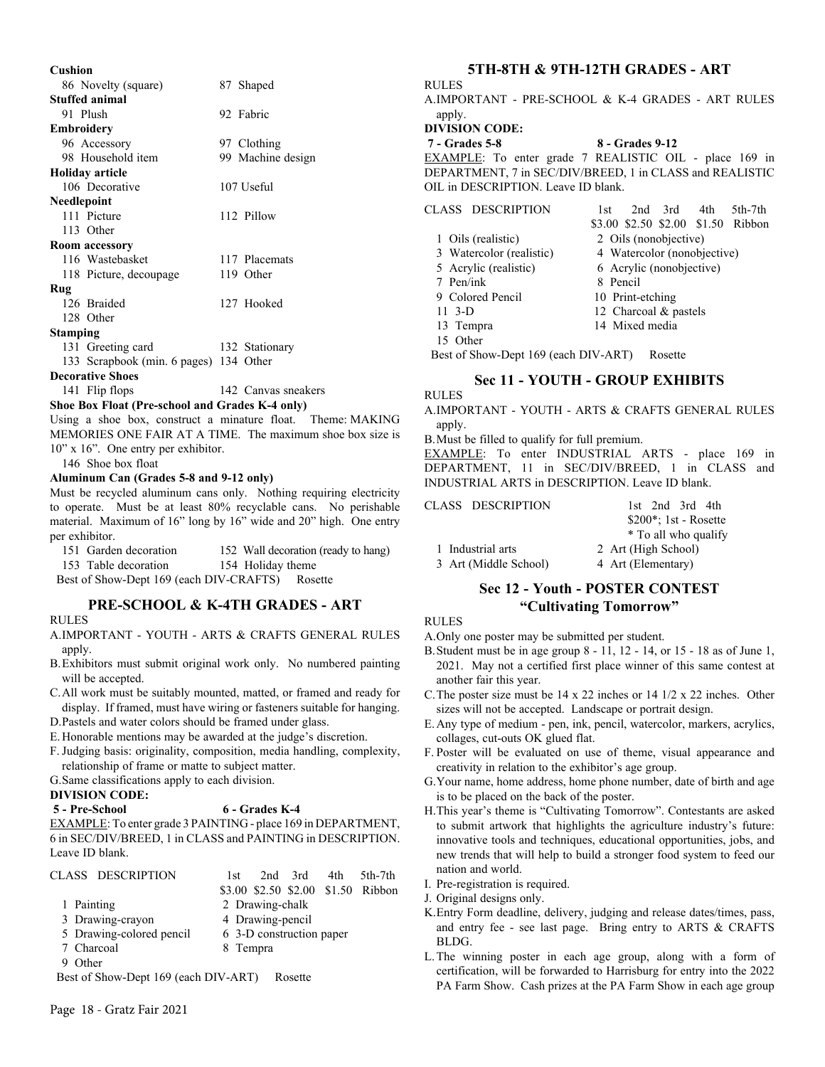**Cushion**

| | |
|---|---|
| 86 Novelty (square) | 87 Shaped |

**Stuffed animal**

| | |
|---|---|
| 91 Plush | 92 Fabric |

**Embroidery**

| | |
|---|---|
| 96 Accessory | 97 Clothing |
| 98 Household item | 99 Machine design |

**Holiday article**

| | |
|---|---|
| 106 Decorative | 107 Useful |

**Needlepoint**

| | |
|---|---|
| 111 Picture | 112 Pillow |
| 113 Other | |

**Room accessory**

| | |
|---|---|
| 116 Wastebasket | 117 Placemats |
| 118 Picture, decoupage | 119 Other |

**Rug**

| | |
|---|---|
| 126 Braided | 127 Hooked |
| 128 Other | |

**Stamping**

| | |
|---|---|
| 131 Greeting card | 132 Stationary |
| 133 Scrapbook (min. 6 pages) | 134 Other |

**Decorative Shoes**

| | |
|---|---|
| 141 Flip flops | 142 Canvas sneakers |

**Shoe Box Float (Pre-school and Grades K-4 only)**

Using a shoe box, construct a minature float. Theme: MAKING MEMORIES ONE FAIR AT A TIME. The maximum shoe box size is 10" x 16". One entry per exhibitor.

146 Shoe box float

**Aluminum Can (Grades 5-8 and 9-12 only)**

Must be recycled aluminum cans only. Nothing requiring electricity to operate. Must be at least 80% recyclable cans. No perishable material. Maximum of 16" long by 16" wide and 20" high. One entry per exhibitor.

| | |
|---|---|
| 151 Garden decoration | 152 Wall decoration (ready to hang) |
| 153 Table decoration | 154 Holiday theme |

Best of Show-Dept 169 (each DIV-CRAFTS) Rosette

## PRE-SCHOOL & K-4TH GRADES - ART

RULES

A. IMPORTANT - YOUTH - ARTS & CRAFTS GENERAL RULES apply.
B. Exhibitors must submit original work only. No numbered painting will be accepted.
C. All work must be suitably mounted, matted, or framed and ready for display. If framed, must have wiring or fasteners suitable for hanging.
D. Pastels and water colors should be framed under glass.
E. Honorable mentions may be awarded at the judge's discretion.
F. Judging basis: originality, composition, media handling, complexity, relationship of frame or matte to subject matter.
G. Same classifications apply to each division.

**DIVISION CODE:**

**5 - Pre-School** **6 - Grades K-4**

EXAMPLE: To enter grade 3 PAINTING - place 169 in DEPARTMENT, 6 in SEC/DIV/BREED, 1 in CLASS and PAINTING in DESCRIPTION. Leave ID blank.

CLASS DESCRIPTION — 1st \$3.00, 2nd \$2.50, 3rd \$2.00, 4th \$1.50, 5th-7th Ribbon

| | |
|---|---|
| 1 Painting | 2 Drawing-chalk |
| 3 Drawing-crayon | 4 Drawing-pencil |
| 5 Drawing-colored pencil | 6 3-D construction paper |
| 7 Charcoal | 8 Tempra |
| 9 Other | |

Best of Show-Dept 169 (each DIV-ART) Rosette

## 5TH-8TH & 9TH-12TH GRADES - ART

RULES

A. IMPORTANT - PRE-SCHOOL & K-4 GRADES - ART RULES apply.

**DIVISION CODE:**

**7 - Grades 5-8** **8 - Grades 9-12**

EXAMPLE: To enter grade 7 REALISTIC OIL - place 169 in DEPARTMENT, 7 in SEC/DIV/BREED, 1 in CLASS and REALISTIC OIL in DESCRIPTION. Leave ID blank.

CLASS DESCRIPTION — 1st \$3.00, 2nd \$2.50, 3rd \$2.00, 4th \$1.50, 5th-7th Ribbon

| | |
|---|---|
| 1 Oils (realistic) | 2 Oils (nonobjective) |
| 3 Watercolor (realistic) | 4 Watercolor (nonobjective) |
| 5 Acrylic (realistic) | 6 Acrylic (nonobjective) |
| 7 Pen/ink | 8 Pencil |
| 9 Colored Pencil | 10 Print-etching |
| 11 3-D | 12 Charcoal & pastels |
| 13 Tempra | 14 Mixed media |
| 15 Other | |

Best of Show-Dept 169 (each DIV-ART) Rosette

## Sec 11 - YOUTH - GROUP EXHIBITS

RULES

A. IMPORTANT - YOUTH - ARTS & CRAFTS GENERAL RULES apply.
B. Must be filled to qualify for full premium.

EXAMPLE: To enter INDUSTRIAL ARTS - place 169 in DEPARTMENT, 11 in SEC/DIV/BREED, 1 in CLASS and INDUSTRIAL ARTS in DESCRIPTION. Leave ID blank.

CLASS DESCRIPTION — 1st 2nd 3rd 4th: \$200*; 1st - Rosette
\* To all who qualify

| | |
|---|---|
| 1 Industrial arts | 2 Art (High School) |
| 3 Art (Middle School) | 4 Art (Elementary) |

## Sec 12 - Youth - POSTER CONTEST "Cultivating Tomorrow"

RULES

A. Only one poster may be submitted per student.
B. Student must be in age group 8 - 11, 12 - 14, or 15 - 18 as of June 1, 2021. May not a certified first place winner of this same contest at another fair this year.
C. The poster size must be 14 x 22 inches or 14 1/2 x 22 inches. Other sizes will not be accepted. Landscape or portrait design.
E. Any type of medium - pen, ink, pencil, watercolor, markers, acrylics, collages, cut-outs OK glued flat.
F. Poster will be evaluated on use of theme, visual appearance and creativity in relation to the exhibitor's age group.
G. Your name, home address, home phone number, date of birth and age is to be placed on the back of the poster.
H. This year's theme is "Cultivating Tomorrow". Contestants are asked to submit artwork that highlights the agriculture industry's future: innovative tools and techniques, educational opportunities, jobs, and new trends that will help to build a stronger food system to feed our nation and world.
I. Pre-registration is required.
J. Original designs only.
K. Entry Form deadline, delivery, judging and release dates/times, pass, and entry fee - see last page. Bring entry to ARTS & CRAFTS BLDG.
L. The winning poster in each age group, along with a form of certification, will be forwarded to Harrisburg for entry into the 2022 PA Farm Show. Cash prizes at the PA Farm Show in each age group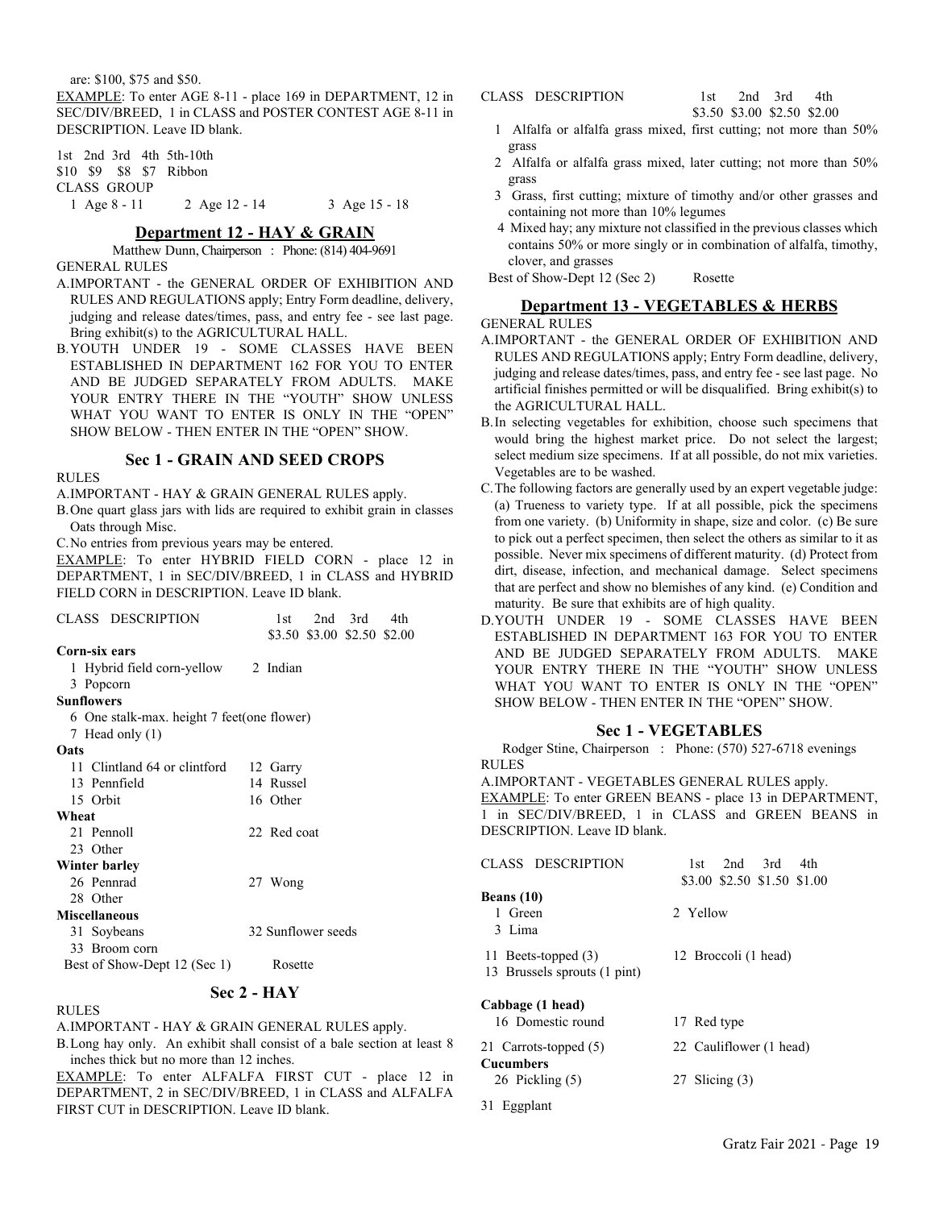are: $100, $75 and $50.

EXAMPLE: To enter AGE 8-11 - place 169 in DEPARTMENT, 12 in SEC/DIV/BREED, 1 in CLASS and POSTER CONTEST AGE 8-11 in DESCRIPTION. Leave ID blank.

| 1st | 2nd | 3rd | 4th | 5th-10th |
|---|---|---|---|---|
| $10 | $9 | $8 | $7 | Ribbon |

CLASS GROUP

1 Age 8 - 11    2 Age 12 - 14    3 Age 15 - 18

## Department 12 - HAY & GRAIN

Matthew Dunn, Chairperson : Phone: (814) 404-9691

GENERAL RULES

A. IMPORTANT - the GENERAL ORDER OF EXHIBITION AND RULES AND REGULATIONS apply; Entry Form deadline, delivery, judging and release dates/times, pass, and entry fee - see last page. Bring exhibit(s) to the AGRICULTURAL HALL.

B. YOUTH UNDER 19 - SOME CLASSES HAVE BEEN ESTABLISHED IN DEPARTMENT 162 FOR YOU TO ENTER AND BE JUDGED SEPARATELY FROM ADULTS. MAKE YOUR ENTRY THERE IN THE "YOUTH" SHOW UNLESS WHAT YOU WANT TO ENTER IS ONLY IN THE "OPEN" SHOW BELOW - THEN ENTER IN THE "OPEN" SHOW.

### Sec 1 - GRAIN AND SEED CROPS

RULES

A. IMPORTANT - HAY & GRAIN GENERAL RULES apply.

B. One quart glass jars with lids are required to exhibit grain in classes Oats through Misc.

C. No entries from previous years may be entered.

EXAMPLE: To enter HYBRID FIELD CORN - place 12 in DEPARTMENT, 1 in SEC/DIV/BREED, 1 in CLASS and HYBRID FIELD CORN in DESCRIPTION. Leave ID blank.

| CLASS DESCRIPTION | 1st | 2nd | 3rd | 4th |
|---|---|---|---|---|
| | $3.50 | $3.00 | $2.50 | $2.00 |

**Corn-six ears**

1 Hybrid field corn-yellow    2 Indian

3 Popcorn

**Sunflowers**

6 One stalk-max. height 7 feet(one flower)

7 Head only (1)

**Oats**

11 Clintland 64 or clintford    12 Garry

13 Pennfield    14 Russel

15 Orbit    16 Other

**Wheat**

21 Pennoll    22 Red coat

23 Other

**Winter barley**

26 Pennrad    27 Wong

28 Other

**Miscellaneous**

31 Soybeans    32 Sunflower seeds

33 Broom corn

Best of Show-Dept 12 (Sec 1)    Rosette

### Sec 2 - HAY

RULES

A. IMPORTANT - HAY & GRAIN GENERAL RULES apply.

B. Long hay only. An exhibit shall consist of a bale section at least 8 inches thick but no more than 12 inches.

EXAMPLE: To enter ALFALFA FIRST CUT - place 12 in DEPARTMENT, 2 in SEC/DIV/BREED, 1 in CLASS and ALFALFA FIRST CUT in DESCRIPTION. Leave ID blank.

| CLASS DESCRIPTION | 1st | 2nd | 3rd | 4th |
|---|---|---|---|---|
| | $3.50 | $3.00 | $2.50 | $2.00 |

1 Alfalfa or alfalfa grass mixed, first cutting; not more than 50% grass

2 Alfalfa or alfalfa grass mixed, later cutting; not more than 50% grass

3 Grass, first cutting; mixture of timothy and/or other grasses and containing not more than 10% legumes

4 Mixed hay; any mixture not classified in the previous classes which contains 50% or more singly or in combination of alfalfa, timothy, clover, and grasses

Best of Show-Dept 12 (Sec 2)    Rosette

## Department 13 - VEGETABLES & HERBS

GENERAL RULES

A. IMPORTANT - the GENERAL ORDER OF EXHIBITION AND RULES AND REGULATIONS apply; Entry Form deadline, delivery, judging and release dates/times, pass, and entry fee - see last page. No artificial finishes permitted or will be disqualified. Bring exhibit(s) to the AGRICULTURAL HALL.

B. In selecting vegetables for exhibition, choose such specimens that would bring the highest market price. Do not select the largest; select medium size specimens. If at all possible, do not mix varieties. Vegetables are to be washed.

C. The following factors are generally used by an expert vegetable judge: (a) Trueness to variety type. If at all possible, pick the specimens from one variety. (b) Uniformity in shape, size and color. (c) Be sure to pick out a perfect specimen, then select the others as similar to it as possible. Never mix specimens of different maturity. (d) Protect from dirt, disease, infection, and mechanical damage. Select specimens that are perfect and show no blemishes of any kind. (e) Condition and maturity. Be sure that exhibits are of high quality.

D. YOUTH UNDER 19 - SOME CLASSES HAVE BEEN ESTABLISHED IN DEPARTMENT 163 FOR YOU TO ENTER AND BE JUDGED SEPARATELY FROM ADULTS. MAKE YOUR ENTRY THERE IN THE "YOUTH" SHOW UNLESS WHAT YOU WANT TO ENTER IS ONLY IN THE "OPEN" SHOW BELOW - THEN ENTER IN THE "OPEN" SHOW.

### Sec 1 - VEGETABLES

Rodger Stine, Chairperson : Phone: (570) 527-6718 evenings

RULES

A. IMPORTANT - VEGETABLES GENERAL RULES apply.

EXAMPLE: To enter GREEN BEANS - place 13 in DEPARTMENT, 1 in SEC/DIV/BREED, 1 in CLASS and GREEN BEANS in DESCRIPTION. Leave ID blank.

| CLASS DESCRIPTION | 1st | 2nd | 3rd | 4th |
|---|---|---|---|---|
| | $3.00 | $2.50 | $1.50 | $1.00 |

**Beans (10)**

1 Green    2 Yellow

3 Lima

11 Beets-topped (3)    12 Broccoli (1 head)

13 Brussels sprouts (1 pint)

**Cabbage (1 head)**

16 Domestic round    17 Red type

21 Carrots-topped (5)    22 Cauliflower (1 head)

**Cucumbers**

26 Pickling (5)    27 Slicing (3)

31 Eggplant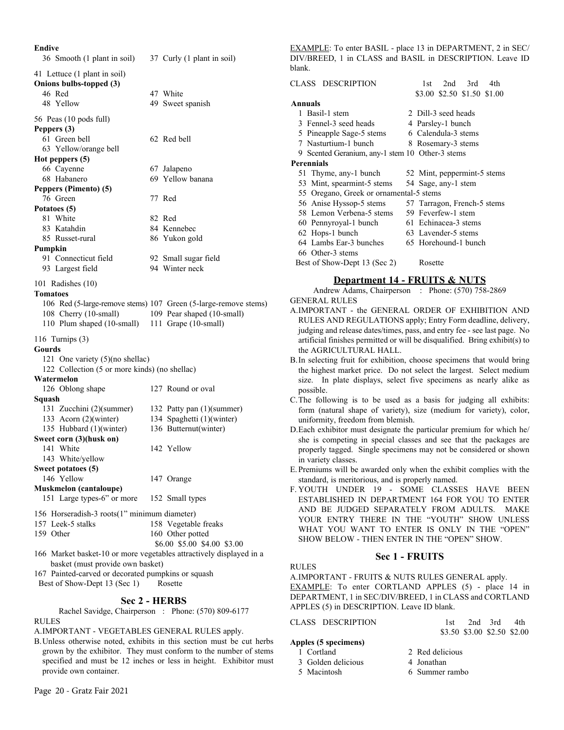**Endive**

36 Smooth (1 plant in soil)
37 Curly (1 plant in soil)

41 Lettuce (1 plant in soil)

**Onions bulbs-topped (3)**

46 Red
47 White
48 Yellow
49 Sweet spanish

56 Peas (10 pods full)

**Peppers (3)**

61 Green bell
62 Red bell
63 Yellow/orange bell

**Hot peppers (5)**

66 Cayenne
67 Jalapeno
68 Habanero
69 Yellow banana

**Peppers (Pimento) (5)**

76 Green
77 Red

**Potatoes (5)**

81 White
82 Red
83 Katahdin
84 Kennebec
85 Russet-rural
86 Yukon gold

**Pumpkin**

91 Connecticut field
92 Small sugar field
93 Largest field
94 Winter neck

101 Radishes (10)

**Tomatoes**

106 Red (5-large-remove stems)
107 Green (5-large-remove stems)
108 Cherry (10-small)
109 Pear shaped (10-small)
110 Plum shaped (10-small)
111 Grape (10-small)

116 Turnips (3)

**Gourds**

121 One variety (5)(no shellac)
122 Collection (5 or more kinds) (no shellac)

**Watermelon**

126 Oblong shape
127 Round or oval

**Squash**

131 Zucchini (2)(summer)
132 Patty pan (1)(summer)
133 Acorn (2)(winter)
134 Spaghetti (1)(winter)
135 Hubbard (1)(winter)
136 Butternut(winter)

**Sweet corn (3)(husk on)**

141 White
142 Yellow
143 White/yellow

**Sweet potatoes (5)**

146 Yellow
147 Orange

**Muskmelon (cantaloupe)**

151 Large types-6" or more
152 Small types

156 Horseradish-3 roots(1" minimum diameter)
157 Leek-5 stalks
158 Vegetable freaks
159 Other
160 Other potted

$6.00 $5.00 $4.00 $3.00

166 Market basket-10 or more vegetables attractively displayed in a basket (must provide own basket)
167 Painted-carved or decorated pumpkins or squash

Best of Show-Dept 13 (Sec 1) Rosette

## Sec 2 - HERBS

Rachel Savidge, Chairperson : Phone: (570) 809-6177

RULES

A. IMPORTANT - VEGETABLES GENERAL RULES apply.

B. Unless otherwise noted, exhibits in this section must be cut herbs grown by the exhibitor. They must conform to the number of stems specified and must be 12 inches or less in height. Exhibitor must provide own container.

EXAMPLE: To enter BASIL - place 13 in DEPARTMENT, 2 in SEC/DIV/BREED, 1 in CLASS and BASIL in DESCRIPTION. Leave ID blank.

| CLASS DESCRIPTION | 1st | 2nd | 3rd | 4th |
|---|---|---|---|---|
| | $3.00 | $2.50 | $1.50 | $1.00 |

**Annuals**

1 Basil-1 stem
2 Dill-3 seed heads
3 Fennel-3 seed heads
4 Parsley-1 bunch
5 Pineapple Sage-5 stems
6 Calendula-3 stems
7 Nasturtium-1 bunch
8 Rosemary-3 stems
9 Scented Geranium, any-1 stem
10 Other-3 stems

**Perennials**

51 Thyme, any-1 bunch
52 Mint, peppermint-5 stems
53 Mint, spearmint-5 stems
54 Sage, any-1 stem
55 Oregano, Greek or ornamental-5 stems
56 Anise Hyssop-5 stems
57 Tarragon, French-5 stems
58 Lemon Verbena-5 stems
59 Feverfew-1 stem
60 Pennyroyal-1 bunch
61 Echinacea-3 stems
62 Hops-1 bunch
63 Lavender-5 stems
64 Lambs Ear-3 bunches
65 Horehound-1 bunch
66 Other-3 stems

Best of Show-Dept 13 (Sec 2) Rosette

## Department 14 - FRUITS & NUTS

Andrew Adams, Chairperson : Phone: (570) 758-2869

GENERAL RULES

A. IMPORTANT - the GENERAL ORDER OF EXHIBITION AND RULES AND REGULATIONS apply; Entry Form deadline, delivery, judging and release dates/times, pass, and entry fee - see last page. No artificial finishes permitted or will be disqualified. Bring exhibit(s) to the AGRICULTURAL HALL.

B. In selecting fruit for exhibition, choose specimens that would bring the highest market price. Do not select the largest. Select medium size. In plate displays, select five specimens as nearly alike as possible.

C. The following is to be used as a basis for judging all exhibits: form (natural shape of variety), size (medium for variety), color, uniformity, freedom from blemish.

D. Each exhibitor must designate the particular premium for which he/she is competing in special classes and see that the packages are properly tagged. Single specimens may not be considered or shown in variety classes.

E. Premiums will be awarded only when the exhibit complies with the standard, is meritorious, and is properly named.

F. YOUTH UNDER 19 - SOME CLASSES HAVE BEEN ESTABLISHED IN DEPARTMENT 164 FOR YOU TO ENTER AND BE JUDGED SEPARATELY FROM ADULTS. MAKE YOUR ENTRY THERE IN THE "YOUTH" SHOW UNLESS WHAT YOU WANT TO ENTER IS ONLY IN THE "OPEN" SHOW BELOW - THEN ENTER IN THE "OPEN" SHOW.

## Sec 1 - FRUITS

RULES

A. IMPORTANT - FRUITS & NUTS RULES GENERAL apply.

EXAMPLE: To enter CORTLAND APPLES (5) - place 14 in DEPARTMENT, 1 in SEC/DIV/BREED, 1 in CLASS and CORTLAND APPLES (5) in DESCRIPTION. Leave ID blank.

| CLASS DESCRIPTION | 1st | 2nd | 3rd | 4th |
|---|---|---|---|---|
| | $3.50 | $3.00 | $2.50 | $2.00 |

**Apples (5 specimens)**

1 Cortland
2 Red delicious
3 Golden delicious
4 Jonathan
5 Macintosh
6 Summer rambo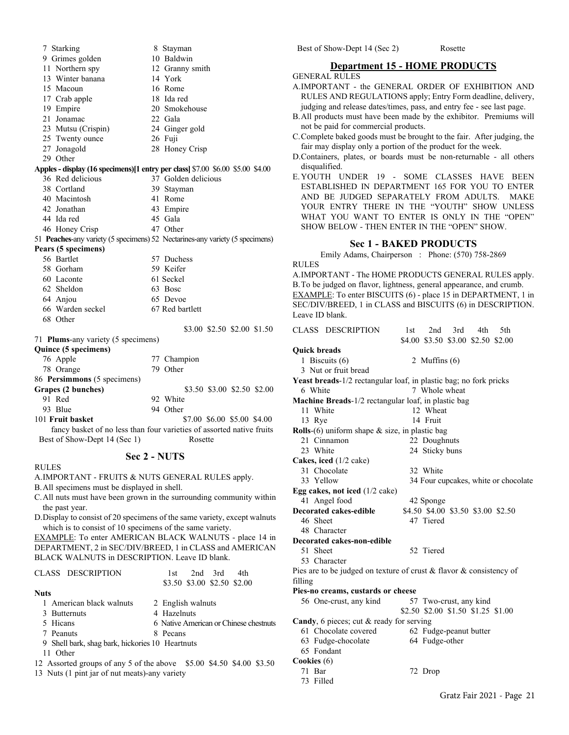7 Starking
8 Stayman
9 Grimes golden
10 Baldwin
11 Northern spy
12 Granny smith
13 Winter banana
14 York
15 Macoun
16 Rome
17 Crab apple
18 Ida red
19 Empire
20 Smokehouse
21 Jonamac
22 Gala
23 Mutsu (Crispin)
24 Ginger gold
25 Twenty ounce
26 Fuji
27 Jonagold
28 Honey Crisp
29 Other

**Apples - display (16 specimens)[1 entry per class]** $7.00 $6.00 $5.00 $4.00

36 Red delicious
37 Golden delicious
38 Cortland
39 Stayman
40 Macintosh
41 Rome
42 Jonathan
43 Empire
44 Ida red
45 Gala
46 Honey Crisp
47 Other

51 **Peaches**-any variety (5 specimens) 52 Nectarines-any variety (5 specimens)

**Pears (5 specimens)**

56 Bartlet
57 Duchess
58 Gorham
59 Keifer
60 Laconte
61 Seckel
62 Sheldon
63 Bosc
64 Anjou
65 Devoe
66 Warden seckel
67 Red bartlett
68 Other

$3.00 $2.50 $2.00 $1.50

71 **Plums**-any variety (5 specimens)

**Quince (5 specimens)**

76 Apple
77 Champion
78 Orange
79 Other

86 **Persimmons** (5 specimens)

**Grapes (2 bunches)** $3.50 $3.00 $2.50 $2.00

91 Red
92 White
93 Blue
94 Other

101 **Fruit basket** $7.00 $6.00 $5.00 $4.00

fancy basket of no less than four varieties of assorted native fruits

Best of Show-Dept 14 (Sec 1) Rosette

## Sec 2 - NUTS

RULES

A. IMPORTANT - FRUITS & NUTS GENERAL RULES apply.

B. All specimens must be displayed in shell.

C. All nuts must have been grown in the surrounding community within the past year.

D. Display to consist of 20 specimens of the same variety, except walnuts which is to consist of 10 specimens of the same variety.

EXAMPLE: To enter AMERICAN BLACK WALNUTS - place 14 in DEPARTMENT, 2 in SEC/DIV/BREED, 1 in CLASS and AMERICAN BLACK WALNUTS in DESCRIPTION. Leave ID blank.

| CLASS DESCRIPTION | 1st | 2nd | 3rd | 4th |
|---|---|---|---|---|
| | $3.50 | $3.00 | $2.50 | $2.00 |

**Nuts**

1 American black walnuts
2 English walnuts
3 Butternuts
4 Hazelnuts
5 Hicans
6 Native American or Chinese chestnuts
7 Peanuts
8 Pecans
9 Shell bark, shag bark, hickories
10 Heartnuts
11 Other

12 Assorted groups of any 5 of the above $5.00 $4.50 $4.00 $3.50

13 Nuts (1 pint jar of nut meats)-any variety

Best of Show-Dept 14 (Sec 2) Rosette

## Department 15 - HOME PRODUCTS

GENERAL RULES

A. IMPORTANT - the GENERAL ORDER OF EXHIBITION AND RULES AND REGULATIONS apply; Entry Form deadline, delivery, judging and release dates/times, pass, and entry fee - see last page.

B. All products must have been made by the exhibitor. Premiums will not be paid for commercial products.

C. Complete baked goods must be brought to the fair. After judging, the fair may display only a portion of the product for the week.

D. Containers, plates, or boards must be non-returnable - all others disqualified.

E. YOUTH UNDER 19 - SOME CLASSES HAVE BEEN ESTABLISHED IN DEPARTMENT 165 FOR YOU TO ENTER AND BE JUDGED SEPARATELY FROM ADULTS. MAKE YOUR ENTRY THERE IN THE "YOUTH" SHOW UNLESS WHAT YOU WANT TO ENTER IS ONLY IN THE "OPEN" SHOW BELOW - THEN ENTER IN THE "OPEN" SHOW.

### Sec 1 - BAKED PRODUCTS

Emily Adams, Chairperson : Phone: (570) 758-2869

RULES

A. IMPORTANT - The HOME PRODUCTS GENERAL RULES apply.

B. To be judged on flavor, lightness, general appearance, and crumb.

EXAMPLE: To enter BISCUITS (6) - place 15 in DEPARTMENT, 1 in SEC/DIV/BREED, 1 in CLASS and BISCUITS (6) in DESCRIPTION. Leave ID blank.

| CLASS DESCRIPTION | 1st | 2nd | 3rd | 4th | 5th |
|---|---|---|---|---|---|
| | $4.00 | $3.50 | $3.00 | $2.50 | $2.00 |

**Quick breads**

1 Biscuits (6)
2 Muffins (6)
3 Nut or fruit bread

**Yeast breads**-1/2 rectangular loaf, in plastic bag; no fork pricks

6 White
7 Whole wheat

**Machine Breads**-1/2 rectangular loaf, in plastic bag

11 White
12 Wheat
13 Rye
14 Fruit

**Rolls**-(6) uniform shape & size, in plastic bag

21 Cinnamon
22 Doughnuts
23 White
24 Sticky buns

**Cakes, iced** (1/2 cake)

31 Chocolate
32 White
33 Yellow
34 Four cupcakes, white or chocolate

**Egg cakes, not iced** (1/2 cake)

41 Angel food
42 Sponge

**Decorated cakes-edible** $4.50 $4.00 $3.50 $3.00 $2.50

46 Sheet
47 Tiered
48 Character

**Decorated cakes-non-edible**

51 Sheet
52 Tiered
53 Character

Pies are to be judged on texture of crust & flavor & consistency of filling

**Pies-no creams, custards or cheese**

56 One-crust, any kind
57 Two-crust, any kind

$2.50 $2.00 $1.50 $1.25 $1.00

**Candy**, 6 pieces; cut & ready for serving

61 Chocolate covered
62 Fudge-peanut butter
63 Fudge-chocolate
64 Fudge-other
65 Fondant

**Cookies** (6)

71 Bar
72 Drop
73 Filled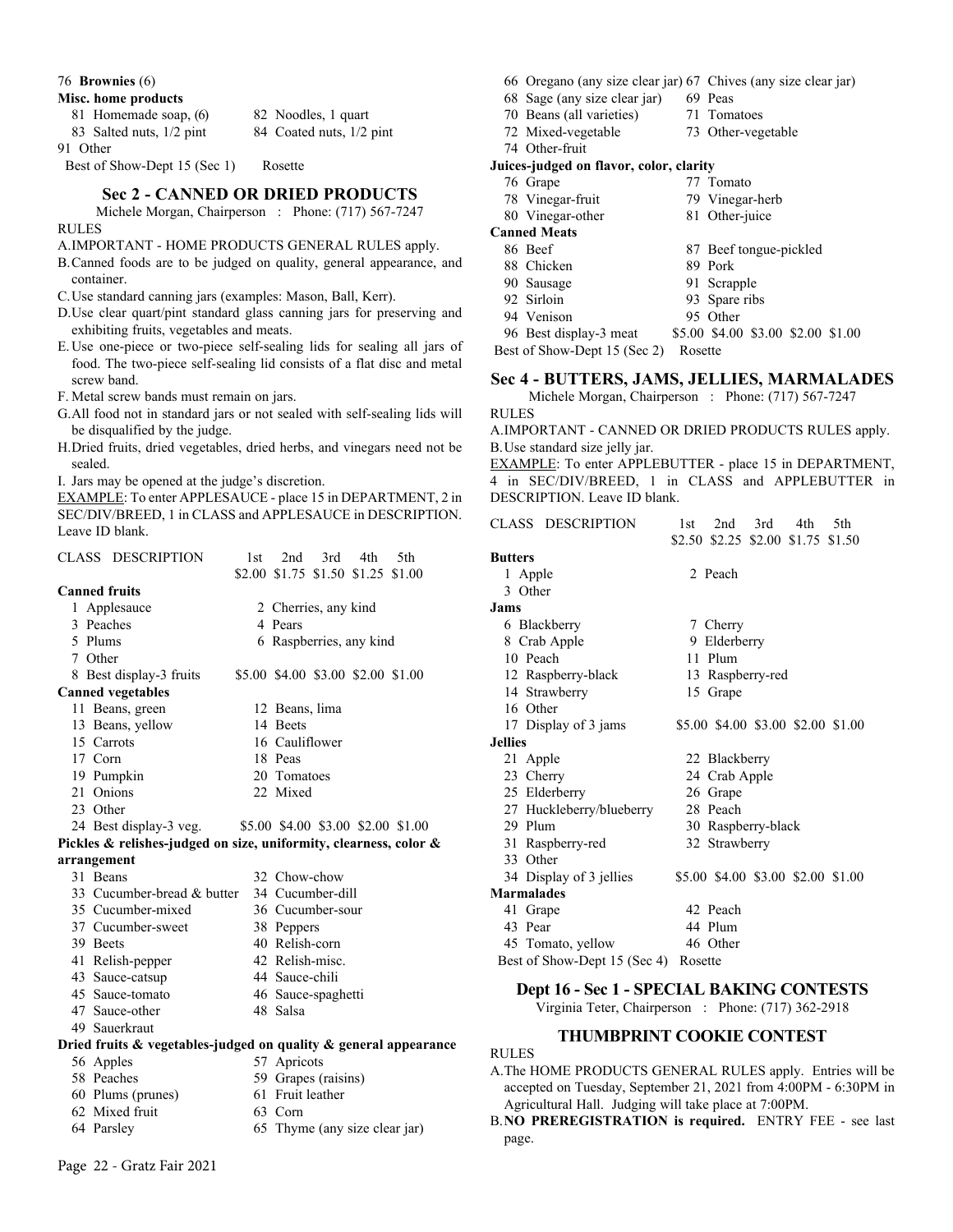76 **Brownies** (6)

**Misc. home products**

| | |
|---|---|
| 81 Homemade soap, (6) | 82 Noodles, 1 quart |
| 83 Salted nuts, 1/2 pint | 84 Coated nuts, 1/2 pint |

91 Other

Best of Show-Dept 15 (Sec 1) Rosette

## Sec 2 - CANNED OR DRIED PRODUCTS

Michele Morgan, Chairperson : Phone: (717) 567-7247

RULES

A. IMPORTANT - HOME PRODUCTS GENERAL RULES apply.

B. Canned foods are to be judged on quality, general appearance, and container.

C. Use standard canning jars (examples: Mason, Ball, Kerr).

D. Use clear quart/pint standard glass canning jars for preserving and exhibiting fruits, vegetables and meats.

E. Use one-piece or two-piece self-sealing lids for sealing all jars of food. The two-piece self-sealing lid consists of a flat disc and metal screw band.

F. Metal screw bands must remain on jars.

G. All food not in standard jars or not sealed with self-sealing lids will be disqualified by the judge.

H. Dried fruits, dried vegetables, dried herbs, and vinegars need not be sealed.

I. Jars may be opened at the judge's discretion.

EXAMPLE: To enter APPLESAUCE - place 15 in DEPARTMENT, 2 in SEC/DIV/BREED, 1 in CLASS and APPLESAUCE in DESCRIPTION. Leave ID blank.

CLASS DESCRIPTION — 1st $2.00, 2nd $1.75, 3rd $1.50, 4th $1.25, 5th $1.00

**Canned fruits**

| | |
|---|---|
| 1 Applesauce | 2 Cherries, any kind |
| 3 Peaches | 4 Pears |
| 5 Plums | 6 Raspberries, any kind |
| 7 Other | |
| 8 Best display-3 fruits | $5.00 $4.00 $3.00 $2.00 $1.00 |

**Canned vegetables**

| | |
|---|---|
| 11 Beans, green | 12 Beans, lima |
| 13 Beans, yellow | 14 Beets |
| 15 Carrots | 16 Cauliflower |
| 17 Corn | 18 Peas |
| 19 Pumpkin | 20 Tomatoes |
| 21 Onions | 22 Mixed |
| 23 Other | |
| 24 Best display-3 veg. | $5.00 $4.00 $3.00 $2.00 $1.00 |

**Pickles & relishes-judged on size, uniformity, clearness, color & arrangement**

| | |
|---|---|
| 31 Beans | 32 Chow-chow |
| 33 Cucumber-bread & butter | 34 Cucumber-dill |
| 35 Cucumber-mixed | 36 Cucumber-sour |
| 37 Cucumber-sweet | 38 Peppers |
| 39 Beets | 40 Relish-corn |
| 41 Relish-pepper | 42 Relish-misc. |
| 43 Sauce-catsup | 44 Sauce-chili |
| 45 Sauce-tomato | 46 Sauce-spaghetti |
| 47 Sauce-other | 48 Salsa |
| 49 Sauerkraut | |

**Dried fruits & vegetables-judged on quality & general appearance**

| | |
|---|---|
| 56 Apples | 57 Apricots |
| 58 Peaches | 59 Grapes (raisins) |
| 60 Plums (prunes) | 61 Fruit leather |
| 62 Mixed fruit | 63 Corn |
| 64 Parsley | 65 Thyme (any size clear jar) |
| 66 Oregano (any size clear jar) | 67 Chives (any size clear jar) |
| 68 Sage (any size clear jar) | 69 Peas |
| 70 Beans (all varieties) | 71 Tomatoes |
| 72 Mixed-vegetable | 73 Other-vegetable |
| 74 Other-fruit | |

**Juices-judged on flavor, color, clarity**

| | |
|---|---|
| 76 Grape | 77 Tomato |
| 78 Vinegar-fruit | 79 Vinegar-herb |
| 80 Vinegar-other | 81 Other-juice |

**Canned Meats**

| | |
|---|---|
| 86 Beef | 87 Beef tongue-pickled |
| 88 Chicken | 89 Pork |
| 90 Sausage | 91 Scrapple |
| 92 Sirloin | 93 Spare ribs |
| 94 Venison | 95 Other |
| 96 Best display-3 meat | $5.00 $4.00 $3.00 $2.00 $1.00 |

Best of Show-Dept 15 (Sec 2) Rosette

## Sec 4 - BUTTERS, JAMS, JELLIES, MARMALADES

Michele Morgan, Chairperson : Phone: (717) 567-7247

RULES

A. IMPORTANT - CANNED OR DRIED PRODUCTS RULES apply.

B. Use standard size jelly jar.

EXAMPLE: To enter APPLEBUTTER - place 15 in DEPARTMENT, 4 in SEC/DIV/BREED, 1 in CLASS and APPLEBUTTER in DESCRIPTION. Leave ID blank.

CLASS DESCRIPTION — 1st $2.50, 2nd $2.25, 3rd $2.00, 4th $1.75, 5th $1.50

**Butters**

| | |
|---|---|
| 1 Apple | 2 Peach |
| 3 Other | |

**Jams**

| | |
|---|---|
| 6 Blackberry | 7 Cherry |
| 8 Crab Apple | 9 Elderberry |
| 10 Peach | 11 Plum |
| 12 Raspberry-black | 13 Raspberry-red |
| 14 Strawberry | 15 Grape |
| 16 Other | |
| 17 Display of 3 jams | $5.00 $4.00 $3.00 $2.00 $1.00 |

**Jellies**

| | |
|---|---|
| 21 Apple | 22 Blackberry |
| 23 Cherry | 24 Crab Apple |
| 25 Elderberry | 26 Grape |
| 27 Huckleberry/blueberry | 28 Peach |
| 29 Plum | 30 Raspberry-black |
| 31 Raspberry-red | 32 Strawberry |
| 33 Other | |
| 34 Display of 3 jellies | $5.00 $4.00 $3.00 $2.00 $1.00 |

**Marmalades**

| | |
|---|---|
| 41 Grape | 42 Peach |
| 43 Pear | 44 Plum |
| 45 Tomato, yellow | 46 Other |

Best of Show-Dept 15 (Sec 4) Rosette

## Dept 16 - Sec 1 - SPECIAL BAKING CONTESTS

Virginia Teter, Chairperson : Phone: (717) 362-2918

### THUMBPRINT COOKIE CONTEST

RULES

A. The HOME PRODUCTS GENERAL RULES apply. Entries will be accepted on Tuesday, September 21, 2021 from 4:00PM - 6:30PM in Agricultural Hall. Judging will take place at 7:00PM.

B. **NO PREREGISTRATION is required.** ENTRY FEE - see last page.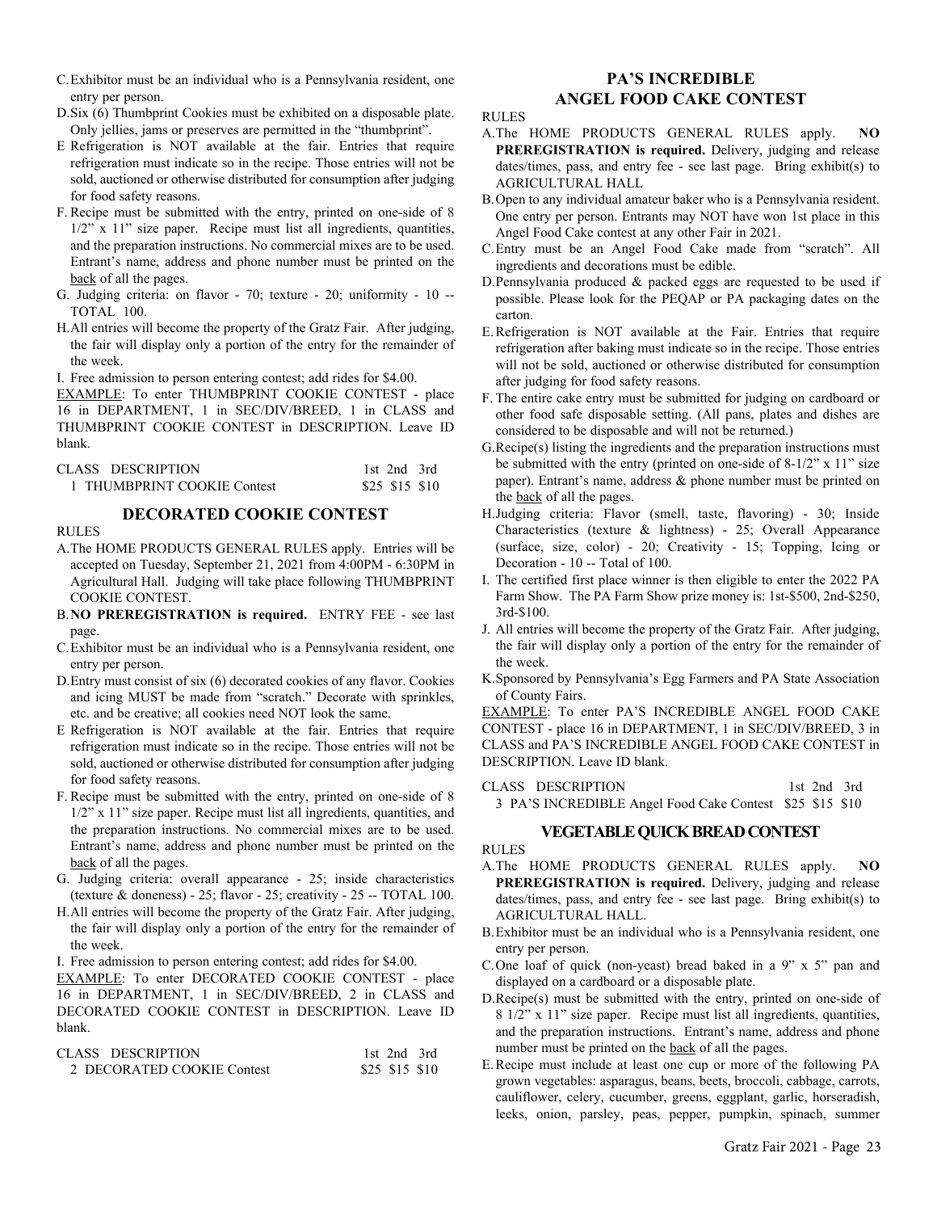C. Exhibitor must be an individual who is a Pennsylvania resident, one entry per person.

D. Six (6) Thumbprint Cookies must be exhibited on a disposable plate. Only jellies, jams or preserves are permitted in the "thumbprint".

E Refrigeration is NOT available at the fair. Entries that require refrigeration must indicate so in the recipe. Those entries will not be sold, auctioned or otherwise distributed for consumption after judging for food safety reasons.

F. Recipe must be submitted with the entry, printed on one-side of 8 1/2" x 11" size paper. Recipe must list all ingredients, quantities, and the preparation instructions. No commercial mixes are to be used. Entrant's name, address and phone number must be printed on the back of all the pages.

G. Judging criteria: on flavor - 70; texture - 20; uniformity - 10 -- TOTAL 100.

H. All entries will become the property of the Gratz Fair. After judging, the fair will display only a portion of the entry for the remainder of the week.

I. Free admission to person entering contest; add rides for $4.00.

EXAMPLE: To enter THUMBPRINT COOKIE CONTEST - place 16 in DEPARTMENT, 1 in SEC/DIV/BREED, 1 in CLASS and THUMBPRINT COOKIE CONTEST in DESCRIPTION. Leave ID blank.

| CLASS | DESCRIPTION | 1st | 2nd | 3rd |
|---|---|---|---|---|
| 1 | THUMBPRINT COOKIE Contest | $25 | $15 | $10 |

## DECORATED COOKIE CONTEST

RULES

A. The HOME PRODUCTS GENERAL RULES apply. Entries will be accepted on Tuesday, September 21, 2021 from 4:00PM - 6:30PM in Agricultural Hall. Judging will take place following THUMBPRINT COOKIE CONTEST.

B. **NO PREREGISTRATION is required.** ENTRY FEE - see last page.

C. Exhibitor must be an individual who is a Pennsylvania resident, one entry per person.

D. Entry must consist of six (6) decorated cookies of any flavor. Cookies and icing MUST be made from "scratch." Decorate with sprinkles, etc. and be creative; all cookies need NOT look the same.

E Refrigeration is NOT available at the fair. Entries that require refrigeration must indicate so in the recipe. Those entries will not be sold, auctioned or otherwise distributed for consumption after judging for food safety reasons.

F. Recipe must be submitted with the entry, printed on one-side of 8 1/2" x 11" size paper. Recipe must list all ingredients, quantities, and the preparation instructions. No commercial mixes are to be used. Entrant's name, address and phone number must be printed on the back of all the pages.

G. Judging criteria: overall appearance - 25; inside characteristics (texture & doneness) - 25; flavor - 25; creativity - 25 -- TOTAL 100.

H. All entries will become the property of the Gratz Fair. After judging, the fair will display only a portion of the entry for the remainder of the week.

I. Free admission to person entering contest; add rides for $4.00.

EXAMPLE: To enter DECORATED COOKIE CONTEST - place 16 in DEPARTMENT, 1 in SEC/DIV/BREED, 2 in CLASS and DECORATED COOKIE CONTEST in DESCRIPTION. Leave ID blank.

| CLASS | DESCRIPTION | 1st | 2nd | 3rd |
|---|---|---|---|---|
| 2 | DECORATED COOKIE Contest | $25 | $15 | $10 |

## PA'S INCREDIBLE ANGEL FOOD CAKE CONTEST

RULES

A. The HOME PRODUCTS GENERAL RULES apply. **NO PREREGISTRATION is required.** Delivery, judging and release dates/times, pass, and entry fee - see last page. Bring exhibit(s) to AGRICULTURAL HALL

B. Open to any individual amateur baker who is a Pennsylvania resident. One entry per person. Entrants may NOT have won 1st place in this Angel Food Cake contest at any other Fair in 2021.

C. Entry must be an Angel Food Cake made from "scratch". All ingredients and decorations must be edible.

D. Pennsylvania produced & packed eggs are requested to be used if possible. Please look for the PEQAP or PA packaging dates on the carton.

E. Refrigeration is NOT available at the Fair. Entries that require refrigeration after baking must indicate so in the recipe. Those entries will not be sold, auctioned or otherwise distributed for consumption after judging for food safety reasons.

F. The entire cake entry must be submitted for judging on cardboard or other food safe disposable setting. (All pans, plates and dishes are considered to be disposable and will not be returned.)

G. Recipe(s) listing the ingredients and the preparation instructions must be submitted with the entry (printed on one-side of 8-1/2" x 11" size paper). Entrant's name, address & phone number must be printed on the back of all the pages.

H. Judging criteria: Flavor (smell, taste, flavoring) - 30; Inside Characteristics (texture & lightness) - 25; Overall Appearance (surface, size, color) - 20; Creativity - 15; Topping, Icing or Decoration - 10 -- Total of 100.

I. The certified first place winner is then eligible to enter the 2022 PA Farm Show. The PA Farm Show prize money is: 1st-$500, 2nd-$250, 3rd-$100.

J. All entries will become the property of the Gratz Fair. After judging, the fair will display only a portion of the entry for the remainder of the week.

K. Sponsored by Pennsylvania's Egg Farmers and PA State Association of County Fairs.

EXAMPLE: To enter PA'S INCREDIBLE ANGEL FOOD CAKE CONTEST - place 16 in DEPARTMENT, 1 in SEC/DIV/BREED, 3 in CLASS and PA'S INCREDIBLE ANGEL FOOD CAKE CONTEST in DESCRIPTION. Leave ID blank.

| CLASS | DESCRIPTION | 1st | 2nd | 3rd |
|---|---|---|---|---|
| 3 | PA'S INCREDIBLE Angel Food Cake Contest | $25 | $15 | $10 |

## VEGETABLE QUICK BREAD CONTEST

RULES

A. The HOME PRODUCTS GENERAL RULES apply. **NO PREREGISTRATION is required.** Delivery, judging and release dates/times, pass, and entry fee - see last page. Bring exhibit(s) to AGRICULTURAL HALL.

B. Exhibitor must be an individual who is a Pennsylvania resident, one entry per person.

C. One loaf of quick (non-yeast) bread baked in a 9" x 5" pan and displayed on a cardboard or a disposable plate.

D. Recipe(s) must be submitted with the entry, printed on one-side of 8 1/2" x 11" size paper. Recipe must list all ingredients, quantities, and the preparation instructions. Entrant's name, address and phone number must be printed on the back of all the pages.

E. Recipe must include at least one cup or more of the following PA grown vegetables: asparagus, beans, beets, broccoli, cabbage, carrots, cauliflower, celery, cucumber, greens, eggplant, garlic, horseradish, leeks, onion, parsley, peas, pepper, pumpkin, spinach, summer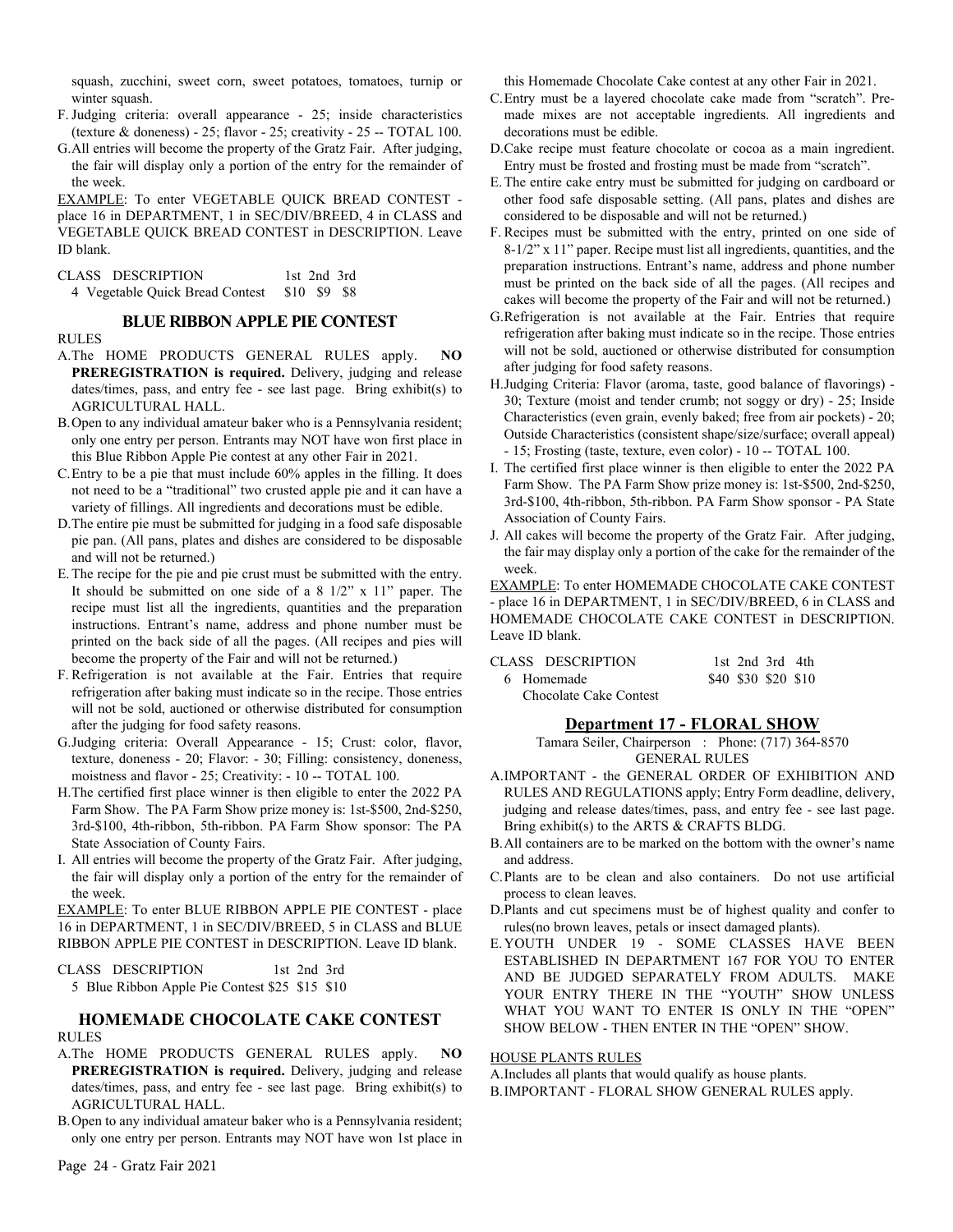squash, zucchini, sweet corn, sweet potatoes, tomatoes, turnip or winter squash.

F. Judging criteria: overall appearance - 25; inside characteristics (texture & doneness) - 25; flavor - 25; creativity - 25 -- TOTAL 100.

G. All entries will become the property of the Gratz Fair. After judging, the fair will display only a portion of the entry for the remainder of the week.

EXAMPLE: To enter VEGETABLE QUICK BREAD CONTEST - place 16 in DEPARTMENT, 1 in SEC/DIV/BREED, 4 in CLASS and VEGETABLE QUICK BREAD CONTEST in DESCRIPTION. Leave ID blank.

| CLASS | DESCRIPTION | 1st | 2nd | 3rd |
|---|---|---|---|---|
| 4 | Vegetable Quick Bread Contest | $10 | $9 | $8 |

### BLUE RIBBON APPLE PIE CONTEST

RULES

A. The HOME PRODUCTS GENERAL RULES apply. **NO PREREGISTRATION is required.** Delivery, judging and release dates/times, pass, and entry fee - see last page. Bring exhibit(s) to AGRICULTURAL HALL.

B. Open to any individual amateur baker who is a Pennsylvania resident; only one entry per person. Entrants may NOT have won first place in this Blue Ribbon Apple Pie contest at any other Fair in 2021.

C. Entry to be a pie that must include 60% apples in the filling. It does not need to be a "traditional" two crusted apple pie and it can have a variety of fillings. All ingredients and decorations must be edible.

D. The entire pie must be submitted for judging in a food safe disposable pie pan. (All pans, plates and dishes are considered to be disposable and will not be returned.)

E. The recipe for the pie and pie crust must be submitted with the entry. It should be submitted on one side of a 8 1/2" x 11" paper. The recipe must list all the ingredients, quantities and the preparation instructions. Entrant's name, address and phone number must be printed on the back side of all the pages. (All recipes and pies will become the property of the Fair and will not be returned.)

F. Refrigeration is not available at the Fair. Entries that require refrigeration after baking must indicate so in the recipe. Those entries will not be sold, auctioned or otherwise distributed for consumption after the judging for food safety reasons.

G. Judging criteria: Overall Appearance - 15; Crust: color, flavor, texture, doneness - 20; Flavor: - 30; Filling: consistency, doneness, moistness and flavor - 25; Creativity: - 10 -- TOTAL 100.

H. The certified first place winner is then eligible to enter the 2022 PA Farm Show. The PA Farm Show prize money is: 1st-$500, 2nd-$250, 3rd-$100, 4th-ribbon, 5th-ribbon. PA Farm Show sponsor: The PA State Association of County Fairs.

I. All entries will become the property of the Gratz Fair. After judging, the fair will display only a portion of the entry for the remainder of the week.

EXAMPLE: To enter BLUE RIBBON APPLE PIE CONTEST - place 16 in DEPARTMENT, 1 in SEC/DIV/BREED, 5 in CLASS and BLUE RIBBON APPLE PIE CONTEST in DESCRIPTION. Leave ID blank.

| CLASS | DESCRIPTION | 1st | 2nd | 3rd |
|---|---|---|---|---|
| 5 | Blue Ribbon Apple Pie Contest | $25 | $15 | $10 |

### HOMEMADE CHOCOLATE CAKE CONTEST

RULES

A. The HOME PRODUCTS GENERAL RULES apply. **NO PREREGISTRATION is required.** Delivery, judging and release dates/times, pass, and entry fee - see last page. Bring exhibit(s) to AGRICULTURAL HALL.

B. Open to any individual amateur baker who is a Pennsylvania resident; only one entry per person. Entrants may NOT have won 1st place in this Homemade Chocolate Cake contest at any other Fair in 2021.

C. Entry must be a layered chocolate cake made from "scratch". Pre-made mixes are not acceptable ingredients. All ingredients and decorations must be edible.

D. Cake recipe must feature chocolate or cocoa as a main ingredient. Entry must be frosted and frosting must be made from "scratch".

E. The entire cake entry must be submitted for judging on cardboard or other food safe disposable setting. (All pans, plates and dishes are considered to be disposable and will not be returned.)

F. Recipes must be submitted with the entry, printed on one side of 8-1/2" x 11" paper. Recipe must list all ingredients, quantities, and the preparation instructions. Entrant's name, address and phone number must be printed on the back side of all the pages. (All recipes and cakes will become the property of the Fair and will not be returned.)

G. Refrigeration is not available at the Fair. Entries that require refrigeration after baking must indicate so in the recipe. Those entries will not be sold, auctioned or otherwise distributed for consumption after judging for food safety reasons.

H. Judging Criteria: Flavor (aroma, taste, good balance of flavorings) - 30; Texture (moist and tender crumb; not soggy or dry) - 25; Inside Characteristics (even grain, evenly baked; free from air pockets) - 20; Outside Characteristics (consistent shape/size/surface; overall appeal) - 15; Frosting (taste, texture, even color) - 10 -- TOTAL 100.

I. The certified first place winner is then eligible to enter the 2022 PA Farm Show. The PA Farm Show prize money is: 1st-$500, 2nd-$250, 3rd-$100, 4th-ribbon, 5th-ribbon. PA Farm Show sponsor - PA State Association of County Fairs.

J. All cakes will become the property of the Gratz Fair. After judging, the fair may display only a portion of the cake for the remainder of the week.

EXAMPLE: To enter HOMEMADE CHOCOLATE CAKE CONTEST - place 16 in DEPARTMENT, 1 in SEC/DIV/BREED, 6 in CLASS and HOMEMADE CHOCOLATE CAKE CONTEST in DESCRIPTION. Leave ID blank.

| CLASS | DESCRIPTION | 1st | 2nd | 3rd | 4th |
|---|---|---|---|---|---|
| 6 | Homemade Chocolate Cake Contest | $40 | $30 | $20 | $10 |

## Department 17 - FLORAL SHOW

Tamara Seiler, Chairperson : Phone: (717) 364-8570

GENERAL RULES

A. IMPORTANT - the GENERAL ORDER OF EXHIBITION AND RULES AND REGULATIONS apply; Entry Form deadline, delivery, judging and release dates/times, pass, and entry fee - see last page. Bring exhibit(s) to the ARTS & CRAFTS BLDG.

B. All containers are to be marked on the bottom with the owner's name and address.

C. Plants are to be clean and also containers. Do not use artificial process to clean leaves.

D. Plants and cut specimens must be of highest quality and confer to rules(no brown leaves, petals or insect damaged plants).

E. YOUTH UNDER 19 - SOME CLASSES HAVE BEEN ESTABLISHED IN DEPARTMENT 167 FOR YOU TO ENTER AND BE JUDGED SEPARATELY FROM ADULTS. MAKE YOUR ENTRY THERE IN THE "YOUTH" SHOW UNLESS WHAT YOU WANT TO ENTER IS ONLY IN THE "OPEN" SHOW BELOW - THEN ENTER IN THE "OPEN" SHOW.

HOUSE PLANTS RULES

A. Includes all plants that would qualify as house plants.

B. IMPORTANT - FLORAL SHOW GENERAL RULES apply.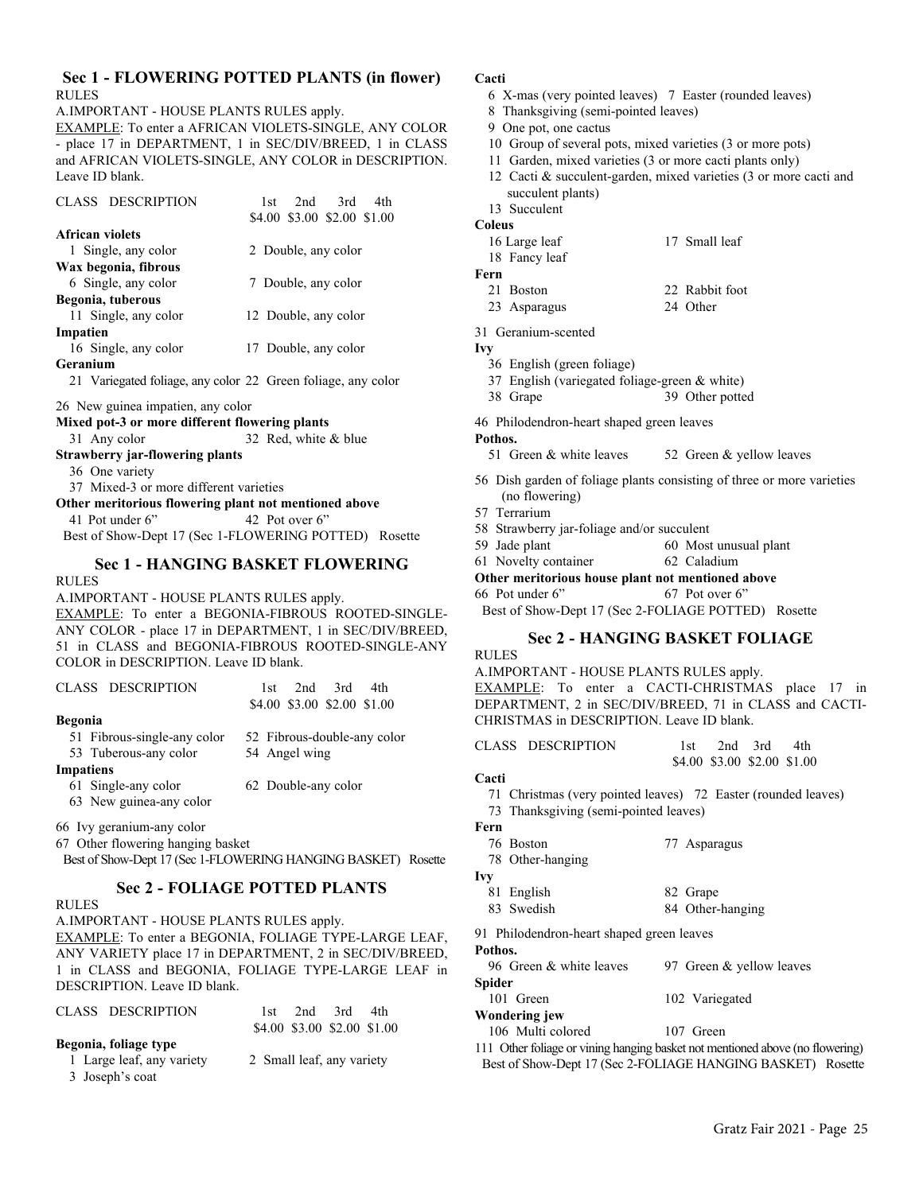## Sec 1 - FLOWERING POTTED PLANTS (in flower)

RULES

A.IMPORTANT - HOUSE PLANTS RULES apply.

EXAMPLE: To enter a AFRICAN VIOLETS-SINGLE, ANY COLOR - place 17 in DEPARTMENT, 1 in SEC/DIV/BREED, 1 in CLASS and AFRICAN VIOLETS-SINGLE, ANY COLOR in DESCRIPTION. Leave ID blank.

CLASS DESCRIPTION — 1st $4.00, 2nd $3.00, 3rd $2.00, 4th $1.00

**African violets**
- 1 Single, any color
- 2 Double, any color

**Wax begonia, fibrous**
- 6 Single, any color
- 7 Double, any color

**Begonia, tuberous**
- 11 Single, any color
- 12 Double, any color

**Impatien**
- 16 Single, any color
- 17 Double, any color

**Geranium**
- 21 Variegated foliage, any color
- 22 Green foliage, any color

26 New guinea impatien, any color

**Mixed pot-3 or more different flowering plants**
- 31 Any color
- 32 Red, white & blue

**Strawberry jar-flowering plants**
- 36 One variety
- 37 Mixed-3 or more different varieties

**Other meritorious flowering plant not mentioned above**
- 41 Pot under 6"
- 42 Pot over 6"

Best of Show-Dept 17 (Sec 1-FLOWERING POTTED) Rosette

## Sec 1 - HANGING BASKET FLOWERING

RULES

A.IMPORTANT - HOUSE PLANTS RULES apply.

EXAMPLE: To enter a BEGONIA-FIBROUS ROOTED-SINGLE-ANY COLOR - place 17 in DEPARTMENT, 1 in SEC/DIV/BREED, 51 in CLASS and BEGONIA-FIBROUS ROOTED-SINGLE-ANY COLOR in DESCRIPTION. Leave ID blank.

CLASS DESCRIPTION — 1st $4.00, 2nd $3.00, 3rd $2.00, 4th $1.00

**Begonia**
- 51 Fibrous-single-any color
- 52 Fibrous-double-any color
- 53 Tuberous-any color
- 54 Angel wing

**Impatiens**
- 61 Single-any color
- 62 Double-any color
- 63 New guinea-any color

66 Ivy geranium-any color

67 Other flowering hanging basket

Best of Show-Dept 17 (Sec 1-FLOWERING HANGING BASKET) Rosette

## Sec 2 - FOLIAGE POTTED PLANTS

RULES

A.IMPORTANT - HOUSE PLANTS RULES apply.

EXAMPLE: To enter a BEGONIA, FOLIAGE TYPE-LARGE LEAF, ANY VARIETY place 17 in DEPARTMENT, 2 in SEC/DIV/BREED, 1 in CLASS and BEGONIA, FOLIAGE TYPE-LARGE LEAF in DESCRIPTION. Leave ID blank.

CLASS DESCRIPTION — 1st $4.00, 2nd $3.00, 3rd $2.00, 4th $1.00

**Begonia, foliage type**
- 1 Large leaf, any variety
- 2 Small leaf, any variety
- 3 Joseph's coat

**Cacti**
- 6 X-mas (very pointed leaves)
- 7 Easter (rounded leaves)
- 8 Thanksgiving (semi-pointed leaves)
- 9 One pot, one cactus
- 10 Group of several pots, mixed varieties (3 or more pots)
- 11 Garden, mixed varieties (3 or more cacti plants only)
- 12 Cacti & succulent-garden, mixed varieties (3 or more cacti and succulent plants)
- 13 Succulent

**Coleus**
- 16 Large leaf
- 17 Small leaf
- 18 Fancy leaf

**Fern**
- 21 Boston
- 22 Rabbit foot
- 23 Asparagus
- 24 Other

31 Geranium-scented

**Ivy**
- 36 English (green foliage)
- 37 English (variegated foliage-green & white)
- 38 Grape
- 39 Other potted

46 Philodendron-heart shaped green leaves

**Pothos.**
- 51 Green & white leaves
- 52 Green & yellow leaves

56 Dish garden of foliage plants consisting of three or more varieties (no flowering)

57 Terrarium

58 Strawberry jar-foliage and/or succulent

59 Jade plant

60 Most unusual plant

61 Novelty container

62 Caladium

**Other meritorious house plant not mentioned above**
- 66 Pot under 6"
- 67 Pot over 6"

Best of Show-Dept 17 (Sec 2-FOLIAGE POTTED) Rosette

## Sec 2 - HANGING BASKET FOLIAGE

RULES

A.IMPORTANT - HOUSE PLANTS RULES apply.

EXAMPLE: To enter a CACTI-CHRISTMAS place 17 in DEPARTMENT, 2 in SEC/DIV/BREED, 71 in CLASS and CACTI-CHRISTMAS in DESCRIPTION. Leave ID blank.

CLASS DESCRIPTION — 1st $4.00, 2nd $3.00, 3rd $2.00, 4th $1.00

**Cacti**
- 71 Christmas (very pointed leaves)
- 72 Easter (rounded leaves)
- 73 Thanksgiving (semi-pointed leaves)

**Fern**
- 76 Boston
- 77 Asparagus
- 78 Other-hanging

**Ivy**
- 81 English
- 82 Grape
- 83 Swedish
- 84 Other-hanging

91 Philodendron-heart shaped green leaves

**Pothos.**
- 96 Green & white leaves
- 97 Green & yellow leaves

**Spider**
- 101 Green
- 102 Variegated

**Wondering jew**
- 106 Multi colored
- 107 Green

111 Other foliage or vining hanging basket not mentioned above (no flowering)

Best of Show-Dept 17 (Sec 2-FOLIAGE HANGING BASKET) Rosette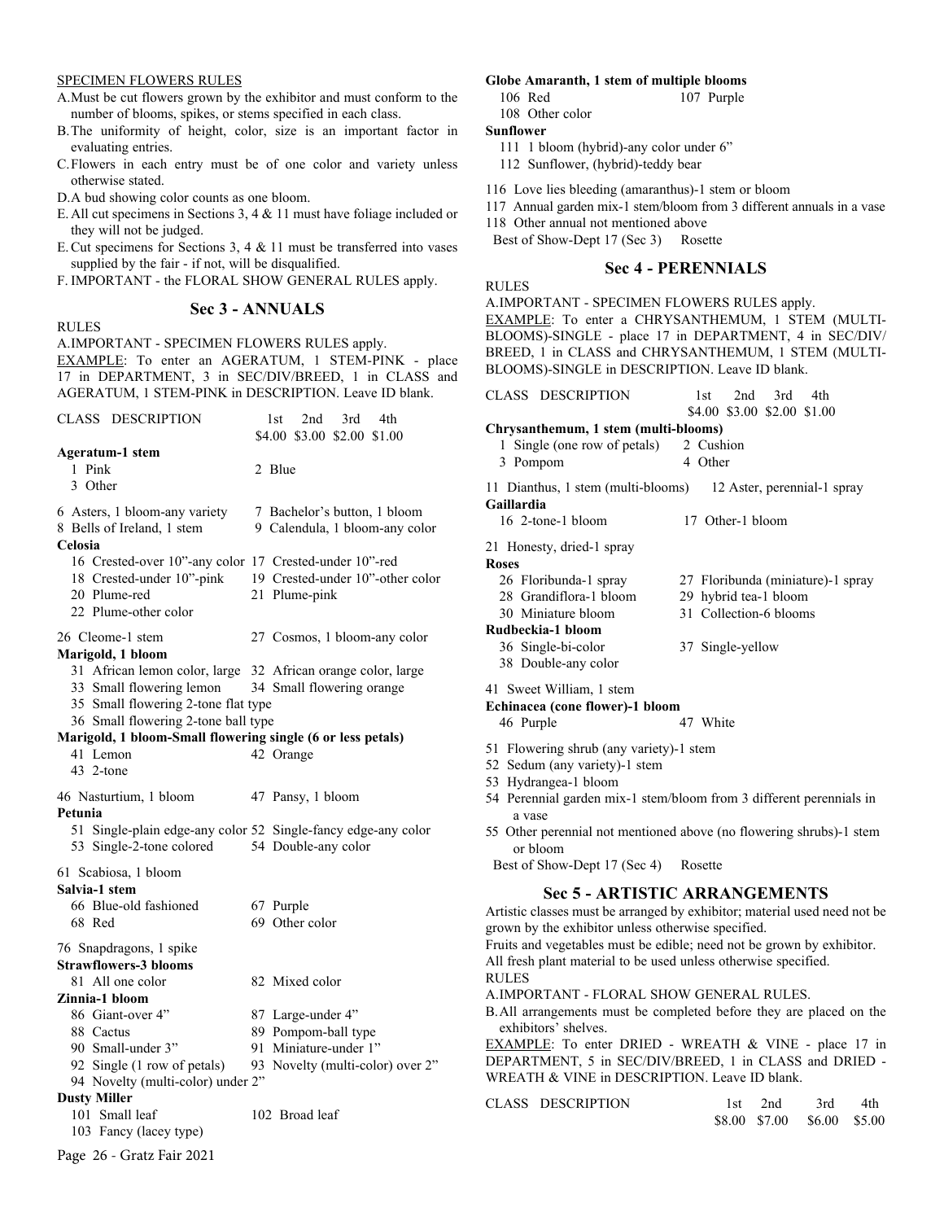SPECIMEN FLOWERS RULES

A. Must be cut flowers grown by the exhibitor and must conform to the number of blooms, spikes, or stems specified in each class.
B. The uniformity of height, color, size is an important factor in evaluating entries.
C. Flowers in each entry must be of one color and variety unless otherwise stated.
D. A bud showing color counts as one bloom.
E. All cut specimens in Sections 3, 4 & 11 must have foliage included or they will not be judged.
E. Cut specimens for Sections 3, 4 & 11 must be transferred into vases supplied by the fair - if not, will be disqualified.
F. IMPORTANT - the FLORAL SHOW GENERAL RULES apply.

## Sec 3 - ANNUALS

RULES

A. IMPORTANT - SPECIMEN FLOWERS RULES apply.

EXAMPLE: To enter an AGERATUM, 1 STEM-PINK - place 17 in DEPARTMENT, 3 in SEC/DIV/BREED, 1 in CLASS and AGERATUM, 1 STEM-PINK in DESCRIPTION. Leave ID blank.

| CLASS DESCRIPTION | 1st | 2nd | 3rd | 4th |
|---|---|---|---|---|
| | $4.00 | $3.00 | $2.00 | $1.00 |

**Ageratum-1 stem**
- 1 Pink
- 2 Blue
- 3 Other

6 Asters, 1 bloom-any variety
7 Bachelor's button, 1 bloom
8 Bells of Ireland, 1 stem
9 Calendula, 1 bloom-any color

**Celosia**
- 16 Crested-over 10"-any color
- 17 Crested-under 10"-red
- 18 Crested-under 10"-pink
- 19 Crested-under 10"-other color
- 20 Plume-red
- 21 Plume-pink
- 22 Plume-other color

26 Cleome-1 stem
27 Cosmos, 1 bloom-any color

**Marigold, 1 bloom**
- 31 African lemon color, large
- 32 African orange color, large
- 33 Small flowering lemon
- 34 Small flowering orange
- 35 Small flowering 2-tone flat type
- 36 Small flowering 2-tone ball type

**Marigold, 1 bloom-Small flowering single (6 or less petals)**
- 41 Lemon
- 42 Orange
- 43 2-tone

46 Nasturtium, 1 bloom
47 Pansy, 1 bloom

**Petunia**
- 51 Single-plain edge-any color
- 52 Single-fancy edge-any color
- 53 Single-2-tone colored
- 54 Double-any color

61 Scabiosa, 1 bloom

**Salvia-1 stem**
- 66 Blue-old fashioned
- 67 Purple
- 68 Red
- 69 Other color

76 Snapdragons, 1 spike

**Strawflowers-3 blooms**
- 81 All one color
- 82 Mixed color

**Zinnia-1 bloom**
- 86 Giant-over 4"
- 87 Large-under 4"
- 88 Cactus
- 89 Pompom-ball type
- 90 Small-under 3"
- 91 Miniature-under 1"
- 92 Single (1 row of petals)
- 93 Novelty (multi-color) over 2"
- 94 Novelty (multi-color) under 2"

**Dusty Miller**
- 101 Small leaf
- 102 Broad leaf
- 103 Fancy (lacey type)

**Globe Amaranth, 1 stem of multiple blooms**
- 106 Red
- 107 Purple
- 108 Other color

**Sunflower**
- 111 1 bloom (hybrid)-any color under 6"
- 112 Sunflower, (hybrid)-teddy bear

116 Love lies bleeding (amaranthus)-1 stem or bloom
117 Annual garden mix-1 stem/bloom from 3 different annuals in a vase
118 Other annual not mentioned above

Best of Show-Dept 17 (Sec 3) Rosette

## Sec 4 - PERENNIALS

RULES

A. IMPORTANT - SPECIMEN FLOWERS RULES apply.

EXAMPLE: To enter a CHRYSANTHEMUM, 1 STEM (MULTI-BLOOMS)-SINGLE - place 17 in DEPARTMENT, 4 in SEC/DIV/BREED, 1 in CLASS and CHRYSANTHEMUM, 1 STEM (MULTI-BLOOMS)-SINGLE in DESCRIPTION. Leave ID blank.

| CLASS DESCRIPTION | 1st | 2nd | 3rd | 4th |
|---|---|---|---|---|
| | $4.00 | $3.00 | $2.00 | $1.00 |

**Chrysanthemum, 1 stem (multi-blooms)**
- 1 Single (one row of petals)
- 2 Cushion
- 3 Pompom
- 4 Other

11 Dianthus, 1 stem (multi-blooms)
12 Aster, perennial-1 spray

**Gaillardia**
- 16 2-tone-1 bloom
- 17 Other-1 bloom

21 Honesty, dried-1 spray

**Roses**
- 26 Floribunda-1 spray
- 27 Floribunda (miniature)-1 spray
- 28 Grandiflora-1 bloom
- 29 hybrid tea-1 bloom
- 30 Miniature bloom
- 31 Collection-6 blooms

**Rudbeckia-1 bloom**
- 36 Single-bi-color
- 37 Single-yellow
- 38 Double-any color

41 Sweet William, 1 stem

**Echinacea (cone flower)-1 bloom**
- 46 Purple
- 47 White

51 Flowering shrub (any variety)-1 stem
52 Sedum (any variety)-1 stem
53 Hydrangea-1 bloom
54 Perennial garden mix-1 stem/bloom from 3 different perennials in a vase
55 Other perennial not mentioned above (no flowering shrubs)-1 stem or bloom

Best of Show-Dept 17 (Sec 4) Rosette

## Sec 5 - ARTISTIC ARRANGEMENTS

Artistic classes must be arranged by exhibitor; material used need not be grown by the exhibitor unless otherwise specified.

Fruits and vegetables must be edible; need not be grown by exhibitor.

All fresh plant material to be used unless otherwise specified.

RULES

A. IMPORTANT - FLORAL SHOW GENERAL RULES.
B. All arrangements must be completed before they are placed on the exhibitors' shelves.

EXAMPLE: To enter DRIED - WREATH & VINE - place 17 in DEPARTMENT, 5 in SEC/DIV/BREED, 1 in CLASS and DRIED - WREATH & VINE in DESCRIPTION. Leave ID blank.

| CLASS DESCRIPTION | 1st | 2nd | 3rd | 4th |
|---|---|---|---|---|
| | $8.00 | $7.00 | $6.00 | $5.00 |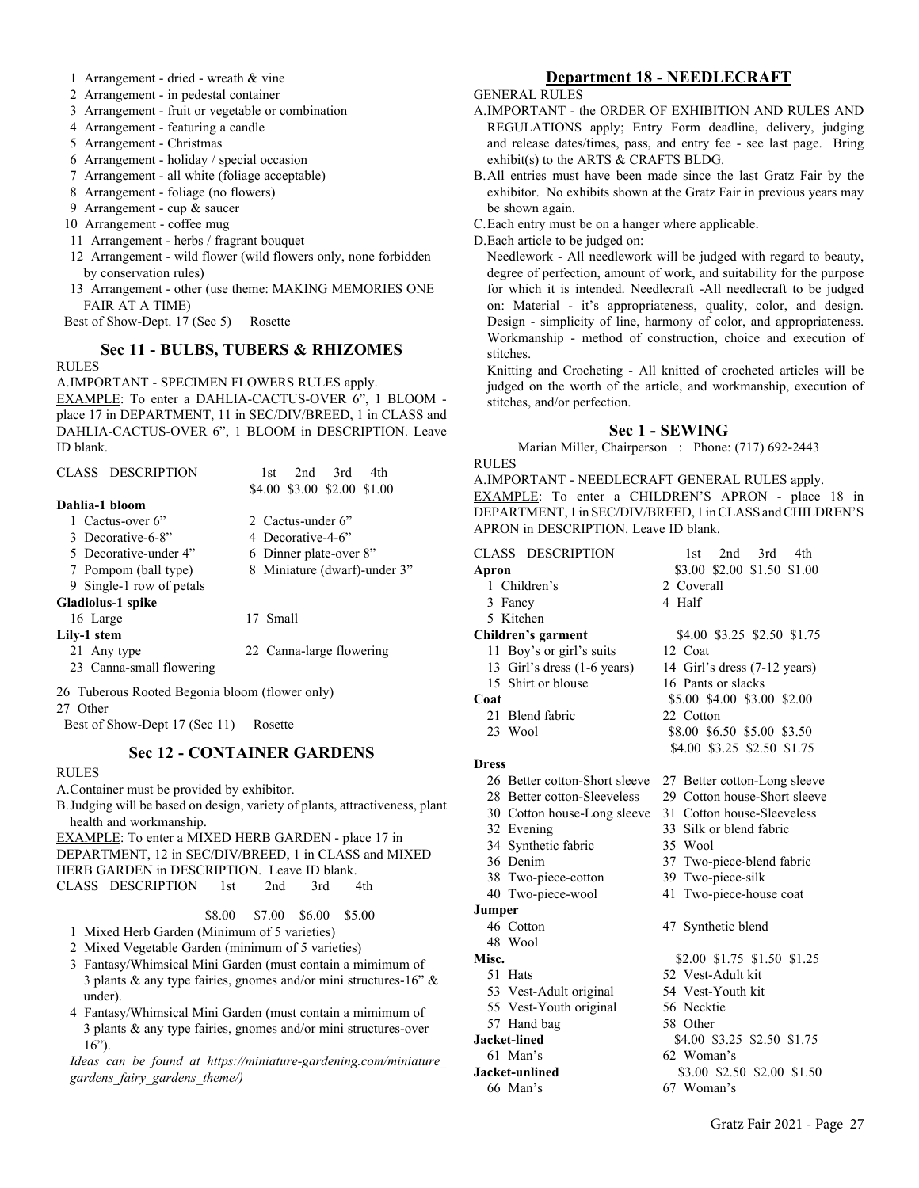1 Arrangement - dried - wreath & vine
2 Arrangement - in pedestal container
3 Arrangement - fruit or vegetable or combination
4 Arrangement - featuring a candle
5 Arrangement - Christmas
6 Arrangement - holiday / special occasion
7 Arrangement - all white (foliage acceptable)
8 Arrangement - foliage (no flowers)
9 Arrangement - cup & saucer
10 Arrangement - coffee mug
11 Arrangement - herbs / fragrant bouquet
12 Arrangement - wild flower (wild flowers only, none forbidden by conservation rules)
13 Arrangement - other (use theme: MAKING MEMORIES ONE FAIR AT A TIME)

Best of Show-Dept. 17 (Sec 5) Rosette

## Sec 11 - BULBS, TUBERS & RHIZOMES

RULES

A.IMPORTANT - SPECIMEN FLOWERS RULES apply.

EXAMPLE: To enter a DAHLIA-CACTUS-OVER 6", 1 BLOOM - place 17 in DEPARTMENT, 11 in SEC/DIV/BREED, 1 in CLASS and DAHLIA-CACTUS-OVER 6", 1 BLOOM in DESCRIPTION. Leave ID blank.

CLASS DESCRIPTION — 1st $4.00, 2nd $3.00, 3rd $2.00, 4th $1.00

**Dahlia-1 bloom**
- 1 Cactus-over 6"
- 2 Cactus-under 6"
- 3 Decorative-6-8"
- 4 Decorative-4-6"
- 5 Decorative-under 4"
- 6 Dinner plate-over 8"
- 7 Pompom (ball type)
- 8 Miniature (dwarf)-under 3"
- 9 Single-1 row of petals

**Gladiolus-1 spike**
- 16 Large
- 17 Small

**Lily-1 stem**
- 21 Any type
- 22 Canna-large flowering
- 23 Canna-small flowering

26 Tuberous Rooted Begonia bloom (flower only)
27 Other

Best of Show-Dept 17 (Sec 11) Rosette

## Sec 12 - CONTAINER GARDENS

RULES

A.Container must be provided by exhibitor.
B.Judging will be based on design, variety of plants, attractiveness, plant health and workmanship.

EXAMPLE: To enter a MIXED HERB GARDEN - place 17 in DEPARTMENT, 12 in SEC/DIV/BREED, 1 in CLASS and MIXED HERB GARDEN in DESCRIPTION. Leave ID blank.

CLASS DESCRIPTION — 1st $8.00, 2nd $7.00, 3rd $6.00, 4th $5.00

1 Mixed Herb Garden (Minimum of 5 varieties)
2 Mixed Vegetable Garden (minimum of 5 varieties)
3 Fantasy/Whimsical Mini Garden (must contain a mimimum of 3 plants & any type fairies, gnomes and/or mini structures-16" & under).
4 Fantasy/Whimsical Mini Garden (must contain a mimimum of 3 plants & any type fairies, gnomes and/or mini structures-over 16").

*Ideas can be found at https://miniature-gardening.com/miniature_gardens_fairy_gardens_theme/)*

# Department 18 - NEEDLECRAFT

GENERAL RULES

A.IMPORTANT - the ORDER OF EXHIBITION AND RULES AND REGULATIONS apply; Entry Form deadline, delivery, judging and release dates/times, pass, and entry fee - see last page. Bring exhibit(s) to the ARTS & CRAFTS BLDG.
B.All entries must have been made since the last Gratz Fair by the exhibitor. No exhibits shown at the Gratz Fair in previous years may be shown again.
C.Each entry must be on a hanger where applicable.
D.Each article to be judged on:
Needlework - All needlework will be judged with regard to beauty, degree of perfection, amount of work, and suitability for the purpose for which it is intended. Needlecraft -All needlecraft to be judged on: Material - it's appropriateness, quality, color, and design. Design - simplicity of line, harmony of color, and appropriateness. Workmanship - method of construction, choice and execution of stitches.
Knitting and Crocheting - All knitted of crocheted articles will be judged on the worth of the article, and workmanship, execution of stitches, and/or perfection.

## Sec 1 - SEWING

Marian Miller, Chairperson : Phone: (717) 692-2443

RULES

A.IMPORTANT - NEEDLECRAFT GENERAL RULES apply.

EXAMPLE: To enter a CHILDREN'S APRON - place 18 in DEPARTMENT, 1 in SEC/DIV/BREED, 1 in CLASS and CHILDREN'S APRON in DESCRIPTION. Leave ID blank.

CLASS DESCRIPTION — 1st, 2nd, 3rd, 4th

**Apron** — $3.00 $2.00 $1.50 $1.00
- 1 Children's
- 2 Coverall
- 3 Fancy
- 4 Half
- 5 Kitchen

**Children's garment** — $4.00 $3.25 $2.50 $1.75
- 11 Boy's or girl's suits
- 12 Coat
- 13 Girl's dress (1-6 years)
- 14 Girl's dress (7-12 years)
- 15 Shirt or blouse
- 16 Pants or slacks

**Coat** — $5.00 $4.00 $3.00 $2.00
- 21 Blend fabric
- 22 Cotton
- 23 Wool — $8.00 $6.50 $5.00 $3.50

**Dress** — $4.00 $3.25 $2.50 $1.75
- 26 Better cotton-Short sleeve
- 27 Better cotton-Long sleeve
- 28 Better cotton-Sleeveless
- 29 Cotton house-Short sleeve
- 30 Cotton house-Long sleeve
- 31 Cotton house-Sleeveless
- 32 Evening
- 33 Silk or blend fabric
- 34 Synthetic fabric
- 35 Wool
- 36 Denim
- 37 Two-piece-blend fabric
- 38 Two-piece-cotton
- 39 Two-piece-silk
- 40 Two-piece-wool
- 41 Two-piece-house coat

**Jumper**
- 46 Cotton
- 47 Synthetic blend
- 48 Wool

**Misc.** — $2.00 $1.75 $1.50 $1.25
- 51 Hats
- 52 Vest-Adult kit
- 53 Vest-Adult original
- 54 Vest-Youth kit
- 55 Vest-Youth original
- 56 Necktie
- 57 Hand bag
- 58 Other

**Jacket-lined** — $4.00 $3.25 $2.50 $1.75
- 61 Man's
- 62 Woman's

**Jacket-unlined** — $3.00 $2.50 $2.00 $1.50
- 66 Man's
- 67 Woman's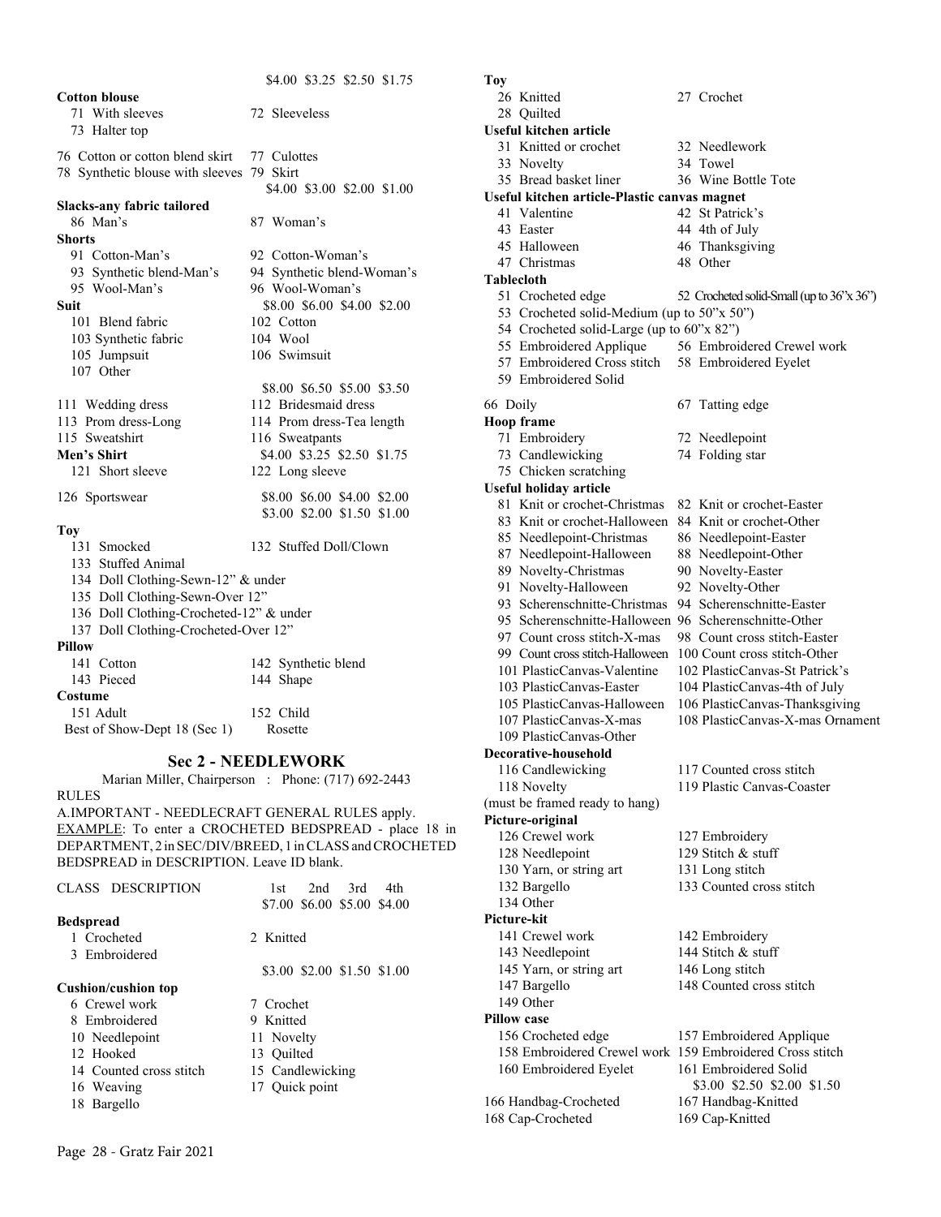$4.00 $3.25 $2.50 $1.75

**Cotton blouse**

71 With sleeves — 72 Sleeveless
73 Halter top

76 Cotton or cotton blend skirt — 77 Culottes
78 Synthetic blouse with sleeves — 79 Skirt

$4.00 $3.00 $2.00 $1.00

**Slacks-any fabric tailored**

86 Man's — 87 Woman's

**Shorts**

91 Cotton-Man's — 92 Cotton-Woman's
93 Synthetic blend-Man's — 94 Synthetic blend-Woman's
95 Wool-Man's — 96 Wool-Woman's

**Suit** — $8.00 $6.00 $4.00 $2.00

101 Blend fabric — 102 Cotton
103 Synthetic fabric — 104 Wool
105 Jumpsuit — 106 Swimsuit
107 Other

$8.00 $6.50 $5.00 $3.50

111 Wedding dress — 112 Bridesmaid dress
113 Prom dress-Long — 114 Prom dress-Tea length
115 Sweatshirt — 116 Sweatpants

**Men's Shirt** — $4.00 $3.25 $2.50 $1.75

121 Short sleeve — 122 Long sleeve

126 Sportswear — $8.00 $6.00 $4.00 $2.00

$3.00 $2.00 $1.50 $1.00

**Toy**

131 Smocked — 132 Stuffed Doll/Clown
133 Stuffed Animal
134 Doll Clothing-Sewn-12" & under
135 Doll Clothing-Sewn-Over 12"
136 Doll Clothing-Crocheted-12" & under
137 Doll Clothing-Crocheted-Over 12"

**Pillow**

141 Cotton — 142 Synthetic blend
143 Pieced — 144 Shape

**Costume**

151 Adult — 152 Child

Best of Show-Dept 18 (Sec 1) — Rosette

## Sec 2 - NEEDLEWORK

Marian Miller, Chairperson : Phone: (717) 692-2443

RULES

A. IMPORTANT - NEEDLECRAFT GENERAL RULES apply.
EXAMPLE: To enter a CROCHETED BEDSPREAD - place 18 in DEPARTMENT, 2 in SEC/DIV/BREED, 1 in CLASS and CROCHETED BEDSPREAD in DESCRIPTION. Leave ID blank.

CLASS DESCRIPTION — 1st 2nd 3rd 4th
$7.00 $6.00 $5.00 $4.00

**Bedspread**

1 Crocheted — 2 Knitted
3 Embroidered

$3.00 $2.00 $1.50 $1.00

**Cushion/cushion top**

6 Crewel work — 7 Crochet
8 Embroidered — 9 Knitted
10 Needlepoint — 11 Novelty
12 Hooked — 13 Quilted
14 Counted cross stitch — 15 Candlewicking
16 Weaving — 17 Quick point
18 Bargello

**Toy**

26 Knitted — 27 Crochet
28 Quilted

**Useful kitchen article**

31 Knitted or crochet — 32 Needlework
33 Novelty — 34 Towel
35 Bread basket liner — 36 Wine Bottle Tote

**Useful kitchen article-Plastic canvas magnet**

41 Valentine — 42 St Patrick's
43 Easter — 44 4th of July
45 Halloween — 46 Thanksgiving
47 Christmas — 48 Other

**Tablecloth**

51 Crocheted edge — 52 Crocheted solid-Small (up to 36"x 36")
53 Crocheted solid-Medium (up to 50"x 50")
54 Crocheted solid-Large (up to 60"x 82")
55 Embroidered Applique — 56 Embroidered Crewel work
57 Embroidered Cross stitch — 58 Embroidered Eyelet
59 Embroidered Solid

66 Doily — 67 Tatting edge

**Hoop frame**

71 Embroidery — 72 Needlepoint
73 Candlewicking — 74 Folding star
75 Chicken scratching

**Useful holiday article**

81 Knit or crochet-Christmas — 82 Knit or crochet-Easter
83 Knit or crochet-Halloween — 84 Knit or crochet-Other
85 Needlepoint-Christmas — 86 Needlepoint-Easter
87 Needlepoint-Halloween — 88 Needlepoint-Other
89 Novelty-Christmas — 90 Novelty-Easter
91 Novelty-Halloween — 92 Novelty-Other
93 Scherenschnitte-Christmas — 94 Scherenschnitte-Easter
95 Scherenschnitte-Halloween — 96 Scherenschnitte-Other
97 Count cross stitch-X-mas — 98 Count cross stitch-Easter
99 Count cross stitch-Halloween — 100 Count cross stitch-Other
101 PlasticCanvas-Valentine — 102 PlasticCanvas-St Patrick's
103 PlasticCanvas-Easter — 104 PlasticCanvas-4th of July
105 PlasticCanvas-Halloween — 106 PlasticCanvas-Thanksgiving
107 PlasticCanvas-X-mas — 108 PlasticCanvas-X-mas Ornament
109 PlasticCanvas-Other

**Decorative-household**

116 Candlewicking — 117 Counted cross stitch
118 Novelty — 119 Plastic Canvas-Coaster

(must be framed ready to hang)

**Picture-original**

126 Crewel work — 127 Embroidery
128 Needlepoint — 129 Stitch & stuff
130 Yarn, or string art — 131 Long stitch
132 Bargello — 133 Counted cross stitch
134 Other

**Picture-kit**

141 Crewel work — 142 Embroidery
143 Needlepoint — 144 Stitch & stuff
145 Yarn, or string art — 146 Long stitch
147 Bargello — 148 Counted cross stitch
149 Other

**Pillow case**

156 Crocheted edge — 157 Embroidered Applique
158 Embroidered Crewel work — 159 Embroidered Cross stitch
160 Embroidered Eyelet — 161 Embroidered Solid

$3.00 $2.50 $2.00 $1.50

166 Handbag-Crocheted — 167 Handbag-Knitted
168 Cap-Crocheted — 169 Cap-Knitted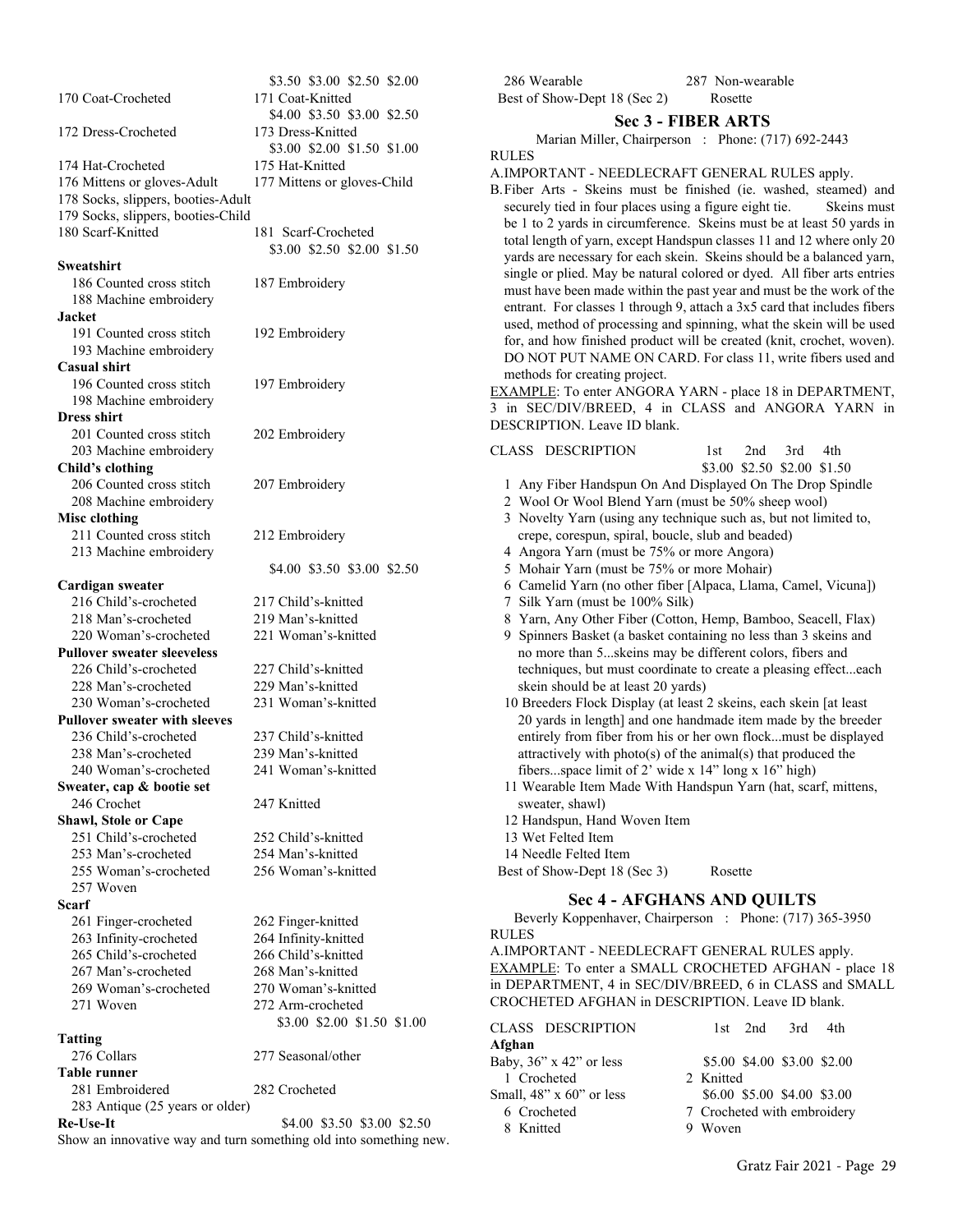| | |
|---|---|
| | $3.50 $3.00 $2.50 $2.00 |
| 170 Coat-Crocheted | 171 Coat-Knitted |
| | $4.00 $3.50 $3.00 $2.50 |
| 172 Dress-Crocheted | 173 Dress-Knitted |
| | $3.00 $2.00 $1.50 $1.00 |
| 174 Hat-Crocheted | 175 Hat-Knitted |
| 176 Mittens or gloves-Adult | 177 Mittens or gloves-Child |
| 178 Socks, slippers, booties-Adult | |
| 179 Socks, slippers, booties-Child | |
| 180 Scarf-Knitted | 181 Scarf-Crocheted |
| | $3.00 $2.50 $2.00 $1.50 |
| **Sweatshirt** | |
| 186 Counted cross stitch | 187 Embroidery |
| 188 Machine embroidery | |
| **Jacket** | |
| 191 Counted cross stitch | 192 Embroidery |
| 193 Machine embroidery | |
| **Casual shirt** | |
| 196 Counted cross stitch | 197 Embroidery |
| 198 Machine embroidery | |
| **Dress shirt** | |
| 201 Counted cross stitch | 202 Embroidery |
| 203 Machine embroidery | |
| **Child's clothing** | |
| 206 Counted cross stitch | 207 Embroidery |
| 208 Machine embroidery | |
| **Misc clothing** | |
| 211 Counted cross stitch | 212 Embroidery |
| 213 Machine embroidery | |
| | $4.00 $3.50 $3.00 $2.50 |
| **Cardigan sweater** | |
| 216 Child's-crocheted | 217 Child's-knitted |
| 218 Man's-crocheted | 219 Man's-knitted |
| 220 Woman's-crocheted | 221 Woman's-knitted |
| **Pullover sweater sleeveless** | |
| 226 Child's-crocheted | 227 Child's-knitted |
| 228 Man's-crocheted | 229 Man's-knitted |
| 230 Woman's-crocheted | 231 Woman's-knitted |
| **Pullover sweater with sleeves** | |
| 236 Child's-crocheted | 237 Child's-knitted |
| 238 Man's-crocheted | 239 Man's-knitted |
| 240 Woman's-crocheted | 241 Woman's-knitted |
| **Sweater, cap & bootie set** | |
| 246 Crochet | 247 Knitted |
| **Shawl, Stole or Cape** | |
| 251 Child's-crocheted | 252 Child's-knitted |
| 253 Man's-crocheted | 254 Man's-knitted |
| 255 Woman's-crocheted | 256 Woman's-knitted |
| 257 Woven | |
| **Scarf** | |
| 261 Finger-crocheted | 262 Finger-knitted |
| 263 Infinity-crocheted | 264 Infinity-knitted |
| 265 Child's-crocheted | 266 Child's-knitted |
| 267 Man's-crocheted | 268 Man's-knitted |
| 269 Woman's-crocheted | 270 Woman's-knitted |
| 271 Woven | 272 Arm-crocheted |
| | $3.00 $2.00 $1.50 $1.00 |
| **Tatting** | |
| 276 Collars | 277 Seasonal/other |
| **Table runner** | |
| 281 Embroidered | 282 Crocheted |
| 283 Antique (25 years or older) | |
| **Re-Use-It** | $4.00 $3.50 $3.00 $2.50 |

Show an innovative way and turn something old into something new.

| | |
|---|---|
| 286 Wearable | 287 Non-wearable |
| Best of Show-Dept 18 (Sec 2) | Rosette |

## Sec 3 - FIBER ARTS

Marian Miller, Chairperson : Phone: (717) 692-2443

RULES

A.IMPORTANT - NEEDLECRAFT GENERAL RULES apply.

B.Fiber Arts - Skeins must be finished (ie. washed, steamed) and securely tied in four places using a figure eight tie. Skeins must be 1 to 2 yards in circumference. Skeins must be at least 50 yards in total length of yarn, except Handspun classes 11 and 12 where only 20 yards are necessary for each skein. Skeins should be a balanced yarn, single or plied. May be natural colored or dyed. All fiber arts entries must have been made within the past year and must be the work of the entrant. For classes 1 through 9, attach a 3x5 card that includes fibers used, method of processing and spinning, what the skein will be used for, and how finished product will be created (knit, crochet, woven). DO NOT PUT NAME ON CARD. For class 11, write fibers used and methods for creating project.

EXAMPLE: To enter ANGORA YARN - place 18 in DEPARTMENT, 3 in SEC/DIV/BREED, 4 in CLASS and ANGORA YARN in DESCRIPTION. Leave ID blank.

CLASS DESCRIPTION — 1st 2nd 3rd 4th: $3.00 $2.50 $2.00 $1.50

1 Any Fiber Handspun On And Displayed On The Drop Spindle
2 Wool Or Wool Blend Yarn (must be 50% sheep wool)
3 Novelty Yarn (using any technique such as, but not limited to, crepe, corespun, spiral, boucle, slub and beaded)
4 Angora Yarn (must be 75% or more Angora)
5 Mohair Yarn (must be 75% or more Mohair)
6 Camelid Yarn (no other fiber [Alpaca, Llama, Camel, Vicuna])
7 Silk Yarn (must be 100% Silk)
8 Yarn, Any Other Fiber (Cotton, Hemp, Bamboo, Seacell, Flax)
9 Spinners Basket (a basket containing no less than 3 skeins and no more than 5...skeins may be different colors, fibers and techniques, but must coordinate to create a pleasing effect...each skein should be at least 20 yards)
10 Breeders Flock Display (at least 2 skeins, each skein [at least 20 yards in length] and one handmade item made by the breeder entirely from fiber from his or her own flock...must be displayed attractively with photo(s) of the animal(s) that produced the fibers...space limit of 2' wide x 14" long x 16" high)
11 Wearable Item Made With Handspun Yarn (hat, scarf, mittens, sweater, shawl)
12 Handspun, Hand Woven Item
13 Wet Felted Item
14 Needle Felted Item

Best of Show-Dept 18 (Sec 3) — Rosette

## Sec 4 - AFGHANS AND QUILTS

Beverly Koppenhaver, Chairperson : Phone: (717) 365-3950

RULES

A.IMPORTANT - NEEDLECRAFT GENERAL RULES apply.

EXAMPLE: To enter a SMALL CROCHETED AFGHAN - place 18 in DEPARTMENT, 4 in SEC/DIV/BREED, 6 in CLASS and SMALL CROCHETED AFGHAN in DESCRIPTION. Leave ID blank.

| CLASS DESCRIPTION | 1st 2nd 3rd 4th |
|---|---|
| **Afghan** | |
| Baby, 36" x 42" or less | $5.00 $4.00 $3.00 $2.00 |
| 1 Crocheted | 2 Knitted |
| Small, 48" x 60" or less | $6.00 $5.00 $4.00 $3.00 |
| 6 Crocheted | 7 Crocheted with embroidery |
| 8 Knitted | 9 Woven |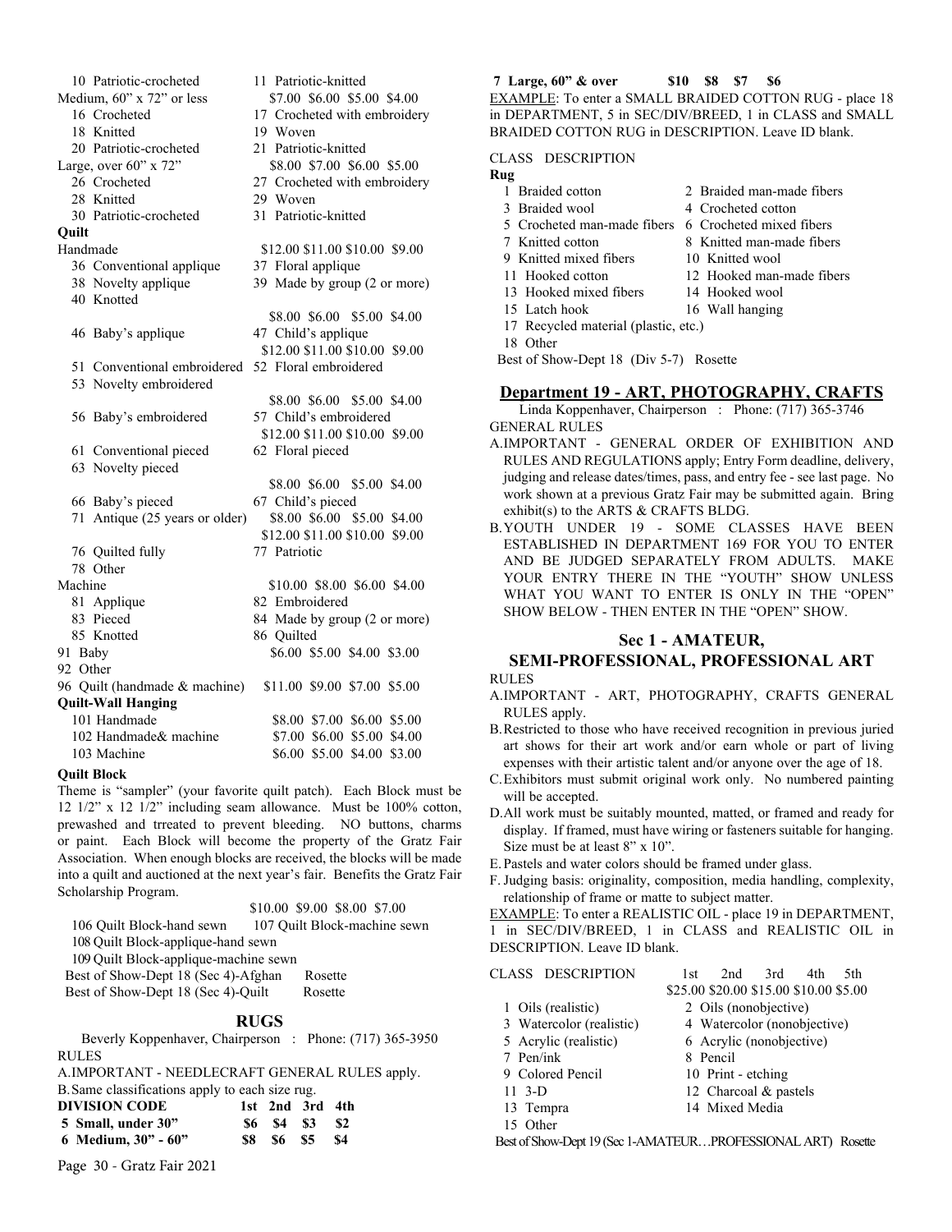10 Patriotic-crocheted　11 Patriotic-knitted

Medium, 60" x 72" or less　$7.00 $6.00 $5.00 $4.00

16 Crocheted　17 Crocheted with embroidery

18 Knitted　19 Woven

20 Patriotic-crocheted　21 Patriotic-knitted

Large, over 60" x 72"　$8.00 $7.00 $6.00 $5.00

26 Crocheted　27 Crocheted with embroidery

28 Knitted　29 Woven

30 Patriotic-crocheted　31 Patriotic-knitted

**Quilt**

Handmade　$12.00 $11.00 $10.00 $9.00

36 Conventional applique　37 Floral applique

38 Novelty applique　39 Made by group (2 or more)

40 Knotted

$8.00 $6.00 $5.00 $4.00

46 Baby's applique　47 Child's applique

$12.00 $11.00 $10.00 $9.00

51 Conventional embroidered　52 Floral embroidered

53 Novelty embroidered

$8.00 $6.00 $5.00 $4.00

56 Baby's embroidered　57 Child's embroidered

$12.00 $11.00 $10.00 $9.00

61 Conventional pieced　62 Floral pieced

63 Novelty pieced

$8.00 $6.00 $5.00 $4.00

66 Baby's pieced　67 Child's pieced

71 Antique (25 years or older)　$8.00 $6.00 $5.00 $4.00

$12.00 $11.00 $10.00 $9.00

76 Quilted fully　77 Patriotic

78 Other

Machine　$10.00 $8.00 $6.00 $4.00

81 Applique　82 Embroidered

83 Pieced　84 Made by group (2 or more)

85 Knotted　86 Quilted

91 Baby　$6.00 $5.00 $4.00 $3.00

92 Other

96 Quilt (handmade & machine)　$11.00 $9.00 $7.00 $5.00

**Quilt-Wall Hanging**

101 Handmade　$8.00 $7.00 $6.00 $5.00

102 Handmade& machine　$7.00 $6.00 $5.00 $4.00

103 Machine　$6.00 $5.00 $4.00 $3.00

**Quilt Block**

Theme is "sampler" (your favorite quilt patch). Each Block must be 12 1/2" x 12 1/2" including seam allowance. Must be 100% cotton, prewashed and trreated to prevent bleeding. NO buttons, charms or paint. Each Block will become the property of the Gratz Fair Association. When enough blocks are received, the blocks will be made into a quilt and auctioned at the next year's fair. Benefits the Gratz Fair Scholarship Program.

$10.00 $9.00 $8.00 $7.00

106 Quilt Block-hand sewn　107 Quilt Block-machine sewn

108 Quilt Block-applique-hand sewn

109 Quilt Block-applique-machine sewn

Best of Show-Dept 18 (Sec 4)-Afghan　Rosette

Best of Show-Dept 18 (Sec 4)-Quilt　Rosette

## RUGS

Beverly Koppenhaver, Chairperson : Phone: (717) 365-3950

RULES

A. IMPORTANT - NEEDLECRAFT GENERAL RULES apply.

B. Same classifications apply to each size rug.

| DIVISION CODE | 1st | 2nd | 3rd | 4th |
|---|---|---|---|---|
| 5 Small, under 30" | $6 | $4 | $3 | $2 |
| 6 Medium, 30" - 60" | $8 | $6 | $5 | $4 |
| 7 Large, 60" & over | $10 | $8 | $7 | $6 |

EXAMPLE: To enter a SMALL BRAIDED COTTON RUG - place 18 in DEPARTMENT, 5 in SEC/DIV/BREED, 1 in CLASS and SMALL BRAIDED COTTON RUG in DESCRIPTION. Leave ID blank.

CLASS DESCRIPTION

**Rug**

1 Braided cotton　2 Braided man-made fibers

3 Braided wool　4 Crocheted cotton

5 Crocheted man-made fibers　6 Crocheted mixed fibers

7 Knitted cotton　8 Knitted man-made fibers

9 Knitted mixed fibers　10 Knitted wool

11 Hooked cotton　12 Hooked man-made fibers

13 Hooked mixed fibers　14 Hooked wool

15 Latch hook　16 Wall hanging

17 Recycled material (plastic, etc.)

18 Other

Best of Show-Dept 18 (Div 5-7) Rosette

## Department 19 - ART, PHOTOGRAPHY, CRAFTS

Linda Koppenhaver, Chairperson : Phone: (717) 365-3746

GENERAL RULES

A. IMPORTANT - GENERAL ORDER OF EXHIBITION AND RULES AND REGULATIONS apply; Entry Form deadline, delivery, judging and release dates/times, pass, and entry fee - see last page. No work shown at a previous Gratz Fair may be submitted again. Bring exhibit(s) to the ARTS & CRAFTS BLDG.

B. YOUTH UNDER 19 - SOME CLASSES HAVE BEEN ESTABLISHED IN DEPARTMENT 169 FOR YOU TO ENTER AND BE JUDGED SEPARATELY FROM ADULTS. MAKE YOUR ENTRY THERE IN THE "YOUTH" SHOW UNLESS WHAT YOU WANT TO ENTER IS ONLY IN THE "OPEN" SHOW BELOW - THEN ENTER IN THE "OPEN" SHOW.

### Sec 1 - AMATEUR, SEMI-PROFESSIONAL, PROFESSIONAL ART

RULES

A. IMPORTANT - ART, PHOTOGRAPHY, CRAFTS GENERAL RULES apply.

B. Restricted to those who have received recognition in previous juried art shows for their art work and/or earn whole or part of living expenses with their artistic talent and/or anyone over the age of 18.

C. Exhibitors must submit original work only. No numbered painting will be accepted.

D. All work must be suitably mounted, matted, or framed and ready for display. If framed, must have wiring or fasteners suitable for hanging. Size must be at least 8" x 10".

E. Pastels and water colors should be framed under glass.

F. Judging basis: originality, composition, media handling, complexity, relationship of frame or matte to subject matter.

EXAMPLE: To enter a REALISTIC OIL - place 19 in DEPARTMENT, 1 in SEC/DIV/BREED, 1 in CLASS and REALISTIC OIL in DESCRIPTION. Leave ID blank.

CLASS DESCRIPTION　1st 2nd 3rd 4th 5th

$25.00 $20.00 $15.00 $10.00 $5.00

1 Oils (realistic)　2 Oils (nonobjective)

3 Watercolor (realistic)　4 Watercolor (nonobjective)

5 Acrylic (realistic)　6 Acrylic (nonobjective)

7 Pen/ink　8 Pencil

9 Colored Pencil　10 Print - etching

11 3-D　12 Charcoal & pastels

13 Tempra　14 Mixed Media

15 Other

Best of Show-Dept 19 (Sec 1-AMATEUR…PROFESSIONAL ART) Rosette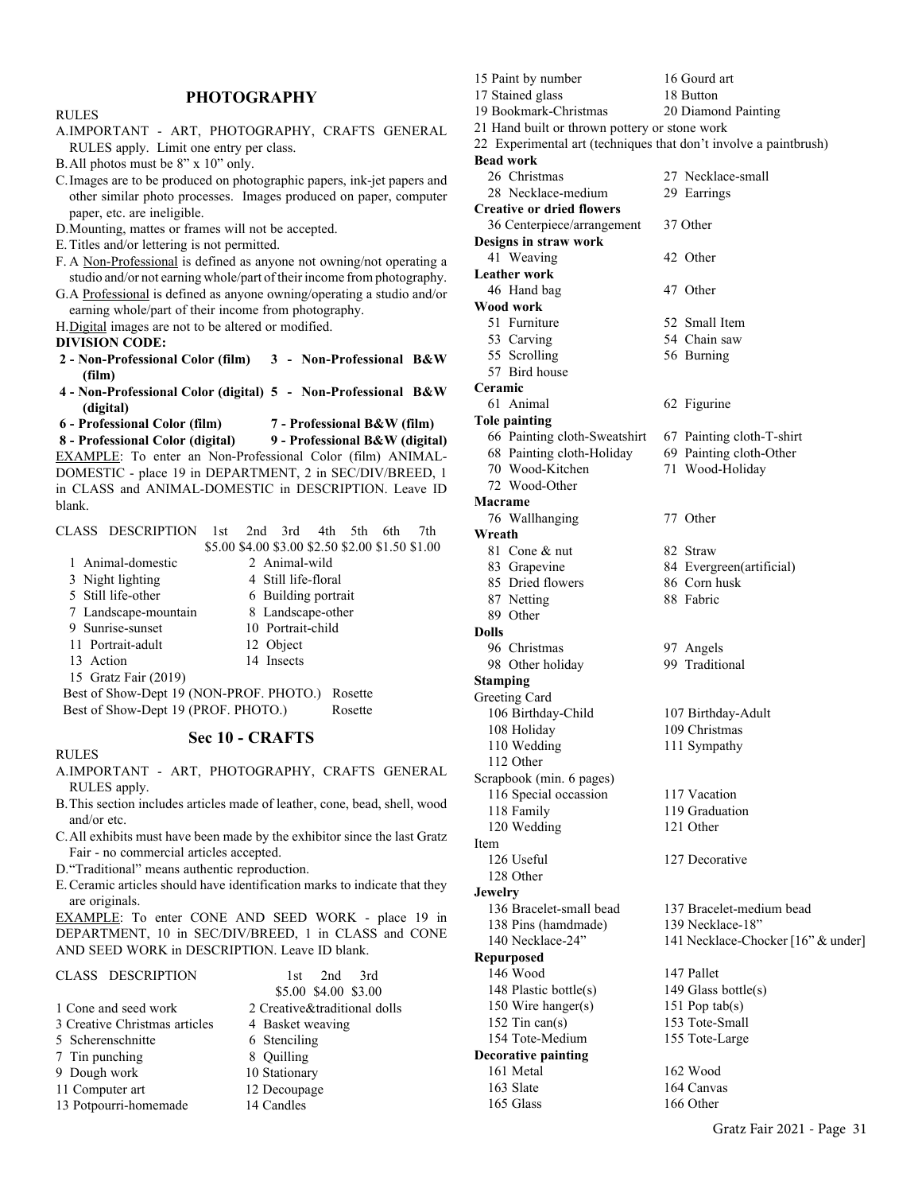## PHOTOGRAPHY

RULES

A. IMPORTANT - ART, PHOTOGRAPHY, CRAFTS GENERAL RULES apply. Limit one entry per class.
B. All photos must be 8" x 10" only.
C. Images are to be produced on photographic papers, ink-jet papers and other similar photo processes. Images produced on paper, computer paper, etc. are ineligible.
D. Mounting, mattes or frames will not be accepted.
E. Titles and/or lettering is not permitted.
F. A Non-Professional is defined as anyone not owning/not operating a studio and/or not earning whole/part of their income from photography.
G. A Professional is defined as anyone owning/operating a studio and/or earning whole/part of their income from photography.
H. Digital images are not to be altered or modified.

**DIVISION CODE:**

**2 - Non-Professional Color (film)**
**3 - Non-Professional B&W (film)**
**4 - Non-Professional Color (digital)**
**5 - Non-Professional B&W (digital)**
**6 - Professional Color (film)**
**7 - Professional B&W (film)**
**8 - Professional Color (digital)**
**9 - Professional B&W (digital)**

EXAMPLE: To enter an Non-Professional Color (film) ANIMAL-DOMESTIC - place 19 in DEPARTMENT, 2 in SEC/DIV/BREED, 1 in CLASS and ANIMAL-DOMESTIC in DESCRIPTION. Leave ID blank.

| CLASS DESCRIPTION | 1st | 2nd | 3rd | 4th | 5th | 6th | 7th |
|---|---|---|---|---|---|---|---|
| | $5.00 | $4.00 | $3.00 | $2.50 | $2.00 | $1.50 | $1.00 |

1 Animal-domestic
2 Animal-wild
3 Night lighting
4 Still life-floral
5 Still life-other
6 Building portrait
7 Landscape-mountain
8 Landscape-other
9 Sunrise-sunset
10 Portrait-child
11 Portrait-adult
12 Object
13 Action
14 Insects
15 Gratz Fair (2019)

Best of Show-Dept 19 (NON-PROF. PHOTO.) Rosette
Best of Show-Dept 19 (PROF. PHOTO.) Rosette

## Sec 10 - CRAFTS

RULES

A. IMPORTANT - ART, PHOTOGRAPHY, CRAFTS GENERAL RULES apply.
B. This section includes articles made of leather, cone, bead, shell, wood and/or etc.
C. All exhibits must have been made by the exhibitor since the last Gratz Fair - no commercial articles accepted.
D. "Traditional" means authentic reproduction.
E. Ceramic articles should have identification marks to indicate that they are originals.

EXAMPLE: To enter CONE AND SEED WORK - place 19 in DEPARTMENT, 10 in SEC/DIV/BREED, 1 in CLASS and CONE AND SEED WORK in DESCRIPTION. Leave ID blank.

| CLASS DESCRIPTION | 1st | 2nd | 3rd |
|---|---|---|---|
| | $5.00 | $4.00 | $3.00 |

1 Cone and seed work
2 Creative&traditional dolls
3 Creative Christmas articles
4 Basket weaving
5 Scherenschnitte
6 Stenciling
7 Tin punching
8 Quilling
9 Dough work
10 Stationary
11 Computer art
12 Decoupage
13 Potpourri-homemade
14 Candles
15 Paint by number
16 Gourd art
17 Stained glass
18 Button
19 Bookmark-Christmas
20 Diamond Painting
21 Hand built or thrown pottery or stone work
22 Experimental art (techniques that don't involve a paintbrush)

**Bead work**
26 Christmas
27 Necklace-small
28 Necklace-medium
29 Earrings

**Creative or dried flowers**
36 Centerpiece/arrangement
37 Other

**Designs in straw work**
41 Weaving
42 Other

**Leather work**
46 Hand bag
47 Other

**Wood work**
51 Furniture
52 Small Item
53 Carving
54 Chain saw
55 Scrolling
56 Burning
57 Bird house

**Ceramic**
61 Animal
62 Figurine

**Tole painting**
66 Painting cloth-Sweatshirt
67 Painting cloth-T-shirt
68 Painting cloth-Holiday
69 Painting cloth-Other
70 Wood-Kitchen
71 Wood-Holiday
72 Wood-Other

**Macrame**
76 Wallhanging
77 Other

**Wreath**
81 Cone & nut
82 Straw
83 Grapevine
84 Evergreen(artificial)
85 Dried flowers
86 Corn husk
87 Netting
88 Fabric
89 Other

**Dolls**
96 Christmas
97 Angels
98 Other holiday
99 Traditional

**Stamping**

Greeting Card
106 Birthday-Child
107 Birthday-Adult
108 Holiday
109 Christmas
110 Wedding
111 Sympathy
112 Other

Scrapbook (min. 6 pages)
116 Special occassion
117 Vacation
118 Family
119 Graduation
120 Wedding
121 Other

Item
126 Useful
127 Decorative
128 Other

**Jewelry**
136 Bracelet-small bead
137 Bracelet-medium bead
138 Pins (hamdmade)
139 Necklace-18"
140 Necklace-24"
141 Necklace-Chocker [16" & under]

**Repurposed**
146 Wood
147 Pallet
148 Plastic bottle(s)
149 Glass bottle(s)
150 Wire hanger(s)
151 Pop tab(s)
152 Tin can(s)
153 Tote-Small
154 Tote-Medium
155 Tote-Large

**Decorative painting**
161 Metal
162 Wood
163 Slate
164 Canvas
165 Glass
166 Other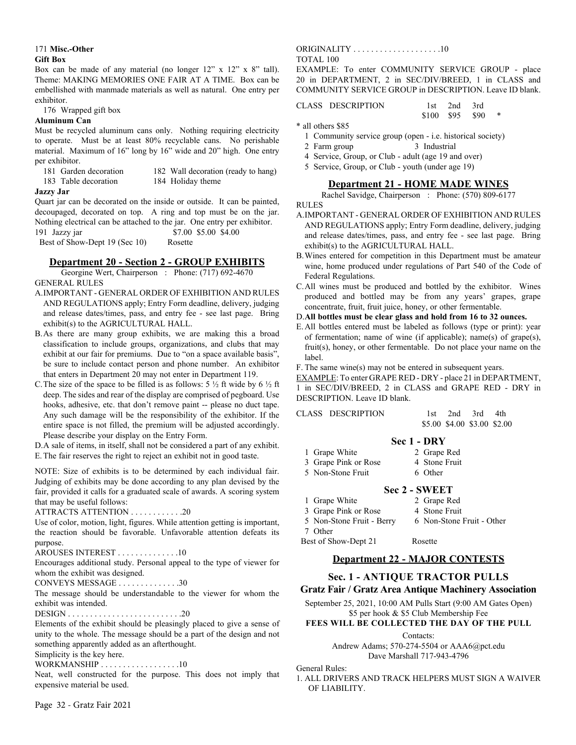171 **Misc.-Other**

**Gift Box**

Box can be made of any material (no longer 12" x 12" x 8" tall). Theme: MAKING MEMORIES ONE FAIR AT A TIME. Box can be embellished with manmade materials as well as natural. One entry per exhibitor.

176 Wrapped gift box

**Aluminum Can**

Must be recycled aluminum cans only. Nothing requiring electricity to operate. Must be at least 80% recyclable cans. No perishable material. Maximum of 16" long by 16" wide and 20" high. One entry per exhibitor.

181 Garden decoration
182 Wall decoration (ready to hang)
183 Table decoration
184 Holiday theme

**Jazzy Jar**

Quart jar can be decorated on the inside or outside. It can be painted, decoupaged, decorated on top. A ring and top must be on the jar. Nothing electrical can be attached to the jar. One entry per exhibitor.

191 Jazzy jar $7.00 $5.00 $4.00

Best of Show-Dept 19 (Sec 10) Rosette

## Department 20 - Section 2 - GROUP EXHIBITS

Georgine Wert, Chairperson : Phone: (717) 692-4670

GENERAL RULES

A. IMPORTANT - GENERAL ORDER OF EXHIBITION AND RULES AND REGULATIONS apply; Entry Form deadline, delivery, judging and release dates/times, pass, and entry fee - see last page. Bring exhibit(s) to the AGRICULTURAL HALL.

B. As there are many group exhibits, we are making this a broad classification to include groups, organizations, and clubs that may exhibit at our fair for premiums. Due to "on a space available basis", be sure to include contact person and phone number. An exhibitor that enters in Department 20 may not enter in Department 119.

C. The size of the space to be filled is as follows: 5 ½ ft wide by 6 ½ ft deep. The sides and rear of the display are comprised of pegboard. Use hooks, adhesive, etc. that don't remove paint -- please no duct tape. Any such damage will be the responsibility of the exhibitor. If the entire space is not filled, the premium will be adjusted accordingly. Please describe your display on the Entry Form.

D. A sale of items, in itself, shall not be considered a part of any exhibit.

E. The fair reserves the right to reject an exhibit not in good taste.

NOTE: Size of exhibits is to be determined by each individual fair. Judging of exhibits may be done according to any plan devised by the fair, provided it calls for a graduated scale of awards. A scoring system that may be useful follows:

ATTRACTS ATTENTION . . . . . . . . . . . .20

Use of color, motion, light, figures. While attention getting is important, the reaction should be favorable. Unfavorable attention defeats its purpose.

AROUSES INTEREST . . . . . . . . . . . . . .10

Encourages additional study. Personal appeal to the type of viewer for whom the exhibit was designed.

CONVEYS MESSAGE . . . . . . . . . . . . . .30

The message should be understandable to the viewer for whom the exhibit was intended.

DESIGN . . . . . . . . . . . . . . . . . . . . . . . . . .20

Elements of the exhibit should be pleasingly placed to give a sense of unity to the whole. The message should be a part of the design and not something apparently added as an afterthought.

Simplicity is the key here.

WORKMANSHIP . . . . . . . . . . . . . . . . . .10

Neat, well constructed for the purpose. This does not imply that expensive material be used.

ORIGINALITY . . . . . . . . . . . . . . . . . . . .10

TOTAL 100

EXAMPLE: To enter COMMUNITY SERVICE GROUP - place 20 in DEPARTMENT, 2 in SEC/DIV/BREED, 1 in CLASS and COMMUNITY SERVICE GROUP in DESCRIPTION. Leave ID blank.

| CLASS DESCRIPTION | 1st | 2nd | 3rd | |
|---|---|---|---|---|
| | $100 | $95 | $90 | * |

* all others $85

1 Community service group (open - i.e. historical society)
2 Farm group
3 Industrial
4 Service, Group, or Club - adult (age 19 and over)
5 Service, Group, or Club - youth (under age 19)

## Department 21 - HOME MADE WINES

Rachel Savidge, Chairperson : Phone: (570) 809-6177

RULES

A. IMPORTANT - GENERAL ORDER OF EXHIBITION AND RULES AND REGULATIONS apply; Entry Form deadline, delivery, judging and release dates/times, pass, and entry fee - see last page. Bring exhibit(s) to the AGRICULTURAL HALL.

B. Wines entered for competition in this Department must be amateur wine, home produced under regulations of Part 540 of the Code of Federal Regulations.

C. All wines must be produced and bottled by the exhibitor. Wines produced and bottled may be from any years' grapes, grape concentrate, fruit, fruit juice, honey, or other fermentable.

D. **All bottles must be clear glass and hold from 16 to 32 ounces.**

E. All bottles entered must be labeled as follows (type or print): year of fermentation; name of wine (if applicable); name(s) of grape(s), fruit(s), honey, or other fermentable. Do not place your name on the label.

F. The same wine(s) may not be entered in subsequent years.

EXAMPLE: To enter GRAPE RED - DRY - place 21 in DEPARTMENT, 1 in SEC/DIV/BREED, 2 in CLASS and GRAPE RED - DRY in DESCRIPTION. Leave ID blank.

| CLASS DESCRIPTION | 1st | 2nd | 3rd | 4th |
|---|---|---|---|---|
| | $5.00 | $4.00 | $3.00 | $2.00 |

### Sec 1 - DRY

1 Grape White
2 Grape Red
3 Grape Pink or Rose
4 Stone Fruit
5 Non-Stone Fruit
6 Other

### Sec 2 - SWEET

1 Grape White
2 Grape Red
3 Grape Pink or Rose
4 Stone Fruit
5 Non-Stone Fruit - Berry
6 Non-Stone Fruit - Other
7 Other

Best of Show-Dept 21 Rosette

## Department 22 - MAJOR CONTESTS

### Sec. 1 - ANTIQUE TRACTOR PULLS

### Gratz Fair / Gratz Area Antique Machinery Association

September 25, 2021, 10:00 AM Pulls Start (9:00 AM Gates Open)
$5 per hook & $5 Club Membership Fee

**FEES WILL BE COLLECTED THE DAY OF THE PULL**

Contacts:
Andrew Adams; 570-274-5504 or AAA6@pct.edu
Dave Marshall 717-943-4796

General Rules:

1. ALL DRIVERS AND TRACK HELPERS MUST SIGN A WAIVER OF LIABILITY.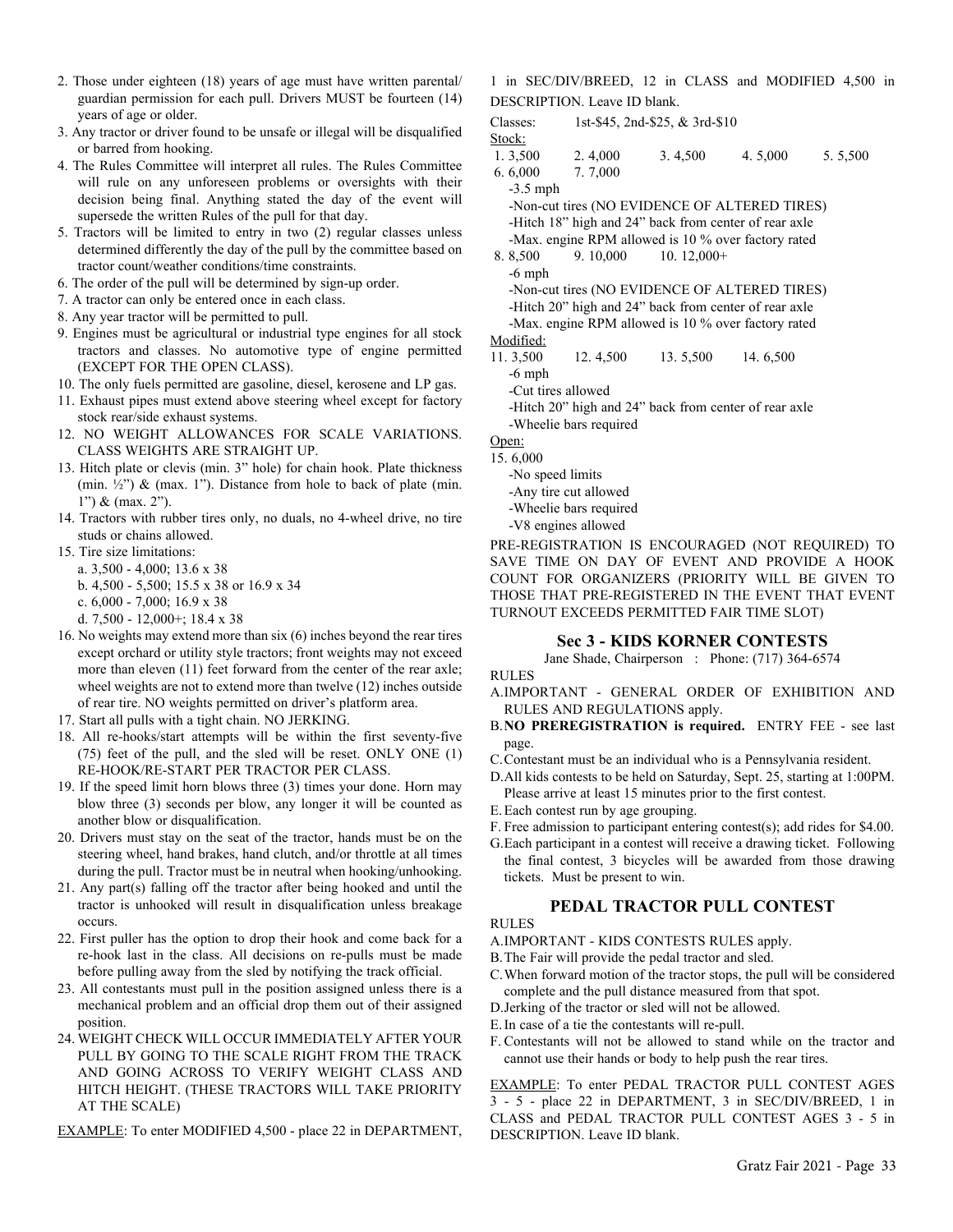2. Those under eighteen (18) years of age must have written parental/guardian permission for each pull. Drivers MUST be fourteen (14) years of age or older.
3. Any tractor or driver found to be unsafe or illegal will be disqualified or barred from hooking.
4. The Rules Committee will interpret all rules. The Rules Committee will rule on any unforeseen problems or oversights with their decision being final. Anything stated the day of the event will supersede the written Rules of the pull for that day.
5. Tractors will be limited to entry in two (2) regular classes unless determined differently the day of the pull by the committee based on tractor count/weather conditions/time constraints.
6. The order of the pull will be determined by sign-up order.
7. A tractor can only be entered once in each class.
8. Any year tractor will be permitted to pull.
9. Engines must be agricultural or industrial type engines for all stock tractors and classes. No automotive type of engine permitted (EXCEPT FOR THE OPEN CLASS).
10. The only fuels permitted are gasoline, diesel, kerosene and LP gas.
11. Exhaust pipes must extend above steering wheel except for factory stock rear/side exhaust systems.
12. NO WEIGHT ALLOWANCES FOR SCALE VARIATIONS. CLASS WEIGHTS ARE STRAIGHT UP.
13. Hitch plate or clevis (min. 3" hole) for chain hook. Plate thickness (min. ½") & (max. 1"). Distance from hole to back of plate (min. 1") & (max. 2").
14. Tractors with rubber tires only, no duals, no 4-wheel drive, no tire studs or chains allowed.
15. Tire size limitations:
    a. 3,500 - 4,000; 13.6 x 38
    b. 4,500 - 5,500; 15.5 x 38 or 16.9 x 34
    c. 6,000 - 7,000; 16.9 x 38
    d. 7,500 - 12,000+; 18.4 x 38
16. No weights may extend more than six (6) inches beyond the rear tires except orchard or utility style tractors; front weights may not exceed more than eleven (11) feet forward from the center of the rear axle; wheel weights are not to extend more than twelve (12) inches outside of rear tire. NO weights permitted on driver's platform area.
17. Start all pulls with a tight chain. NO JERKING.
18. All re-hooks/start attempts will be within the first seventy-five (75) feet of the pull, and the sled will be reset. ONLY ONE (1) RE-HOOK/RE-START PER TRACTOR PER CLASS.
19. If the speed limit horn blows three (3) times your done. Horn may blow three (3) seconds per blow, any longer it will be counted as another blow or disqualification.
20. Drivers must stay on the seat of the tractor, hands must be on the steering wheel, hand brakes, hand clutch, and/or throttle at all times during the pull. Tractor must be in neutral when hooking/unhooking.
21. Any part(s) falling off the tractor after being hooked and until the tractor is unhooked will result in disqualification unless breakage occurs.
22. First puller has the option to drop their hook and come back for a re-hook last in the class. All decisions on re-pulls must be made before pulling away from the sled by notifying the track official.
23. All contestants must pull in the position assigned unless there is a mechanical problem and an official drop them out of their assigned position.
24. WEIGHT CHECK WILL OCCUR IMMEDIATELY AFTER YOUR PULL BY GOING TO THE SCALE RIGHT FROM THE TRACK AND GOING ACROSS TO VERIFY WEIGHT CLASS AND HITCH HEIGHT. (THESE TRACTORS WILL TAKE PRIORITY AT THE SCALE)

EXAMPLE: To enter MODIFIED 4,500 - place 22 in DEPARTMENT, 1 in SEC/DIV/BREED, 12 in CLASS and MODIFIED 4,500 in DESCRIPTION. Leave ID blank.

Classes: 1st-$45, 2nd-$25, & 3rd-$10

Stock:

1. 3,500 2. 4,000 3. 4,500 4. 5,000 5. 5,500
6. 6,000 7. 7,000

- -3.5 mph
- -Non-cut tires (NO EVIDENCE OF ALTERED TIRES)
- -Hitch 18" high and 24" back from center of rear axle
- -Max. engine RPM allowed is 10 % over factory rated

8. 8,500 9. 10,000 10. 12,000+

- -6 mph
- -Non-cut tires (NO EVIDENCE OF ALTERED TIRES)
- -Hitch 20" high and 24" back from center of rear axle
- -Max. engine RPM allowed is 10 % over factory rated

Modified:

11. 3,500 12. 4,500 13. 5,500 14. 6,500

- -6 mph
- -Cut tires allowed
- -Hitch 20" high and 24" back from center of rear axle
- -Wheelie bars required

Open:

15. 6,000

- -No speed limits
- -Any tire cut allowed
- -Wheelie bars required
- -V8 engines allowed

PRE-REGISTRATION IS ENCOURAGED (NOT REQUIRED) TO SAVE TIME ON DAY OF EVENT AND PROVIDE A HOOK COUNT FOR ORGANIZERS (PRIORITY WILL BE GIVEN TO THOSE THAT PRE-REGISTERED IN THE EVENT THAT EVENT TURNOUT EXCEEDS PERMITTED FAIR TIME SLOT)

## Sec 3 - KIDS KORNER CONTESTS

Jane Shade, Chairperson : Phone: (717) 364-6574

RULES

A. IMPORTANT - GENERAL ORDER OF EXHIBITION AND RULES AND REGULATIONS apply.
B. **NO PREREGISTRATION is required.** ENTRY FEE - see last page.
C. Contestant must be an individual who is a Pennsylvania resident.
D. All kids contests to be held on Saturday, Sept. 25, starting at 1:00PM. Please arrive at least 15 minutes prior to the first contest.
E. Each contest run by age grouping.
F. Free admission to participant entering contest(s); add rides for $4.00.
G. Each participant in a contest will receive a drawing ticket. Following the final contest, 3 bicycles will be awarded from those drawing tickets. Must be present to win.

## PEDAL TRACTOR PULL CONTEST

RULES

A. IMPORTANT - KIDS CONTESTS RULES apply.
B. The Fair will provide the pedal tractor and sled.
C. When forward motion of the tractor stops, the pull will be considered complete and the pull distance measured from that spot.
D. Jerking of the tractor or sled will not be allowed.
E. In case of a tie the contestants will re-pull.
F. Contestants will not be allowed to stand while on the tractor and cannot use their hands or body to help push the rear tires.

EXAMPLE: To enter PEDAL TRACTOR PULL CONTEST AGES 3 - 5 - place 22 in DEPARTMENT, 3 in SEC/DIV/BREED, 1 in CLASS and PEDAL TRACTOR PULL CONTEST AGES 3 - 5 in DESCRIPTION. Leave ID blank.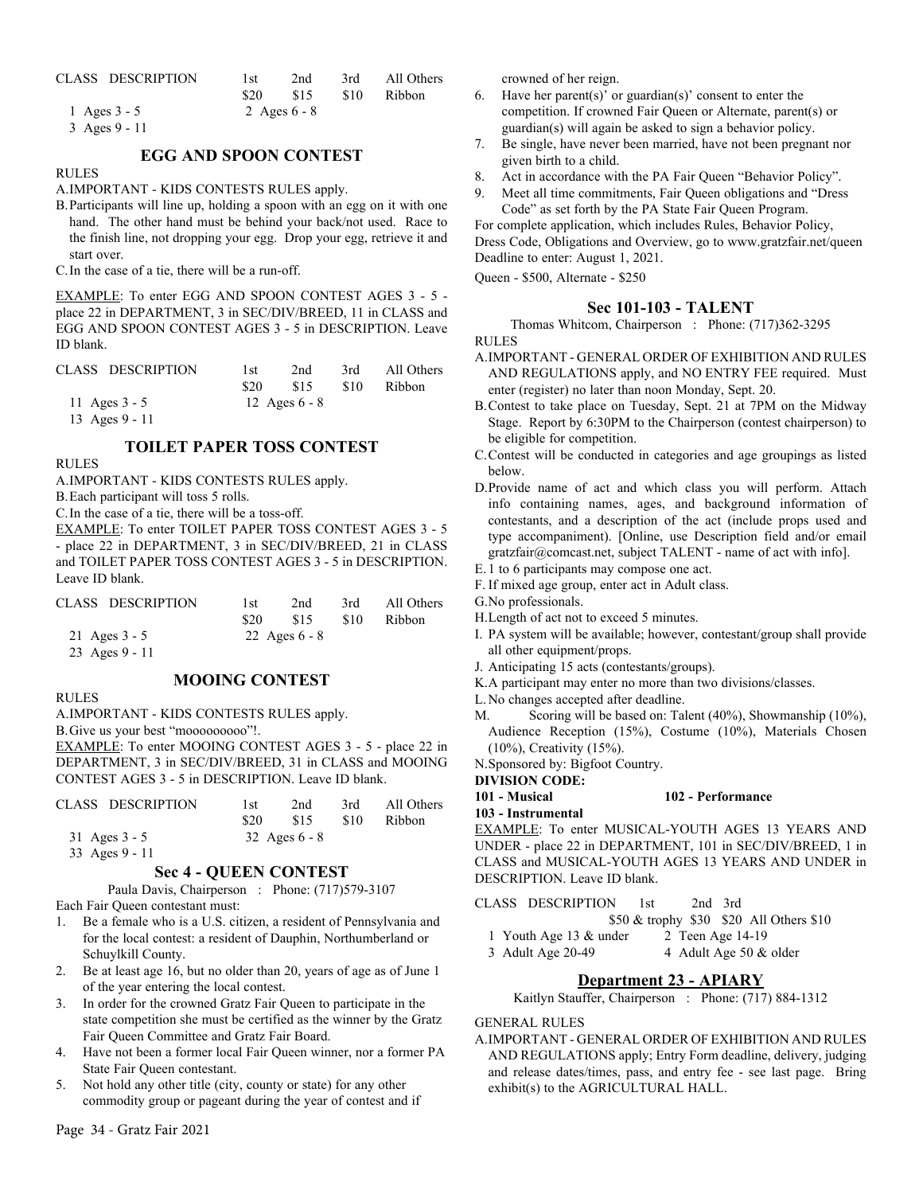| CLASS | DESCRIPTION | 1st | 2nd | 3rd | All Others |
|---|---|---|---|---|---|
| | | $20 | $15 | $10 | Ribbon |

1 Ages 3 - 5
2 Ages 6 - 8
3 Ages 9 - 11

## EGG AND SPOON CONTEST

RULES

A. IMPORTANT - KIDS CONTESTS RULES apply.

B. Participants will line up, holding a spoon with an egg on it with one hand. The other hand must be behind your back/not used. Race to the finish line, not dropping your egg. Drop your egg, retrieve it and start over.

C. In the case of a tie, there will be a run-off.

EXAMPLE: To enter EGG AND SPOON CONTEST AGES 3 - 5 - place 22 in DEPARTMENT, 3 in SEC/DIV/BREED, 11 in CLASS and EGG AND SPOON CONTEST AGES 3 - 5 in DESCRIPTION. Leave ID blank.

| CLASS | DESCRIPTION | 1st | 2nd | 3rd | All Others |
|---|---|---|---|---|---|
| | | $20 | $15 | $10 | Ribbon |

11 Ages 3 - 5
12 Ages 6 - 8
13 Ages 9 - 11

## TOILET PAPER TOSS CONTEST

RULES

A. IMPORTANT - KIDS CONTESTS RULES apply.

B. Each participant will toss 5 rolls.

C. In the case of a tie, there will be a toss-off.

EXAMPLE: To enter TOILET PAPER TOSS CONTEST AGES 3 - 5 - place 22 in DEPARTMENT, 3 in SEC/DIV/BREED, 21 in CLASS and TOILET PAPER TOSS CONTEST AGES 3 - 5 in DESCRIPTION. Leave ID blank.

| CLASS | DESCRIPTION | 1st | 2nd | 3rd | All Others |
|---|---|---|---|---|---|
| | | $20 | $15 | $10 | Ribbon |

21 Ages 3 - 5
22 Ages 6 - 8
23 Ages 9 - 11

## MOOING CONTEST

RULES

A. IMPORTANT - KIDS CONTESTS RULES apply.

B. Give us your best "mooooooooo"!.

EXAMPLE: To enter MOOING CONTEST AGES 3 - 5 - place 22 in DEPARTMENT, 3 in SEC/DIV/BREED, 31 in CLASS and MOOING CONTEST AGES 3 - 5 in DESCRIPTION. Leave ID blank.

| CLASS | DESCRIPTION | 1st | 2nd | 3rd | All Others |
|---|---|---|---|---|---|
| | | $20 | $15 | $10 | Ribbon |

31 Ages 3 - 5
32 Ages 6 - 8
33 Ages 9 - 11

## Sec 4 - QUEEN CONTEST

Paula Davis, Chairperson : Phone: (717)579-3107

Each Fair Queen contestant must:

1. Be a female who is a U.S. citizen, a resident of Pennsylvania and for the local contest: a resident of Dauphin, Northumberland or Schuylkill County.
2. Be at least age 16, but no older than 20, years of age as of June 1 of the year entering the local contest.
3. In order for the crowned Gratz Fair Queen to participate in the state competition she must be certified as the winner by the Gratz Fair Queen Committee and Gratz Fair Board.
4. Have not been a former local Fair Queen winner, nor a former PA State Fair Queen contestant.
5. Not hold any other title (city, county or state) for any other commodity group or pageant during the year of contest and if crowned of her reign.
6. Have her parent(s)' or guardian(s)' consent to enter the competition. If crowned Fair Queen or Alternate, parent(s) or guardian(s) will again be asked to sign a behavior policy.
7. Be single, have never been married, have not been pregnant nor given birth to a child.
8. Act in accordance with the PA Fair Queen "Behavior Policy".
9. Meet all time commitments, Fair Queen obligations and "Dress Code" as set forth by the PA State Fair Queen Program.

For complete application, which includes Rules, Behavior Policy, Dress Code, Obligations and Overview, go to www.gratzfair.net/queen Deadline to enter: August 1, 2021.

Queen - $500, Alternate - $250

## Sec 101-103 - TALENT

Thomas Whitcom, Chairperson : Phone: (717)362-3295

RULES

A. IMPORTANT - GENERAL ORDER OF EXHIBITION AND RULES AND REGULATIONS apply, and NO ENTRY FEE required. Must enter (register) no later than noon Monday, Sept. 20.

B. Contest to take place on Tuesday, Sept. 21 at 7PM on the Midway Stage. Report by 6:30PM to the Chairperson (contest chairperson) to be eligible for competition.

C. Contest will be conducted in categories and age groupings as listed below.

D. Provide name of act and which class you will perform. Attach info containing names, ages, and background information of contestants, and a description of the act (include props used and type accompaniment). [Online, use Description field and/or email gratzfair@comcast.net, subject TALENT - name of act with info].

E. 1 to 6 participants may compose one act.

F. If mixed age group, enter act in Adult class.

G. No professionals.

H. Length of act not to exceed 5 minutes.

I. PA system will be available; however, contestant/group shall provide all other equipment/props.

J. Anticipating 15 acts (contestants/groups).

K. A participant may enter no more than two divisions/classes.

L. No changes accepted after deadline.

M. Scoring will be based on: Talent (40%), Showmanship (10%), Audience Reception (15%), Costume (10%), Materials Chosen (10%), Creativity (15%).

N. Sponsored by: Bigfoot Country.

**DIVISION CODE:**

**101 - Musical**
**102 - Performance**
**103 - Instrumental**

EXAMPLE: To enter MUSICAL-YOUTH AGES 13 YEARS AND UNDER - place 22 in DEPARTMENT, 101 in SEC/DIV/BREED, 1 in CLASS and MUSICAL-YOUTH AGES 13 YEARS AND UNDER in DESCRIPTION. Leave ID blank.

| CLASS | DESCRIPTION | 1st | 2nd | 3rd |
|---|---|---|---|---|
| | | $50 & trophy | $30 | $20 All Others $10 |

1 Youth Age 13 & under
2 Teen Age 14-19
3 Adult Age 20-49
4 Adult Age 50 & older

# Department 23 - APIARY

Kaitlyn Stauffer, Chairperson : Phone: (717) 884-1312

GENERAL RULES

A. IMPORTANT - GENERAL ORDER OF EXHIBITION AND RULES AND REGULATIONS apply; Entry Form deadline, delivery, judging and release dates/times, pass, and entry fee - see last page. Bring exhibit(s) to the AGRICULTURAL HALL.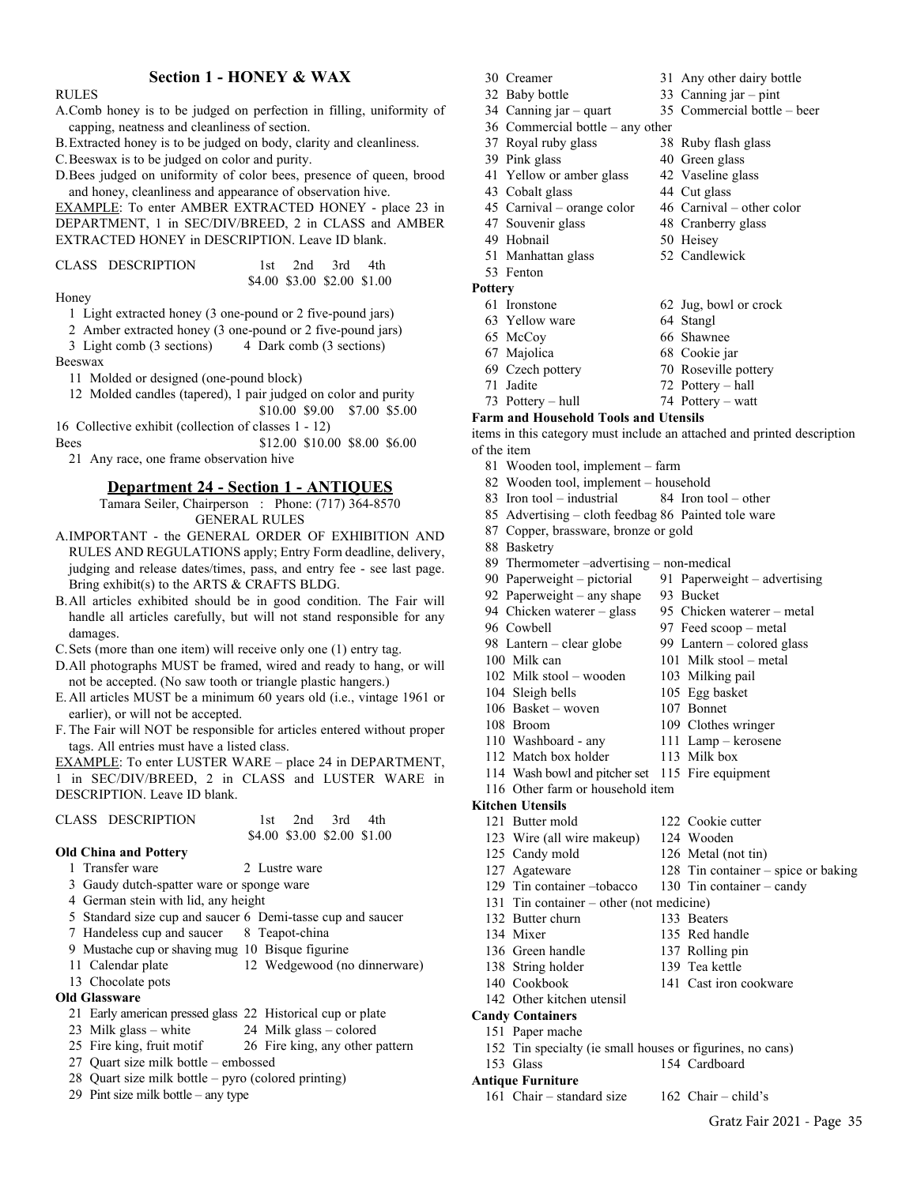## Section 1 - HONEY & WAX

RULES

A. Comb honey is to be judged on perfection in filling, uniformity of capping, neatness and cleanliness of section.
B. Extracted honey is to be judged on body, clarity and cleanliness.
C. Beeswax is to be judged on color and purity.
D. Bees judged on uniformity of color bees, presence of queen, brood and honey, cleanliness and appearance of observation hive.

EXAMPLE: To enter AMBER EXTRACTED HONEY - place 23 in DEPARTMENT, 1 in SEC/DIV/BREED, 2 in CLASS and AMBER EXTRACTED HONEY in DESCRIPTION. Leave ID blank.

| CLASS DESCRIPTION | 1st | 2nd | 3rd | 4th |
|---|---|---|---|---|
| | $4.00 | $3.00 | $2.00 | $1.00 |

Honey

1 Light extracted honey (3 one-pound or 2 five-pound jars)
2 Amber extracted honey (3 one-pound or 2 five-pound jars)
3 Light comb (3 sections)
4 Dark comb (3 sections)

Beeswax

11 Molded or designed (one-pound block)
12 Molded candles (tapered), 1 pair judged on color and purity

| | | | | |
|---|---|---|---|---|
| 16 Collective exhibit (collection of classes 1 - 12) | $10.00 | $9.00 | $7.00 | $5.00 |
| Bees | $12.00 | $10.00 | $8.00 | $6.00 |

21 Any race, one frame observation hive

## Department 24 - Section 1 - ANTIQUES

Tamara Seiler, Chairperson : Phone: (717) 364-8570

GENERAL RULES

A. IMPORTANT - the GENERAL ORDER OF EXHIBITION AND RULES AND REGULATIONS apply; Entry Form deadline, delivery, judging and release dates/times, pass, and entry fee - see last page. Bring exhibit(s) to the ARTS & CRAFTS BLDG.
B. All articles exhibited should be in good condition. The Fair will handle all articles carefully, but will not stand responsible for any damages.
C. Sets (more than one item) will receive only one (1) entry tag.
D. All photographs MUST be framed, wired and ready to hang, or will not be accepted. (No saw tooth or triangle plastic hangers.)
E. All articles MUST be a minimum 60 years old (i.e., vintage 1961 or earlier), or will not be accepted.
F. The Fair will NOT be responsible for articles entered without proper tags. All entries must have a listed class.

EXAMPLE: To enter LUSTER WARE – place 24 in DEPARTMENT, 1 in SEC/DIV/BREED, 2 in CLASS and LUSTER WARE in DESCRIPTION. Leave ID blank.

| CLASS DESCRIPTION | 1st | 2nd | 3rd | 4th |
|---|---|---|---|---|
| | $4.00 | $3.00 | $2.00 | $1.00 |

**Old China and Pottery**

1 Transfer ware
2 Lustre ware
3 Gaudy dutch-spatter ware or sponge ware
4 German stein with lid, any height
5 Standard size cup and saucer
6 Demi-tasse cup and saucer
7 Handeless cup and saucer
8 Teapot-china
9 Mustache cup or shaving mug
10 Bisque figurine
11 Calendar plate
12 Wedgewood (no dinnerware)
13 Chocolate pots

**Old Glassware**

21 Early american pressed glass
22 Historical cup or plate
23 Milk glass – white
24 Milk glass – colored
25 Fire king, fruit motif
26 Fire king, any other pattern
27 Quart size milk bottle – embossed
28 Quart size milk bottle – pyro (colored printing)
29 Pint size milk bottle – any type
30 Creamer
31 Any other dairy bottle
32 Baby bottle
33 Canning jar – pint
34 Canning jar – quart
35 Commercial bottle – beer
36 Commercial bottle – any other
37 Royal ruby glass
38 Ruby flash glass
39 Pink glass
40 Green glass
41 Yellow or amber glass
42 Vaseline glass
43 Cobalt glass
44 Cut glass
45 Carnival – orange color
46 Carnival – other color
47 Souvenir glass
48 Cranberry glass
49 Hobnail
50 Heisey
51 Manhattan glass
52 Candlewick
53 Fenton

**Pottery**

61 Ironstone
62 Jug, bowl or crock
63 Yellow ware
64 Stangl
65 McCoy
66 Shawnee
67 Majolica
68 Cookie jar
69 Czech pottery
70 Roseville pottery
71 Jadite
72 Pottery – hall
73 Pottery – hull
74 Pottery – watt

**Farm and Household Tools and Utensils**

items in this category must include an attached and printed description of the item

81 Wooden tool, implement – farm
82 Wooden tool, implement – household
83 Iron tool – industrial
84 Iron tool – other
85 Advertising – cloth feedbag
86 Painted tole ware
87 Copper, brassware, bronze or gold
88 Basketry
89 Thermometer –advertising – non-medical
90 Paperweight – pictorial
91 Paperweight – advertising
92 Paperweight – any shape
93 Bucket
94 Chicken waterer – glass
95 Chicken waterer – metal
96 Cowbell
97 Feed scoop – metal
98 Lantern – clear globe
99 Lantern – colored glass
100 Milk can
101 Milk stool – metal
102 Milk stool – wooden
103 Milking pail
104 Sleigh bells
105 Egg basket
106 Basket – woven
107 Bonnet
108 Broom
109 Clothes wringer
110 Washboard - any
111 Lamp – kerosene
112 Match box holder
113 Milk box
114 Wash bowl and pitcher set
115 Fire equipment
116 Other farm or household item

**Kitchen Utensils**

121 Butter mold
122 Cookie cutter
123 Wire (all wire makeup)
124 Wooden
125 Candy mold
126 Metal (not tin)
127 Agateware
128 Tin container – spice or baking
129 Tin container –tobacco
130 Tin container – candy
131 Tin container – other (not medicine)
132 Butter churn
133 Beaters
134 Mixer
135 Red handle
136 Green handle
137 Rolling pin
138 String holder
139 Tea kettle
140 Cookbook
141 Cast iron cookware
142 Other kitchen utensil

**Candy Containers**

151 Paper mache
152 Tin specialty (ie small houses or figurines, no cans)
153 Glass
154 Cardboard

**Antique Furniture**

161 Chair – standard size
162 Chair – child's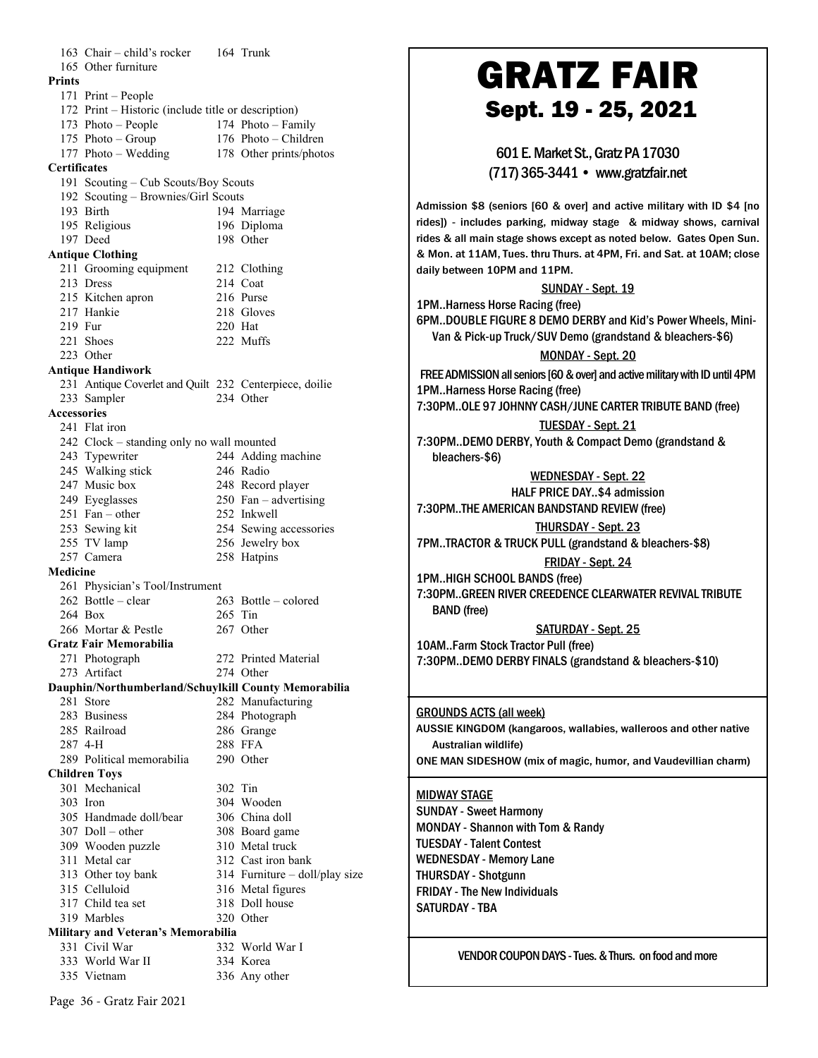163 Chair – child's rocker
164 Trunk
165 Other furniture

**Prints**

171 Print – People
172 Print – Historic (include title or description)
173 Photo – People
174 Photo – Family
175 Photo – Group
176 Photo – Children
177 Photo – Wedding
178 Other prints/photos

**Certificates**

191 Scouting – Cub Scouts/Boy Scouts
192 Scouting – Brownies/Girl Scouts
193 Birth
194 Marriage
195 Religious
196 Diploma
197 Deed
198 Other

**Antique Clothing**

211 Grooming equipment
212 Clothing
213 Dress
214 Coat
215 Kitchen apron
216 Purse
217 Hankie
218 Gloves
219 Fur
220 Hat
221 Shoes
222 Muffs
223 Other

**Antique Handiwork**

231 Antique Coverlet and Quilt
232 Centerpiece, doilie
233 Sampler
234 Other

**Accessories**

241 Flat iron
242 Clock – standing only no wall mounted
243 Typewriter
244 Adding machine
245 Walking stick
246 Radio
247 Music box
248 Record player
249 Eyeglasses
250 Fan – advertising
251 Fan – other
252 Inkwell
253 Sewing kit
254 Sewing accessories
255 TV lamp
256 Jewelry box
257 Camera
258 Hatpins

**Medicine**

261 Physician's Tool/Instrument
262 Bottle – clear
263 Bottle – colored
264 Box
265 Tin
266 Mortar & Pestle
267 Other

**Gratz Fair Memorabilia**

271 Photograph
272 Printed Material
273 Artifact
274 Other

**Dauphin/Northumberland/Schuylkill County Memorabilia**

281 Store
282 Manufacturing
283 Business
284 Photograph
285 Railroad
286 Grange
287 4-H
288 FFA
289 Political memorabilia
290 Other

**Children Toys**

301 Mechanical
302 Tin
303 Iron
304 Wooden
305 Handmade doll/bear
306 China doll
307 Doll – other
308 Board game
309 Wooden puzzle
310 Metal truck
311 Metal car
312 Cast iron bank
313 Other toy bank
314 Furniture – doll/play size
315 Celluloid
316 Metal figures
317 Child tea set
318 Doll house
319 Marbles
320 Other

**Military and Veteran's Memorabilia**

331 Civil War
332 World War I
333 World War II
334 Korea
335 Vietnam
336 Any other

# GRATZ FAIR

## Sept. 19 - 25, 2021

601 E. Market St., Gratz PA 17030
(717) 365-3441 • www.gratzfair.net

**Admission $8 (seniors [60 & over] and active military with ID $4 [no rides]) - includes parking, midway stage & midway shows, carnival rides & all main stage shows except as noted below. Gates Open Sun. & Mon. at 11AM, Tues. thru Thurs. at 4PM, Fri. and Sat. at 10AM; close daily between 10PM and 11PM.**

**SUNDAY - Sept. 19**

1PM..Harness Horse Racing (free)
6PM..DOUBLE FIGURE 8 DEMO DERBY and Kid's Power Wheels, Mini-Van & Pick-up Truck/SUV Demo (grandstand & bleachers-$6)

**MONDAY - Sept. 20**

FREE ADMISSION all seniors [60 & over] and active military with ID until 4PM
1PM..Harness Horse Racing (free)
7:30PM..OLE 97 JOHNNY CASH/JUNE CARTER TRIBUTE BAND (free)

**TUESDAY - Sept. 21**

7:30PM..DEMO DERBY, Youth & Compact Demo (grandstand & bleachers-$6)

**WEDNESDAY - Sept. 22**

HALF PRICE DAY..$4 admission
7:30PM..THE AMERICAN BANDSTAND REVIEW (free)

**THURSDAY - Sept. 23**

7PM..TRACTOR & TRUCK PULL (grandstand & bleachers-$8)

**FRIDAY - Sept. 24**

1PM..HIGH SCHOOL BANDS (free)
7:30PM..GREEN RIVER CREEDENCE CLEARWATER REVIVAL TRIBUTE BAND (free)

**SATURDAY - Sept. 25**

10AM..Farm Stock Tractor Pull (free)
7:30PM..DEMO DERBY FINALS (grandstand & bleachers-$10)

**GROUNDS ACTS (all week)**

AUSSIE KINGDOM (kangaroos, wallabies, walleroos and other native Australian wildlife)
ONE MAN SIDESHOW (mix of magic, humor, and Vaudevillian charm)

**MIDWAY STAGE**

SUNDAY - Sweet Harmony
MONDAY - Shannon with Tom & Randy
TUESDAY - Talent Contest
WEDNESDAY - Memory Lane
THURSDAY - Shotgunn
FRIDAY - The New Individuals
SATURDAY - TBA

VENDOR COUPON DAYS - Tues. & Thurs. on food and more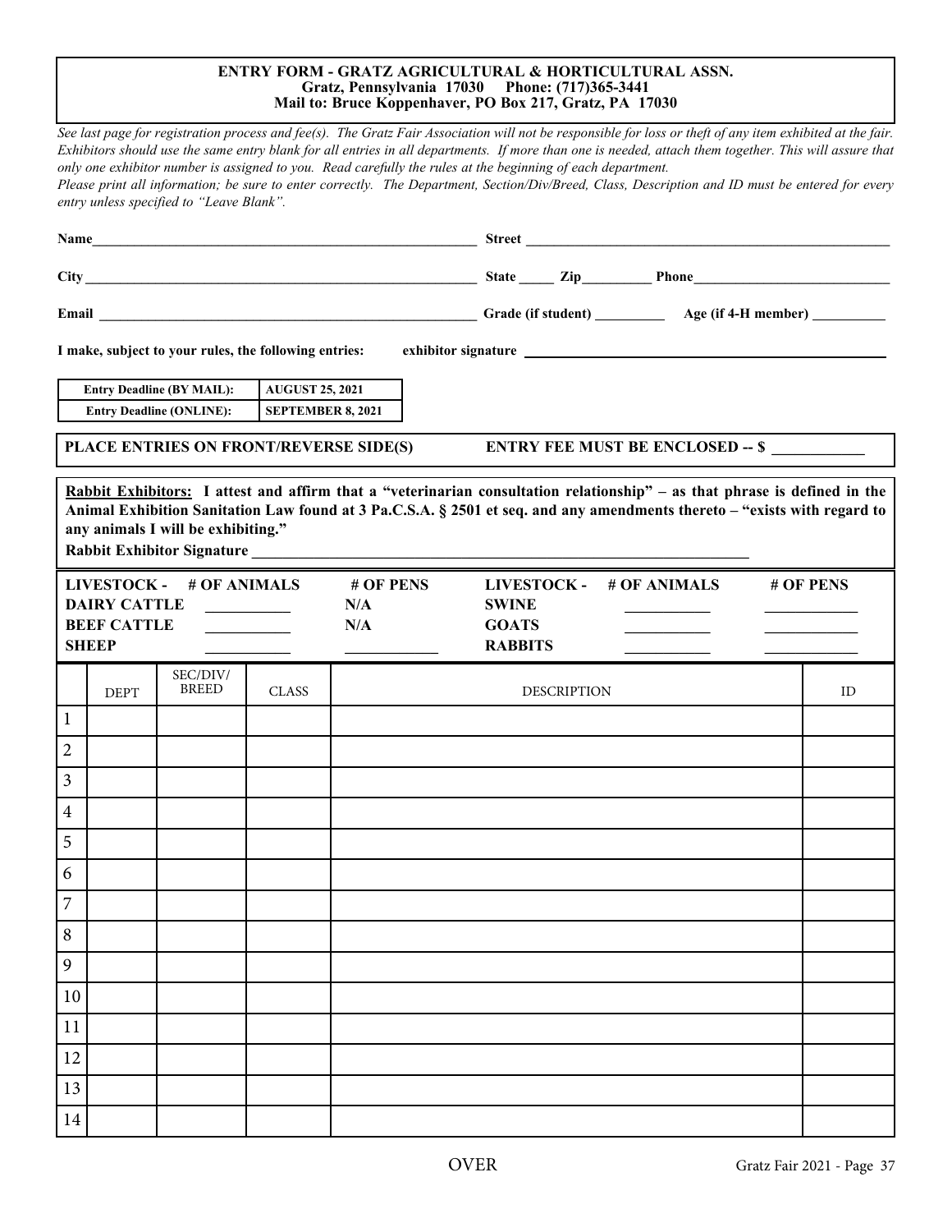**ENTRY FORM - GRATZ AGRICULTURAL & HORTICULTURAL ASSN.**
**Gratz, Pennsylvania 17030 Phone: (717)365-3441**
**Mail to: Bruce Koppenhaver, PO Box 217, Gratz, PA 17030**

*See last page for registration process and fee(s). The Gratz Fair Association will not be responsible for loss or theft of any item exhibited at the fair. Exhibitors should use the same entry blank for all entries in all departments. If more than one is needed, attach them together. This will assure that only one exhibitor number is assigned to you. Read carefully the rules at the beginning of each department.*
*Please print all information; be sure to enter correctly. The Department, Section/Div/Breed, Class, Description and ID must be entered for every entry unless specified to "Leave Blank".*

**Name**\_\_\_\_\_\_\_\_\_\_\_\_\_\_\_\_\_\_\_\_\_\_\_\_\_\_\_\_\_\_ **Street** \_\_\_\_\_\_\_\_\_\_\_\_\_\_\_\_\_\_\_\_\_\_\_\_\_\_\_\_\_\_

**City** \_\_\_\_\_\_\_\_\_\_\_\_\_\_\_\_\_\_\_\_\_\_\_\_\_\_\_\_\_\_ **State** \_\_\_\_\_ **Zip**\_\_\_\_\_\_\_\_\_ **Phone**\_\_\_\_\_\_\_\_\_\_\_\_\_\_\_\_\_\_\_\_

**Email** \_\_\_\_\_\_\_\_\_\_\_\_\_\_\_\_\_\_\_\_\_\_\_\_\_\_\_\_\_\_ **Grade (if student)** \_\_\_\_\_\_\_\_\_\_ **Age (if 4-H member)** \_\_\_\_\_\_\_\_\_\_

**I make, subject to your rules, the following entries:** **exhibitor signature** \_\_\_\_\_\_\_\_\_\_\_\_\_\_\_\_\_\_\_\_\_\_\_\_\_\_\_\_\_\_

| | |
|---|---|
| **Entry Deadline (BY MAIL):** | **AUGUST 25, 2021** |
| **Entry Deadline (ONLINE):** | **SEPTEMBER 8, 2021** |

**PLACE ENTRIES ON FRONT/REVERSE SIDE(S)** **ENTRY FEE MUST BE ENCLOSED -- $** \_\_\_\_\_\_\_\_\_\_\_\_

**Rabbit Exhibitors: I attest and affirm that a "veterinarian consultation relationship" – as that phrase is defined in the Animal Exhibition Sanitation Law found at 3 Pa.C.S.A. § 2501 et seq. and any amendments thereto – "exists with regard to any animals I will be exhibiting."**
**Rabbit Exhibitor Signature** \_\_\_\_\_\_\_\_\_\_\_\_\_\_\_\_\_\_\_\_\_\_\_\_\_\_\_\_\_\_

| LIVESTOCK - | # OF ANIMALS | # OF PENS | LIVESTOCK - | # OF ANIMALS | # OF PENS |
|---|---|---|---|---|---|
| DAIRY CATTLE | \_\_\_\_\_\_\_\_ | N/A | SWINE | \_\_\_\_\_\_\_\_ | \_\_\_\_\_\_\_\_ |
| BEEF CATTLE | \_\_\_\_\_\_\_\_ | N/A | GOATS | \_\_\_\_\_\_\_\_ | \_\_\_\_\_\_\_\_ |
| SHEEP | \_\_\_\_\_\_\_\_ | \_\_\_\_\_\_\_\_ | RABBITS | \_\_\_\_\_\_\_\_ | \_\_\_\_\_\_\_\_ |

| | DEPT | SEC/DIV/ BREED | CLASS | DESCRIPTION | ID |
|---|---|---|---|---|---|
| 1 | | | | | |
| 2 | | | | | |
| 3 | | | | | |
| 4 | | | | | |
| 5 | | | | | |
| 6 | | | | | |
| 7 | | | | | |
| 8 | | | | | |
| 9 | | | | | |
| 10 | | | | | |
| 11 | | | | | |
| 12 | | | | | |
| 13 | | | | | |
| 14 | | | | | |

OVER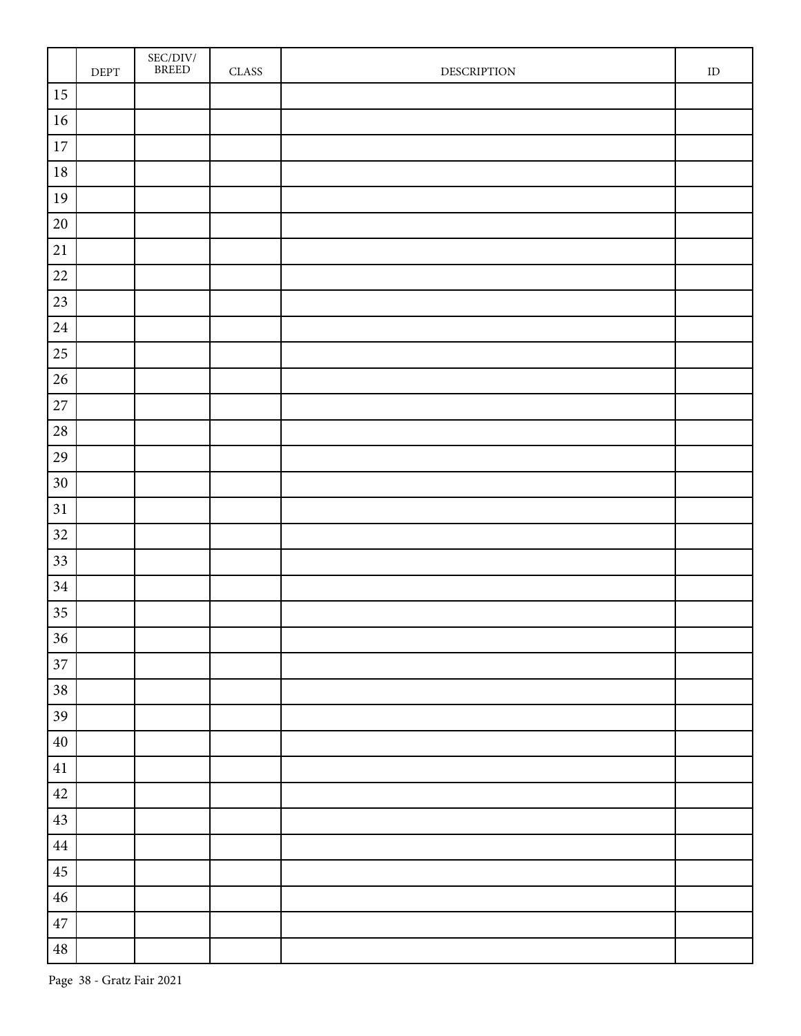| | DEPT | SEC/DIV/ BREED | CLASS | DESCRIPTION | ID |
|---|---|---|---|---|---|
| 15 | | | | | |
| 16 | | | | | |
| 17 | | | | | |
| 18 | | | | | |
| 19 | | | | | |
| 20 | | | | | |
| 21 | | | | | |
| 22 | | | | | |
| 23 | | | | | |
| 24 | | | | | |
| 25 | | | | | |
| 26 | | | | | |
| 27 | | | | | |
| 28 | | | | | |
| 29 | | | | | |
| 30 | | | | | |
| 31 | | | | | |
| 32 | | | | | |
| 33 | | | | | |
| 34 | | | | | |
| 35 | | | | | |
| 36 | | | | | |
| 37 | | | | | |
| 38 | | | | | |
| 39 | | | | | |
| 40 | | | | | |
| 41 | | | | | |
| 42 | | | | | |
| 43 | | | | | |
| 44 | | | | | |
| 45 | | | | | |
| 46 | | | | | |
| 47 | | | | | |
| 48 | | | | | |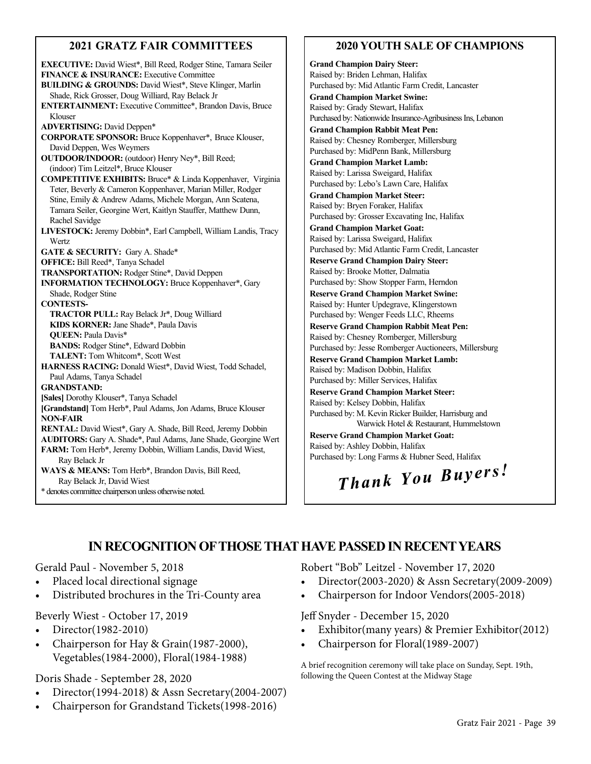## 2021 GRATZ FAIR COMMITTEES

**EXECUTIVE:** David Wiest*, Bill Reed, Rodger Stine, Tamara Seiler
**FINANCE & INSURANCE:** Executive Committee
**BUILDING & GROUNDS:** David Wiest*, Steve Klinger, Marlin Shade, Rick Grosser, Doug Williard, Ray Belack Jr
**ENTERTAINMENT:** Executive Committee*, Brandon Davis, Bruce Klouser
**ADVERTISING:** David Deppen*
**CORPORATE SPONSOR:** Bruce Koppenhaver*, Bruce Klouser, David Deppen, Wes Weymers
**OUTDOOR/INDOOR:** (outdoor) Henry Ney*, Bill Reed; (indoor) Tim Leitzel*, Bruce Klouser
**COMPETITIVE EXHIBITS:** Bruce* & Linda Koppenhaver, Virginia Teter, Beverly & Cameron Koppenhaver, Marian Miller, Rodger Stine, Emily & Andrew Adams, Michele Morgan, Ann Scatena, Tamara Seiler, Georgine Wert, Kaitlyn Stauffer, Matthew Dunn, Rachel Savidge
**LIVESTOCK:** Jeremy Dobbin*, Earl Campbell, William Landis, Tracy Wertz
**GATE & SECURITY:** Gary A. Shade*
**OFFICE:** Bill Reed*, Tanya Schadel
**TRANSPORTATION:** Rodger Stine*, David Deppen
**INFORMATION TECHNOLOGY:** Bruce Koppenhaver*, Gary Shade, Rodger Stine
**CONTESTS-**
- **TRACTOR PULL:** Ray Belack Jr*, Doug Williard
- **KIDS KORNER:** Jane Shade*, Paula Davis
- **QUEEN:** Paula Davis*
- **BANDS:** Rodger Stine*, Edward Dobbin
- **TALENT:** Tom Whitcom*, Scott West

**HARNESS RACING:** Donald Wiest*, David Wiest, Todd Schadel, Paul Adams, Tanya Schadel
**GRANDSTAND:**
**[Sales]** Dorothy Klouser*, Tanya Schadel
**[Grandstand]** Tom Herb*, Paul Adams, Jon Adams, Bruce Klouser
**NON-FAIR**
**RENTAL:** David Wiest*, Gary A. Shade, Bill Reed, Jeremy Dobbin
**AUDITORS:** Gary A. Shade*, Paul Adams, Jane Shade, Georgine Wert
**FARM:** Tom Herb*, Jeremy Dobbin, William Landis, David Wiest, Ray Belack Jr
**WAYS & MEANS:** Tom Herb*, Brandon Davis, Bill Reed, Ray Belack Jr, David Wiest

\* denotes committee chairperson unless otherwise noted.

## 2020 YOUTH SALE OF CHAMPIONS

**Grand Champion Dairy Steer:**
Raised by: Briden Lehman, Halifax
Purchased by: Mid Atlantic Farm Credit, Lancaster

**Grand Champion Market Swine:**
Raised by: Grady Stewart, Halifax
Purchased by: Nationwide Insurance-Agribusiness Ins, Lebanon

**Grand Champion Rabbit Meat Pen:**
Raised by: Chesney Romberger, Millersburg
Purchased by: MidPenn Bank, Millersburg

**Grand Champion Market Lamb:**
Raised by: Larissa Sweigard, Halifax
Purchased by: Lebo's Lawn Care, Halifax

**Grand Champion Market Steer:**
Raised by: Bryen Foraker, Halifax
Purchased by: Grosser Excavating Inc, Halifax

**Grand Champion Market Goat:**
Raised by: Larissa Sweigard, Halifax
Purchased by: Mid Atlantic Farm Credit, Lancaster

**Reserve Grand Champion Dairy Steer:**
Raised by: Brooke Motter, Dalmatia
Purchased by: Show Stopper Farm, Herndon

**Reserve Grand Champion Market Swine:**
Raised by: Hunter Updegrave, Klingerstown
Purchased by: Wenger Feeds LLC, Rheems

**Reserve Grand Champion Rabbit Meat Pen:**
Raised by: Chesney Romberger, Millersburg
Purchased by: Jesse Romberger Auctioneers, Millersburg

**Reserve Grand Champion Market Lamb:**
Raised by: Madison Dobbin, Halifax
Purchased by: Miller Services, Halifax

**Reserve Grand Champion Market Steer:**
Raised by: Kelsey Dobbin, Halifax
Purchased by: M. Kevin Ricker Builder, Harrisburg and Warwick Hotel & Restaurant, Hummelstown

**Reserve Grand Champion Market Goat:**
Raised by: Ashley Dobbin, Halifax
Purchased by: Long Farms & Hubner Seed, Halifax

***Thank You Buyers!***

## IN RECOGNITION OF THOSE THAT HAVE PASSED IN RECENT YEARS

Gerald Paul - November 5, 2018
- Placed local directional signage
- Distributed brochures in the Tri-County area

Beverly Wiest - October 17, 2019
- Director(1982-2010)
- Chairperson for Hay & Grain(1987-2000), Vegetables(1984-2000), Floral(1984-1988)

Doris Shade - September 28, 2020
- Director(1994-2018) & Assn Secretary(2004-2007)
- Chairperson for Grandstand Tickets(1998-2016)

Robert "Bob" Leitzel - November 17, 2020
- Director(2003-2020) & Assn Secretary(2009-2009)
- Chairperson for Indoor Vendors(2005-2018)

Jeff Snyder - December 15, 2020
- Exhibitor(many years) & Premier Exhibitor(2012)
- Chairperson for Floral(1989-2007)

A brief recognition ceremony will take place on Sunday, Sept. 19th, following the Queen Contest at the Midway Stage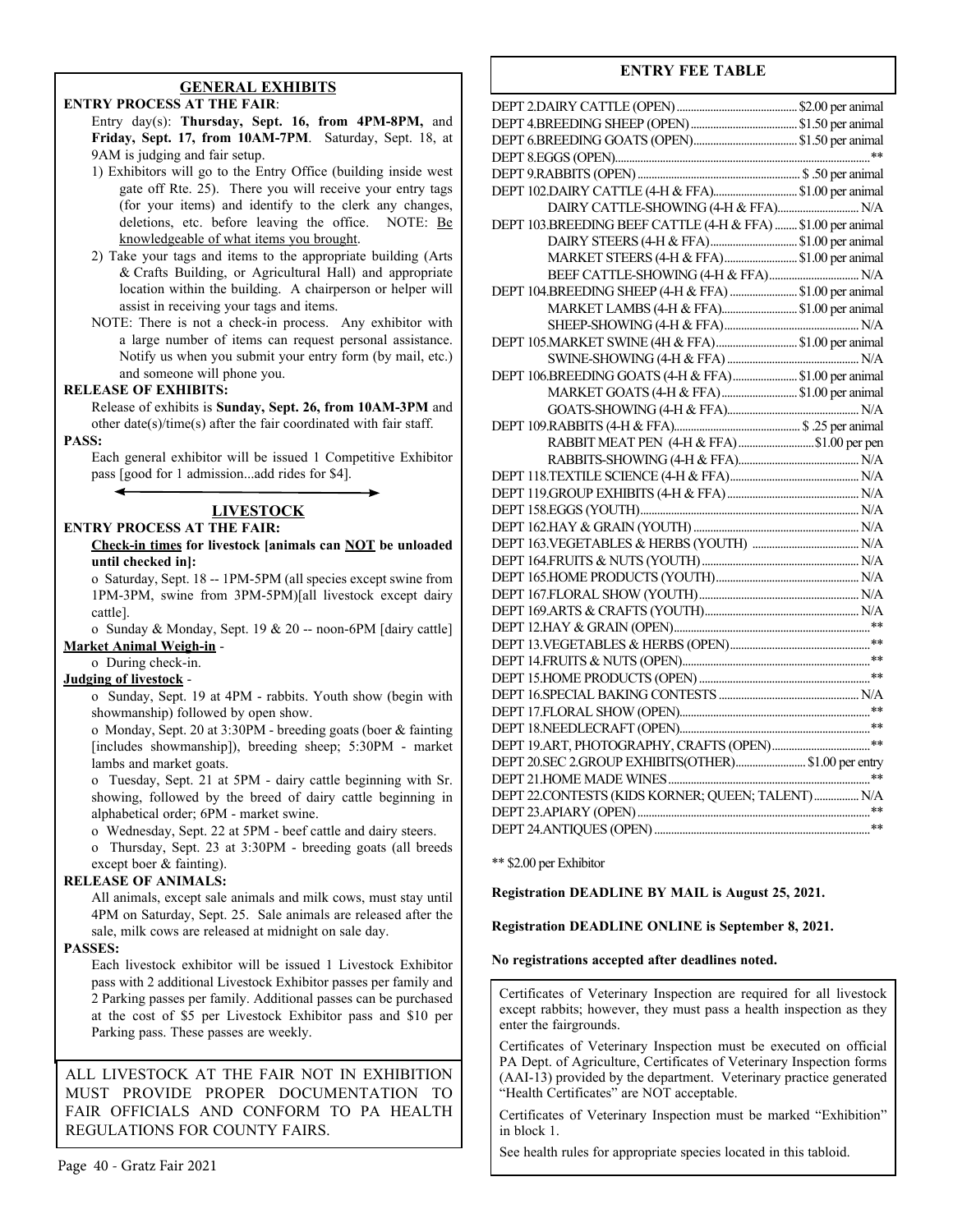## GENERAL EXHIBITS

**ENTRY PROCESS AT THE FAIR**:

Entry day(s): **Thursday, Sept. 16, from 4PM-8PM,** and **Friday, Sept. 17, from 10AM-7PM**. Saturday, Sept. 18, at 9AM is judging and fair setup.

1) Exhibitors will go to the Entry Office (building inside west gate off Rte. 25). There you will receive your entry tags (for your items) and identify to the clerk any changes, deletions, etc. before leaving the office. NOTE: Be knowledgeable of what items you brought.
2) Take your tags and items to the appropriate building (Arts & Crafts Building, or Agricultural Hall) and appropriate location within the building. A chairperson or helper will assist in receiving your tags and items.

NOTE: There is not a check-in process. Any exhibitor with a large number of items can request personal assistance. Notify us when you submit your entry form (by mail, etc.) and someone will phone you.

**RELEASE OF EXHIBITS:**

Release of exhibits is **Sunday, Sept. 26, from 10AM-3PM** and other date(s)/time(s) after the fair coordinated with fair staff.

**PASS:**

Each general exhibitor will be issued 1 Competitive Exhibitor pass [good for 1 admission...add rides for $4].

## LIVESTOCK

**ENTRY PROCESS AT THE FAIR:**

**Check-in times for livestock [animals can NOT be unloaded until checked in]:**

- Saturday, Sept. 18 -- 1PM-5PM (all species except swine from 1PM-3PM, swine from 3PM-5PM)[all livestock except dairy cattle].
- Sunday & Monday, Sept. 19 & 20 -- noon-6PM [dairy cattle]

**Market Animal Weigh-in** -

- During check-in.

**Judging of livestock** -

- Sunday, Sept. 19 at 4PM - rabbits. Youth show (begin with showmanship) followed by open show.
- Monday, Sept. 20 at 3:30PM - breeding goats (boer & fainting [includes showmanship]), breeding sheep; 5:30PM - market lambs and market goats.
- Tuesday, Sept. 21 at 5PM - dairy cattle beginning with Sr. showing, followed by the breed of dairy cattle beginning in alphabetical order; 6PM - market swine.
- Wednesday, Sept. 22 at 5PM - beef cattle and dairy steers.
- Thursday, Sept. 23 at 3:30PM - breeding goats (all breeds except boer & fainting).

**RELEASE OF ANIMALS:**

All animals, except sale animals and milk cows, must stay until 4PM on Saturday, Sept. 25. Sale animals are released after the sale, milk cows are released at midnight on sale day.

**PASSES:**

Each livestock exhibitor will be issued 1 Livestock Exhibitor pass with 2 additional Livestock Exhibitor passes per family and 2 Parking passes per family. Additional passes can be purchased at the cost of $5 per Livestock Exhibitor pass and $10 per Parking pass. These passes are weekly.

ALL LIVESTOCK AT THE FAIR NOT IN EXHIBITION MUST PROVIDE PROPER DOCUMENTATION TO FAIR OFFICIALS AND CONFORM TO PA HEALTH REGULATIONS FOR COUNTY FAIRS.

## ENTRY FEE TABLE

| | |
|---|---|
| DEPT 2.DAIRY CATTLE (OPEN) | $2.00 per animal |
| DEPT 4.BREEDING SHEEP (OPEN) | $1.50 per animal |
| DEPT 6.BREEDING GOATS (OPEN) | $1.50 per animal |
| DEPT 8.EGGS (OPEN) | ** |
| DEPT 9.RABBITS (OPEN) | $ .50 per animal |
| DEPT 102.DAIRY CATTLE (4-H & FFA) | $1.00 per animal |
| DAIRY CATTLE-SHOWING (4-H & FFA) | N/A |
| DEPT 103.BREEDING BEEF CATTLE (4-H & FFA) | $1.00 per animal |
| DAIRY STEERS (4-H & FFA) | $1.00 per animal |
| MARKET STEERS (4-H & FFA) | $1.00 per animal |
| BEEF CATTLE-SHOWING (4-H & FFA) | N/A |
| DEPT 104.BREEDING SHEEP (4-H & FFA) | $1.00 per animal |
| MARKET LAMBS (4-H & FFA) | $1.00 per animal |
| SHEEP-SHOWING (4-H & FFA) | N/A |
| DEPT 105.MARKET SWINE (4H & FFA) | $1.00 per animal |
| SWINE-SHOWING (4-H & FFA) | N/A |
| DEPT 106.BREEDING GOATS (4-H & FFA) | $1.00 per animal |
| MARKET GOATS (4-H & FFA) | $1.00 per animal |
| GOATS-SHOWING (4-H & FFA) | N/A |
| DEPT 109.RABBITS (4-H & FFA) | $ .25 per animal |
| RABBIT MEAT PEN (4-H & FFA) | $1.00 per pen |
| RABBITS-SHOWING (4-H & FFA) | N/A |
| DEPT 118.TEXTILE SCIENCE (4-H & FFA) | N/A |
| DEPT 119.GROUP EXHIBITS (4-H & FFA) | N/A |
| DEPT 158.EGGS (YOUTH) | N/A |
| DEPT 162.HAY & GRAIN (YOUTH) | N/A |
| DEPT 163.VEGETABLES & HERBS (YOUTH) | N/A |
| DEPT 164.FRUITS & NUTS (YOUTH) | N/A |
| DEPT 165.HOME PRODUCTS (YOUTH) | N/A |
| DEPT 167.FLORAL SHOW (YOUTH) | N/A |
| DEPT 169.ARTS & CRAFTS (YOUTH) | N/A |
| DEPT 12.HAY & GRAIN (OPEN) | ** |
| DEPT 13.VEGETABLES & HERBS (OPEN) | ** |
| DEPT 14.FRUITS & NUTS (OPEN) | ** |
| DEPT 15.HOME PRODUCTS (OPEN) | ** |
| DEPT 16.SPECIAL BAKING CONTESTS | N/A |
| DEPT 17.FLORAL SHOW (OPEN) | ** |
| DEPT 18.NEEDLECRAFT (OPEN) | ** |
| DEPT 19.ART, PHOTOGRAPHY, CRAFTS (OPEN) | ** |
| DEPT 20.SEC 2.GROUP EXHIBITS(OTHER) | $1.00 per entry |
| DEPT 21.HOME MADE WINES | ** |
| DEPT 22.CONTESTS (KIDS KORNER; QUEEN; TALENT) | N/A |
| DEPT 23.APIARY (OPEN) | ** |
| DEPT 24.ANTIQUES (OPEN) | ** |

** $2.00 per Exhibitor

**Registration DEADLINE BY MAIL is August 25, 2021.**

**Registration DEADLINE ONLINE is September 8, 2021.**

**No registrations accepted after deadlines noted.**

Certificates of Veterinary Inspection are required for all livestock except rabbits; however, they must pass a health inspection as they enter the fairgrounds.

Certificates of Veterinary Inspection must be executed on official PA Dept. of Agriculture, Certificates of Veterinary Inspection forms (AAI-13) provided by the department. Veterinary practice generated "Health Certificates" are NOT acceptable.

Certificates of Veterinary Inspection must be marked "Exhibition" in block 1.

See health rules for appropriate species located in this tabloid.